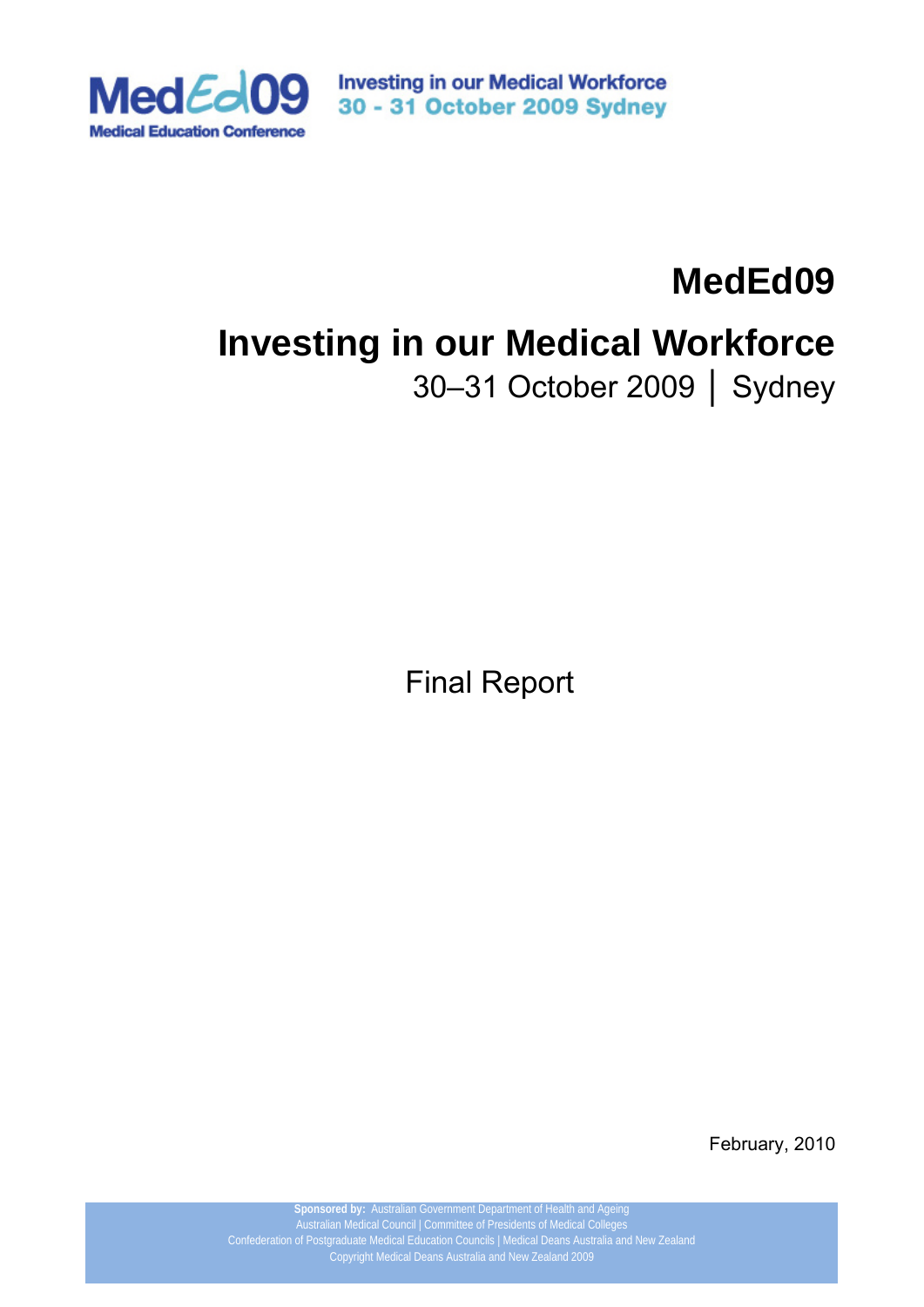MedEd09 Medical Education Conference

Investing in our Medical Workforce
30 - 31 October 2009 Sydney

# MedEd09

# Investing in our Medical Workforce

30–31 October 2009 | Sydney

Final Report

February, 2010

**Sponsored by:** Australian Government Department of Health and Ageing
Australian Medical Council | Committee of Presidents of Medical Colleges
Confederation of Postgraduate Medical Education Councils | Medical Deans Australia and New Zealand
Copyright Medical Deans Australia and New Zealand 2009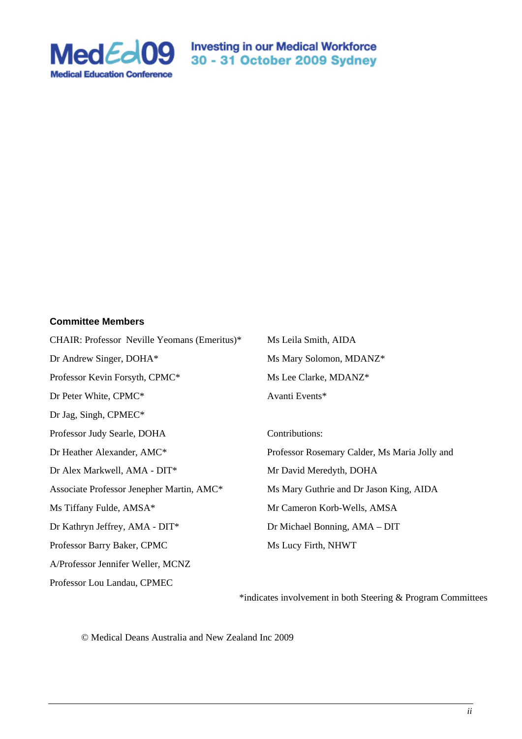**Committee Members**

CHAIR: Professor Neville Yeomans (Emeritus)*

Dr Andrew Singer, DOHA*

Professor Kevin Forsyth, CPMC*

Dr Peter White, CPMC*

Dr Jag, Singh, CPMEC*

Professor Judy Searle, DOHA

Dr Heather Alexander, AMC*

Dr Alex Markwell, AMA - DIT*

Associate Professor Jenepher Martin, AMC*

Ms Tiffany Fulde, AMSA*

Dr Kathryn Jeffrey, AMA - DIT*

Professor Barry Baker, CPMC

A/Professor Jennifer Weller, MCNZ

Professor Lou Landau, CPMEC

Ms Leila Smith, AIDA

Ms Mary Solomon, MDANZ*

Ms Lee Clarke, MDANZ*

Avanti Events*

Contributions:

Professor Rosemary Calder, Ms Maria Jolly and Mr David Meredyth, DOHA

Ms Mary Guthrie and Dr Jason King, AIDA

Mr Cameron Korb-Wells, AMSA

Dr Michael Bonning, AMA – DIT

Ms Lucy Firth, NHWT

*indicates involvement in both Steering & Program Committees

© Medical Deans Australia and New Zealand Inc 2009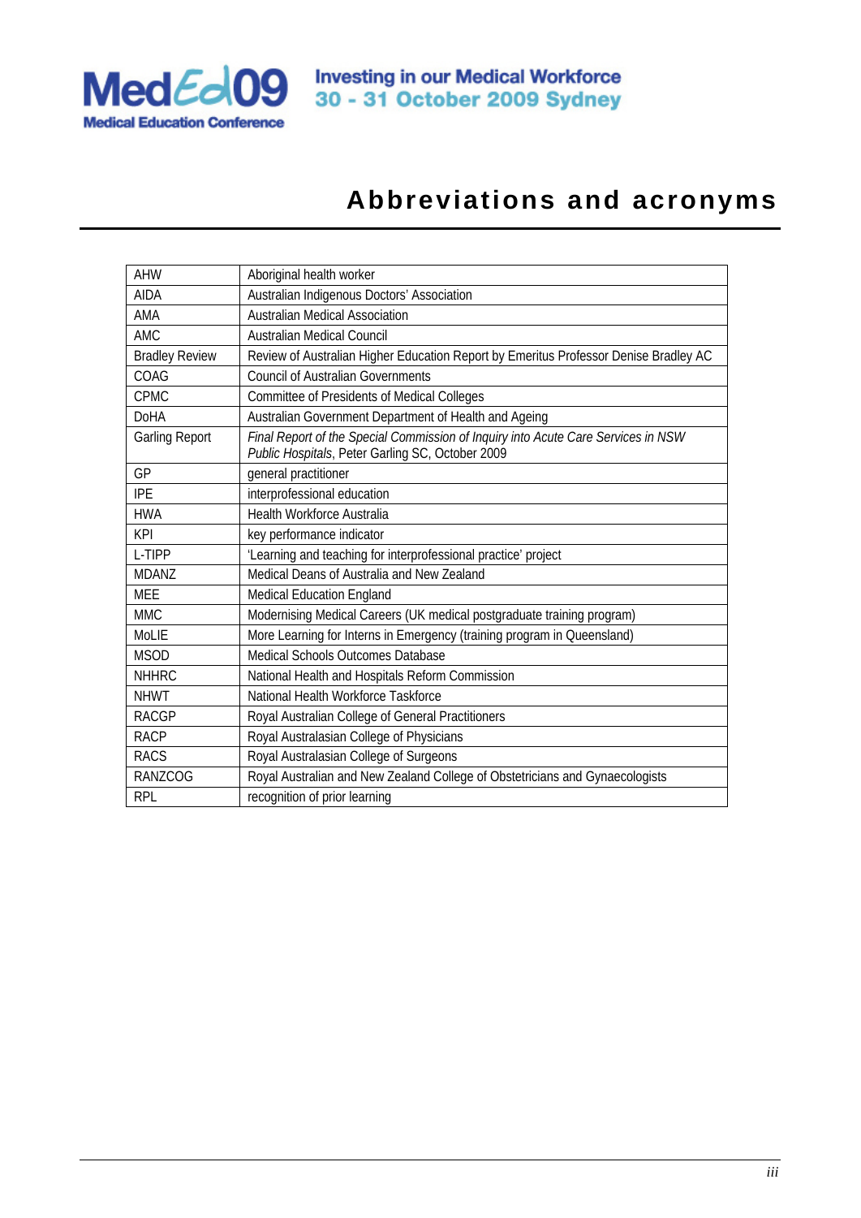# Abbreviations and acronyms

| | |
|---|---|
| AHW | Aboriginal health worker |
| AIDA | Australian Indigenous Doctors' Association |
| AMA | Australian Medical Association |
| AMC | Australian Medical Council |
| Bradley Review | Review of Australian Higher Education Report by Emeritus Professor Denise Bradley AC |
| COAG | Council of Australian Governments |
| CPMC | Committee of Presidents of Medical Colleges |
| DoHA | Australian Government Department of Health and Ageing |
| Garling Report | *Final Report of the Special Commission of Inquiry into Acute Care Services in NSW Public Hospitals*, Peter Garling SC, October 2009 |
| GP | general practitioner |
| IPE | interprofessional education |
| HWA | Health Workforce Australia |
| KPI | key performance indicator |
| L-TIPP | 'Learning and teaching for interprofessional practice' project |
| MDANZ | Medical Deans of Australia and New Zealand |
| MEE | Medical Education England |
| MMC | Modernising Medical Careers (UK medical postgraduate training program) |
| MoLIE | More Learning for Interns in Emergency (training program in Queensland) |
| MSOD | Medical Schools Outcomes Database |
| NHHRC | National Health and Hospitals Reform Commission |
| NHWT | National Health Workforce Taskforce |
| RACGP | Royal Australian College of General Practitioners |
| RACP | Royal Australasian College of Physicians |
| RACS | Royal Australasian College of Surgeons |
| RANZCOG | Royal Australian and New Zealand College of Obstetricians and Gynaecologists |
| RPL | recognition of prior learning |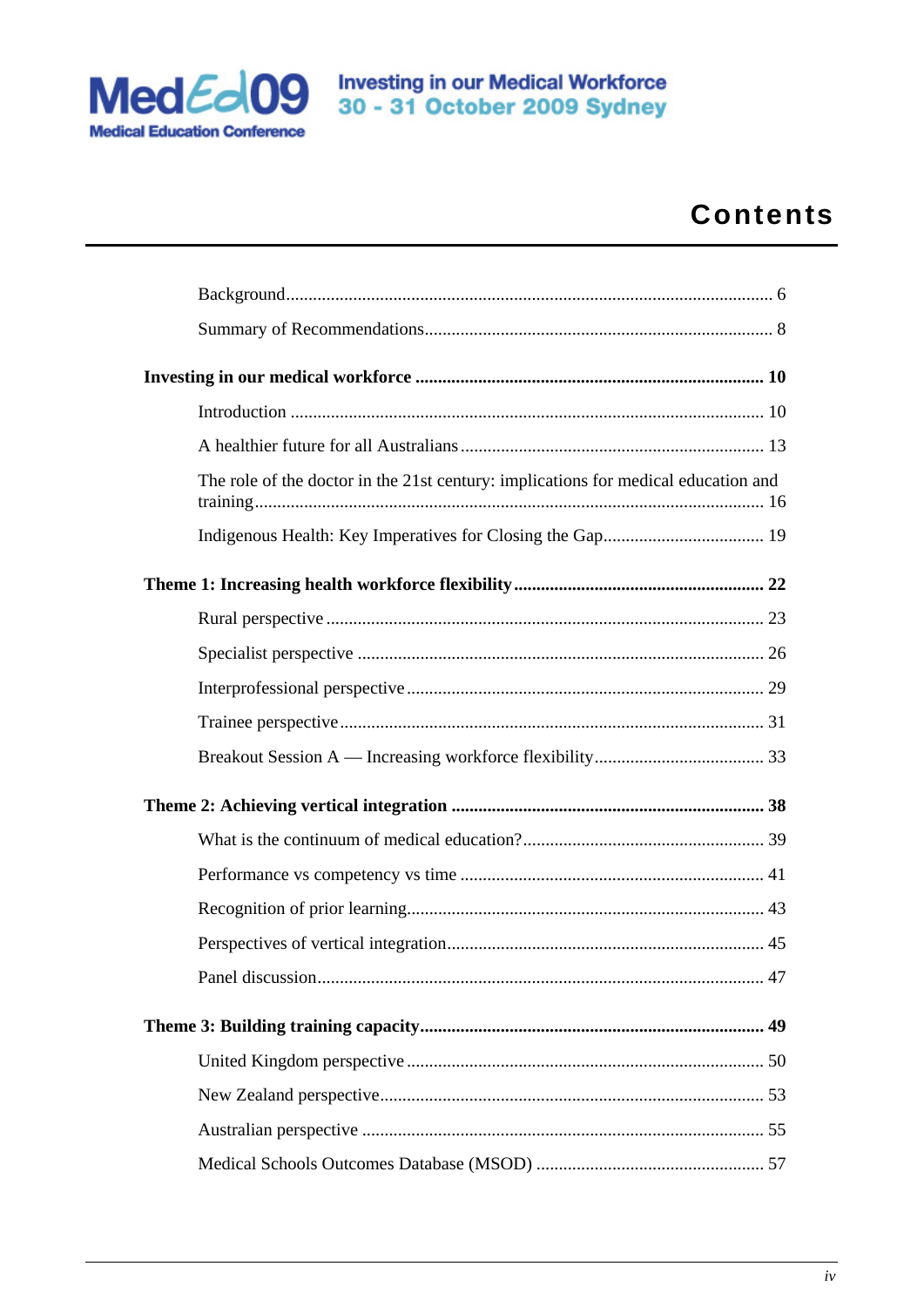# Contents

Background ........................................................................................................ 6

Summary of Recommendations ........................................................................... 8

**Investing in our medical workforce ............................................................. 10**

Introduction ........................................................................................................ 10

A healthier future for all Australians .................................................................. 13

The role of the doctor in the 21st century: implications for medical education and training .................................................................................................................. 16

Indigenous Health: Key Imperatives for Closing the Gap .................................... 19

**Theme 1: Increasing health workforce flexibility ............................................ 22**

Rural perspective ................................................................................................ 23

Specialist perspective ......................................................................................... 26

Interprofessional perspective .............................................................................. 29

Trainee perspective ............................................................................................. 31

Breakout Session A — Increasing workforce flexibility ...................................... 33

**Theme 2: Achieving vertical integration ......................................................... 38**

What is the continuum of medical education? ..................................................... 39

Performance vs competency vs time .................................................................. 41

Recognition of prior learning ............................................................................... 43

Perspectives of vertical integration ..................................................................... 45

Panel discussion ................................................................................................. 47

**Theme 3: Building training capacity ................................................................ 49**

United Kingdom perspective ............................................................................... 50

New Zealand perspective .................................................................................... 53

Australian perspective ........................................................................................ 55

Medical Schools Outcomes Database (MSOD) ................................................... 57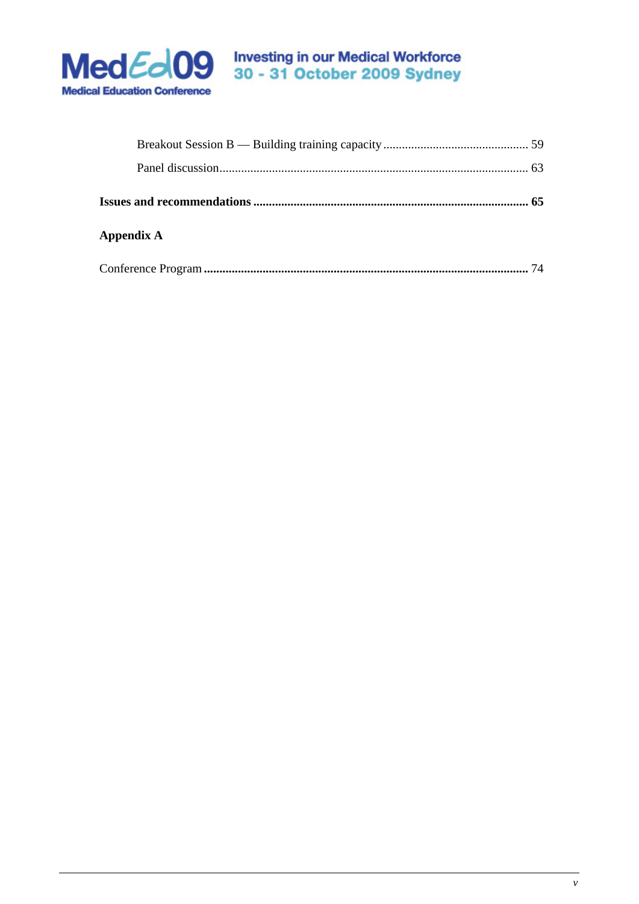Breakout Session B — Building training capacity ............................................... 59

Panel discussion................................................................................................. 63

**Issues and recommendations ........................................................................ 65**

**Appendix A**

Conference Program ........................................................................................ 74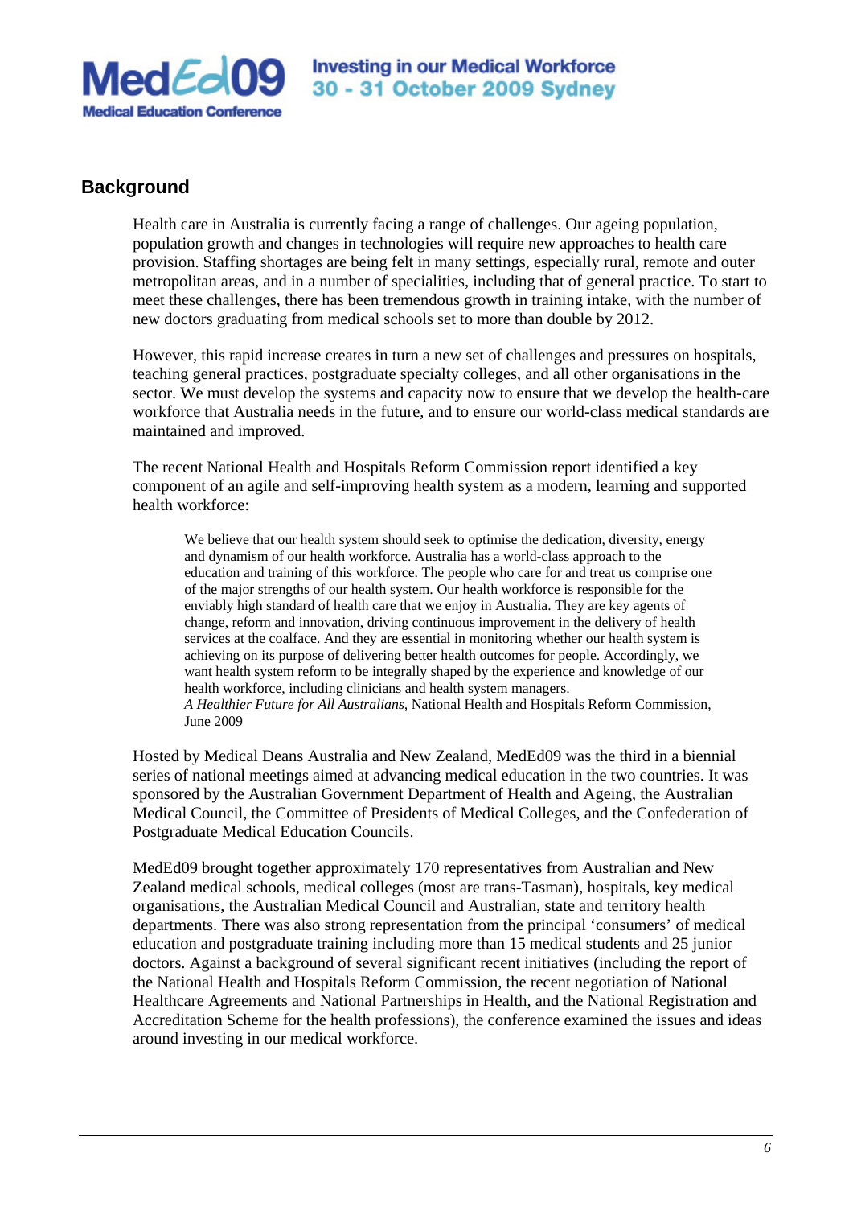## Background

Health care in Australia is currently facing a range of challenges. Our ageing population, population growth and changes in technologies will require new approaches to health care provision. Staffing shortages are being felt in many settings, especially rural, remote and outer metropolitan areas, and in a number of specialities, including that of general practice. To start to meet these challenges, there has been tremendous growth in training intake, with the number of new doctors graduating from medical schools set to more than double by 2012.

However, this rapid increase creates in turn a new set of challenges and pressures on hospitals, teaching general practices, postgraduate specialty colleges, and all other organisations in the sector. We must develop the systems and capacity now to ensure that we develop the health-care workforce that Australia needs in the future, and to ensure our world-class medical standards are maintained and improved.

The recent National Health and Hospitals Reform Commission report identified a key component of an agile and self-improving health system as a modern, learning and supported health workforce:

> We believe that our health system should seek to optimise the dedication, diversity, energy and dynamism of our health workforce. Australia has a world-class approach to the education and training of this workforce. The people who care for and treat us comprise one of the major strengths of our health system. Our health workforce is responsible for the enviably high standard of health care that we enjoy in Australia. They are key agents of change, reform and innovation, driving continuous improvement in the delivery of health services at the coalface. And they are essential in monitoring whether our health system is achieving on its purpose of delivering better health outcomes for people. Accordingly, we want health system reform to be integrally shaped by the experience and knowledge of our health workforce, including clinicians and health system managers.
> *A Healthier Future for All Australians*, National Health and Hospitals Reform Commission, June 2009

Hosted by Medical Deans Australia and New Zealand, MedEd09 was the third in a biennial series of national meetings aimed at advancing medical education in the two countries. It was sponsored by the Australian Government Department of Health and Ageing, the Australian Medical Council, the Committee of Presidents of Medical Colleges, and the Confederation of Postgraduate Medical Education Councils.

MedEd09 brought together approximately 170 representatives from Australian and New Zealand medical schools, medical colleges (most are trans-Tasman), hospitals, key medical organisations, the Australian Medical Council and Australian, state and territory health departments. There was also strong representation from the principal 'consumers' of medical education and postgraduate training including more than 15 medical students and 25 junior doctors. Against a background of several significant recent initiatives (including the report of the National Health and Hospitals Reform Commission, the recent negotiation of National Healthcare Agreements and National Partnerships in Health, and the National Registration and Accreditation Scheme for the health professions), the conference examined the issues and ideas around investing in our medical workforce.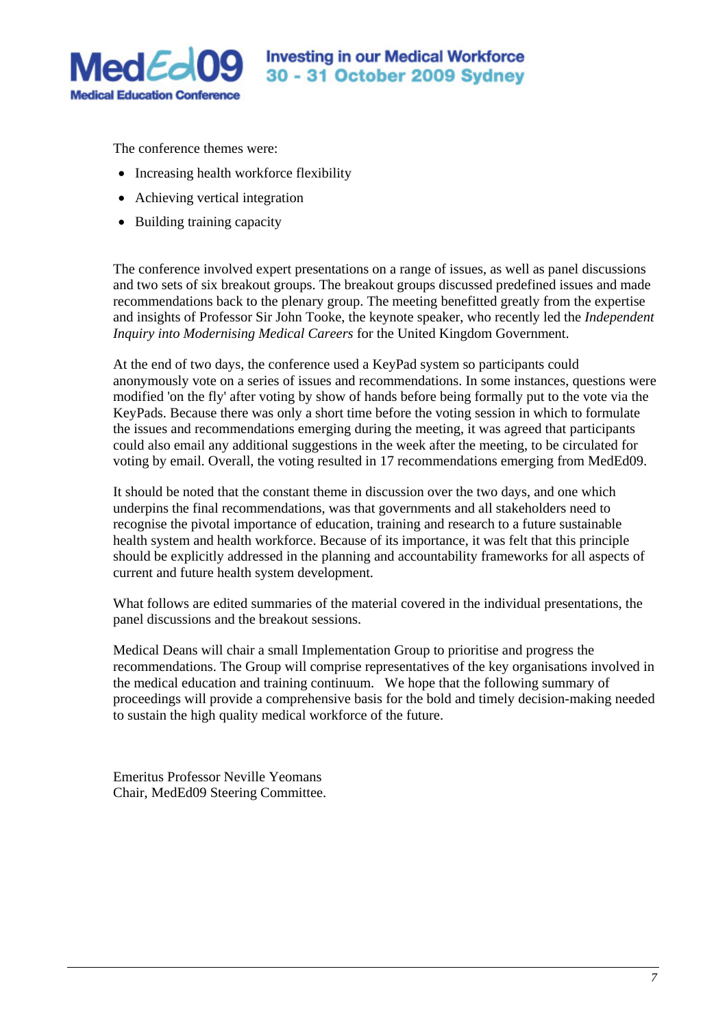The conference themes were:

- Increasing health workforce flexibility
- Achieving vertical integration
- Building training capacity

The conference involved expert presentations on a range of issues, as well as panel discussions and two sets of six breakout groups. The breakout groups discussed predefined issues and made recommendations back to the plenary group. The meeting benefitted greatly from the expertise and insights of Professor Sir John Tooke, the keynote speaker, who recently led the *Independent Inquiry into Modernising Medical Careers* for the United Kingdom Government.

At the end of two days, the conference used a KeyPad system so participants could anonymously vote on a series of issues and recommendations. In some instances, questions were modified 'on the fly' after voting by show of hands before being formally put to the vote via the KeyPads. Because there was only a short time before the voting session in which to formulate the issues and recommendations emerging during the meeting, it was agreed that participants could also email any additional suggestions in the week after the meeting, to be circulated for voting by email. Overall, the voting resulted in 17 recommendations emerging from MedEd09.

It should be noted that the constant theme in discussion over the two days, and one which underpins the final recommendations, was that governments and all stakeholders need to recognise the pivotal importance of education, training and research to a future sustainable health system and health workforce. Because of its importance, it was felt that this principle should be explicitly addressed in the planning and accountability frameworks for all aspects of current and future health system development.

What follows are edited summaries of the material covered in the individual presentations, the panel discussions and the breakout sessions.

Medical Deans will chair a small Implementation Group to prioritise and progress the recommendations. The Group will comprise representatives of the key organisations involved in the medical education and training continuum. We hope that the following summary of proceedings will provide a comprehensive basis for the bold and timely decision-making needed to sustain the high quality medical workforce of the future.

Emeritus Professor Neville Yeomans
Chair, MedEd09 Steering Committee.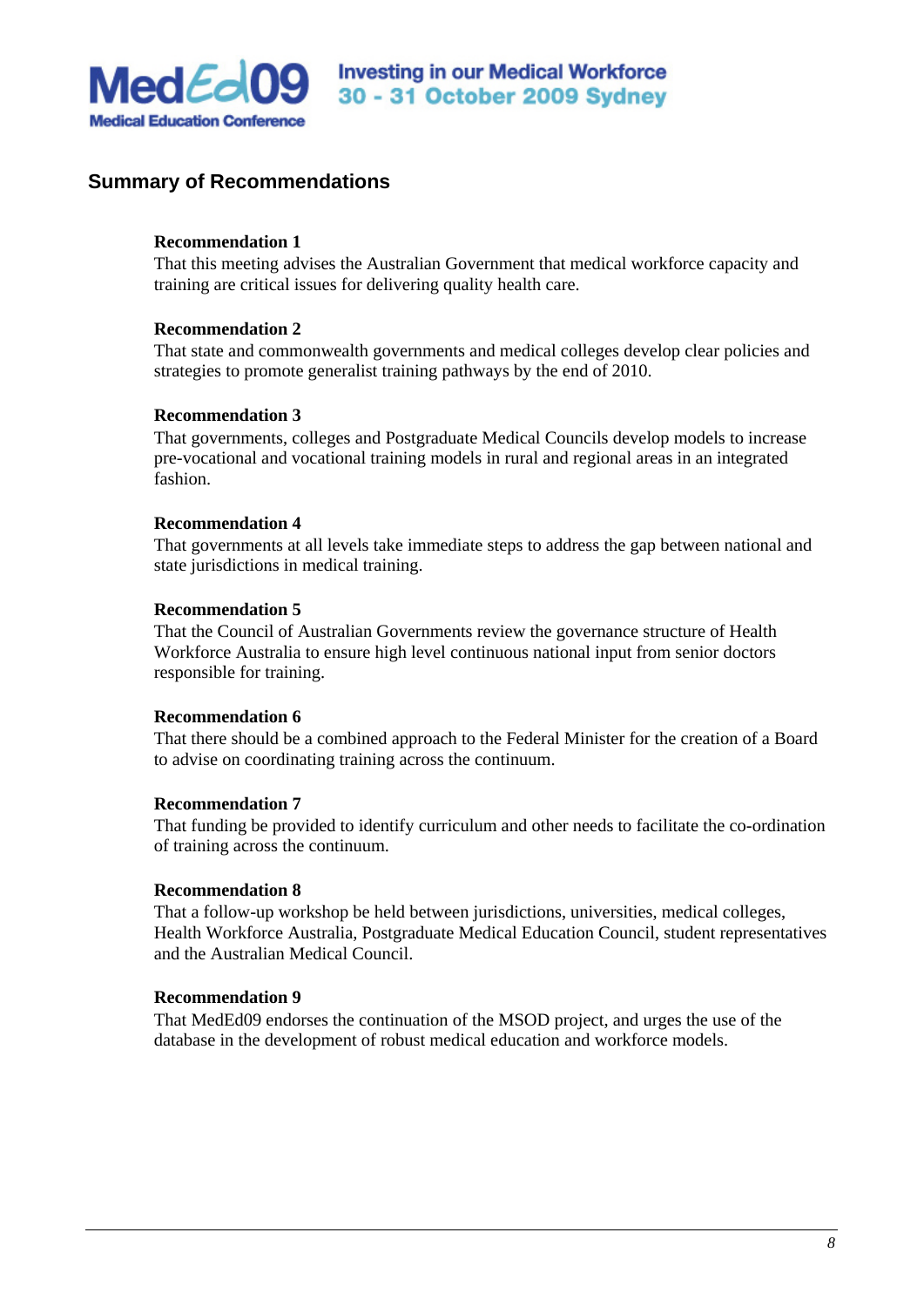## Summary of Recommendations

**Recommendation 1**
That this meeting advises the Australian Government that medical workforce capacity and training are critical issues for delivering quality health care.

**Recommendation 2**
That state and commonwealth governments and medical colleges develop clear policies and strategies to promote generalist training pathways by the end of 2010.

**Recommendation 3**
That governments, colleges and Postgraduate Medical Councils develop models to increase pre-vocational and vocational training models in rural and regional areas in an integrated fashion.

**Recommendation 4**
That governments at all levels take immediate steps to address the gap between national and state jurisdictions in medical training.

**Recommendation 5**
That the Council of Australian Governments review the governance structure of Health Workforce Australia to ensure high level continuous national input from senior doctors responsible for training.

**Recommendation 6**
That there should be a combined approach to the Federal Minister for the creation of a Board to advise on coordinating training across the continuum.

**Recommendation 7**
That funding be provided to identify curriculum and other needs to facilitate the co-ordination of training across the continuum.

**Recommendation 8**
That a follow-up workshop be held between jurisdictions, universities, medical colleges, Health Workforce Australia, Postgraduate Medical Education Council, student representatives and the Australian Medical Council.

**Recommendation 9**
That MedEd09 endorses the continuation of the MSOD project, and urges the use of the database in the development of robust medical education and workforce models.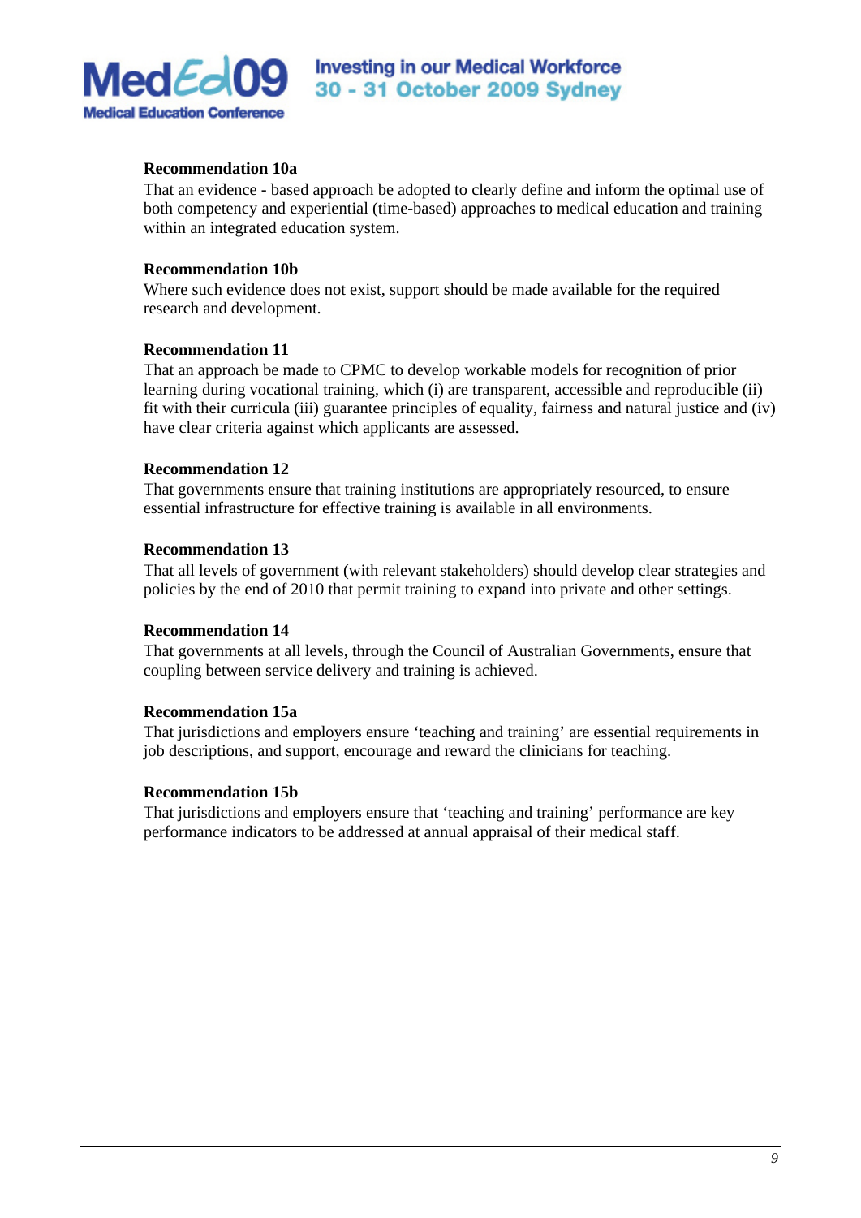**Recommendation 10a**

That an evidence - based approach be adopted to clearly define and inform the optimal use of both competency and experiential (time-based) approaches to medical education and training within an integrated education system.

**Recommendation 10b**

Where such evidence does not exist, support should be made available for the required research and development.

**Recommendation 11**

That an approach be made to CPMC to develop workable models for recognition of prior learning during vocational training, which (i) are transparent, accessible and reproducible (ii) fit with their curricula (iii) guarantee principles of equality, fairness and natural justice and (iv) have clear criteria against which applicants are assessed.

**Recommendation 12**

That governments ensure that training institutions are appropriately resourced, to ensure essential infrastructure for effective training is available in all environments.

**Recommendation 13**

That all levels of government (with relevant stakeholders) should develop clear strategies and policies by the end of 2010 that permit training to expand into private and other settings.

**Recommendation 14**

That governments at all levels, through the Council of Australian Governments, ensure that coupling between service delivery and training is achieved.

**Recommendation 15a**

That jurisdictions and employers ensure 'teaching and training' are essential requirements in job descriptions, and support, encourage and reward the clinicians for teaching.

**Recommendation 15b**

That jurisdictions and employers ensure that 'teaching and training' performance are key performance indicators to be addressed at annual appraisal of their medical staff.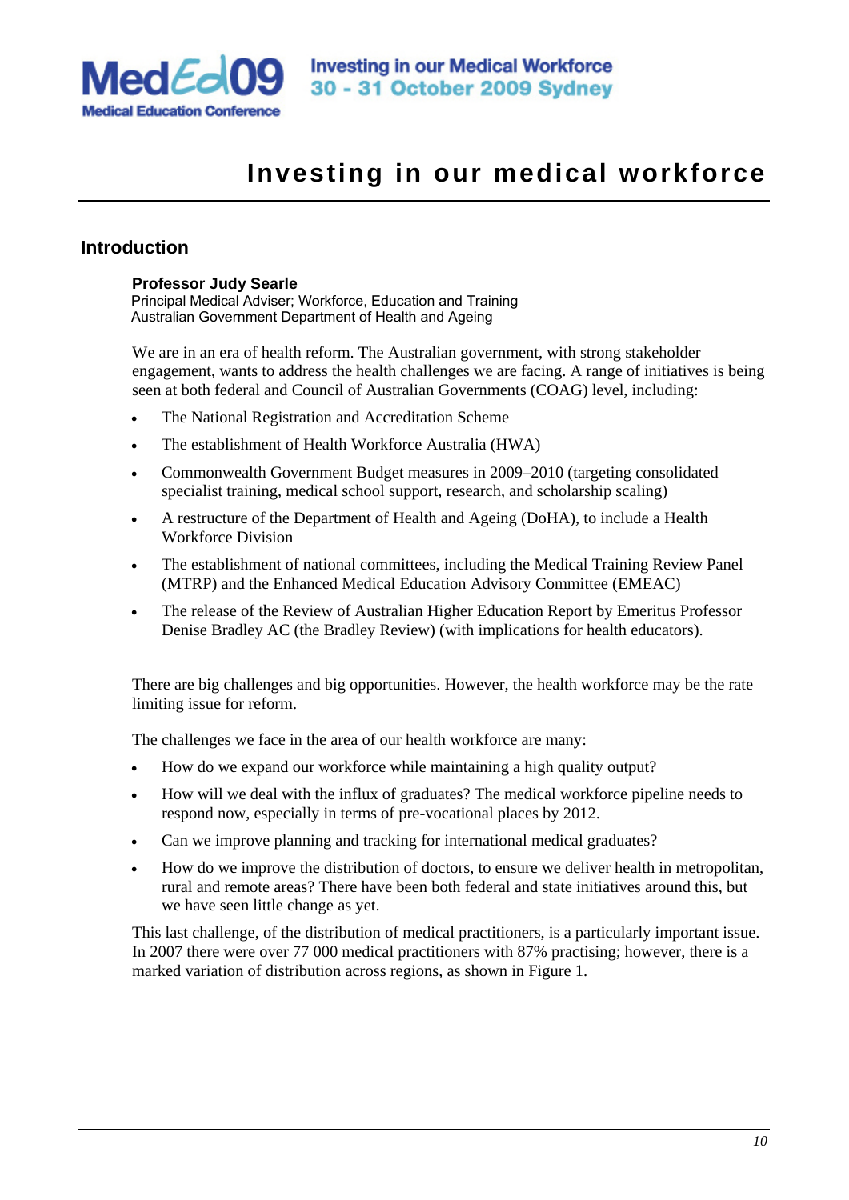# Investing in our medical workforce

## Introduction

**Professor Judy Searle**
Principal Medical Adviser; Workforce, Education and Training
Australian Government Department of Health and Ageing

We are in an era of health reform. The Australian government, with strong stakeholder engagement, wants to address the health challenges we are facing. A range of initiatives is being seen at both federal and Council of Australian Governments (COAG) level, including:

- The National Registration and Accreditation Scheme
- The establishment of Health Workforce Australia (HWA)
- Commonwealth Government Budget measures in 2009–2010 (targeting consolidated specialist training, medical school support, research, and scholarship scaling)
- A restructure of the Department of Health and Ageing (DoHA), to include a Health Workforce Division
- The establishment of national committees, including the Medical Training Review Panel (MTRP) and the Enhanced Medical Education Advisory Committee (EMEAC)
- The release of the Review of Australian Higher Education Report by Emeritus Professor Denise Bradley AC (the Bradley Review) (with implications for health educators).

There are big challenges and big opportunities. However, the health workforce may be the rate limiting issue for reform.

The challenges we face in the area of our health workforce are many:

- How do we expand our workforce while maintaining a high quality output?
- How will we deal with the influx of graduates? The medical workforce pipeline needs to respond now, especially in terms of pre-vocational places by 2012.
- Can we improve planning and tracking for international medical graduates?
- How do we improve the distribution of doctors, to ensure we deliver health in metropolitan, rural and remote areas? There have been both federal and state initiatives around this, but we have seen little change as yet.

This last challenge, of the distribution of medical practitioners, is a particularly important issue. In 2007 there were over 77 000 medical practitioners with 87% practising; however, there is a marked variation of distribution across regions, as shown in Figure 1.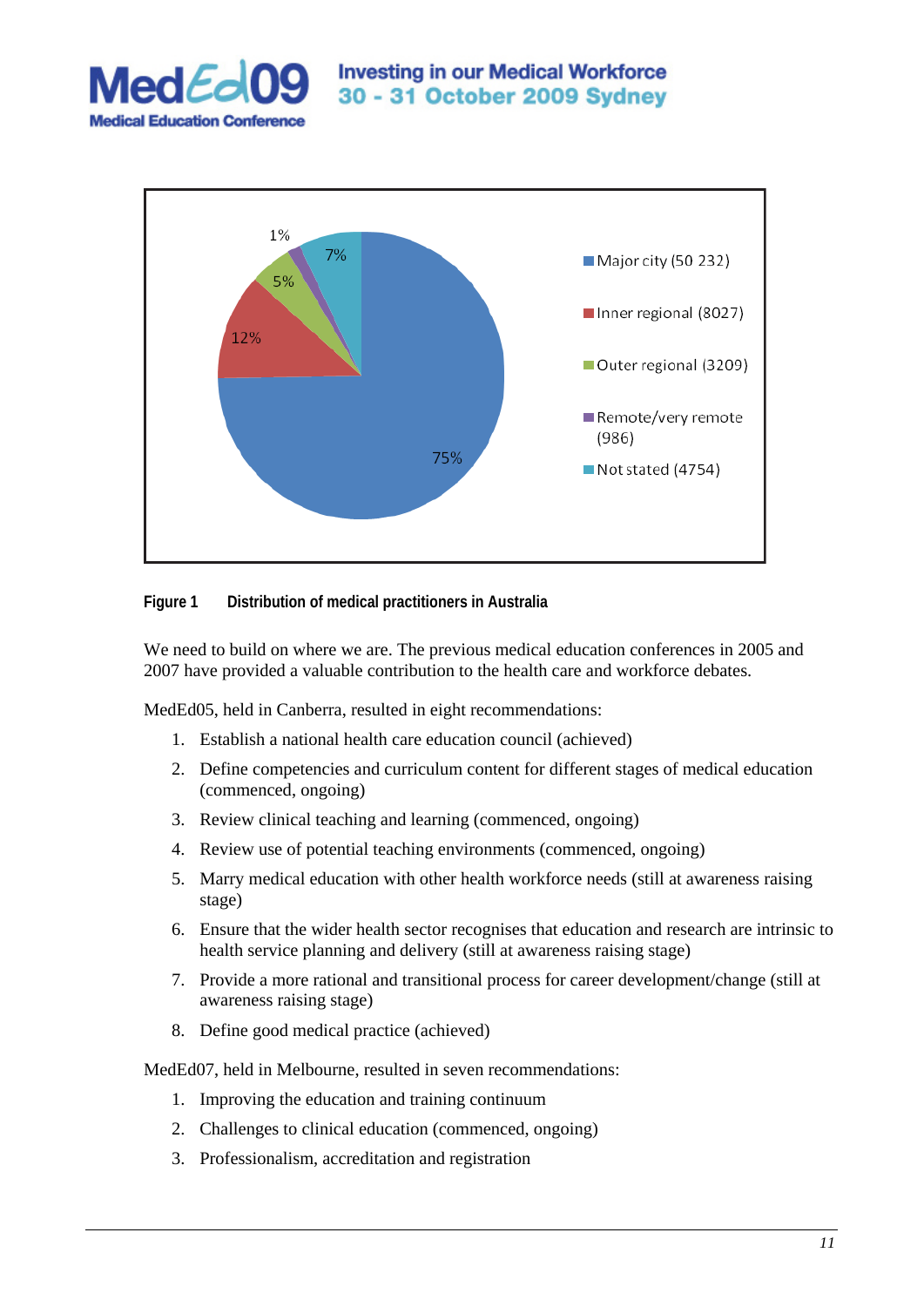**Figure 1 Distribution of medical practitioners in Australia**

We need to build on where we are. The previous medical education conferences in 2005 and 2007 have provided a valuable contribution to the health care and workforce debates.

MedEd05, held in Canberra, resulted in eight recommendations:

1. Establish a national health care education council (achieved)
2. Define competencies and curriculum content for different stages of medical education (commenced, ongoing)
3. Review clinical teaching and learning (commenced, ongoing)
4. Review use of potential teaching environments (commenced, ongoing)
5. Marry medical education with other health workforce needs (still at awareness raising stage)
6. Ensure that the wider health sector recognises that education and research are intrinsic to health service planning and delivery (still at awareness raising stage)
7. Provide a more rational and transitional process for career development/change (still at awareness raising stage)
8. Define good medical practice (achieved)

MedEd07, held in Melbourne, resulted in seven recommendations:

1. Improving the education and training continuum
2. Challenges to clinical education (commenced, ongoing)
3. Professionalism, accreditation and registration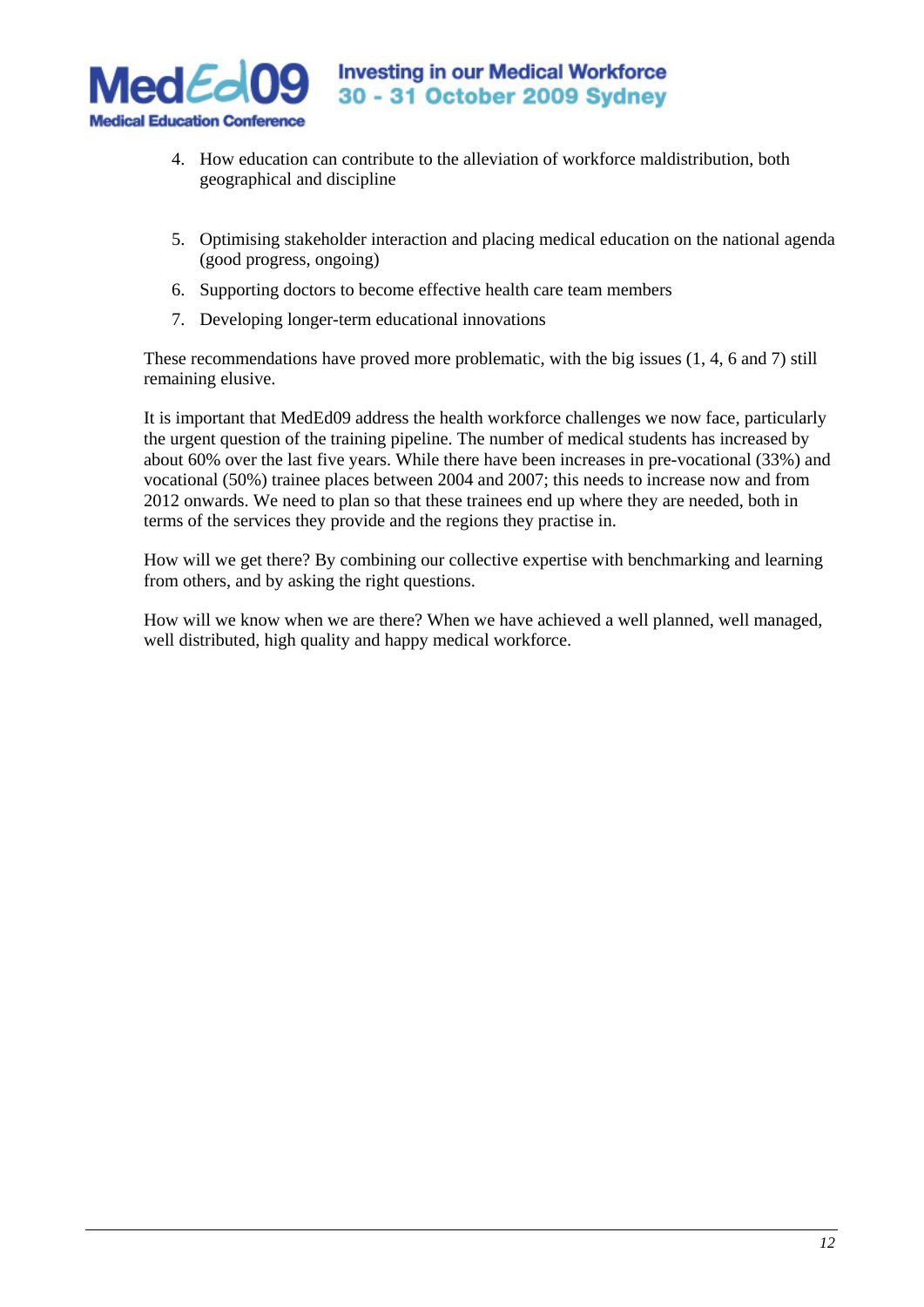4. How education can contribute to the alleviation of workforce maldistribution, both geographical and discipline

5. Optimising stakeholder interaction and placing medical education on the national agenda (good progress, ongoing)
6. Supporting doctors to become effective health care team members
7. Developing longer-term educational innovations

These recommendations have proved more problematic, with the big issues (1, 4, 6 and 7) still remaining elusive.

It is important that MedEd09 address the health workforce challenges we now face, particularly the urgent question of the training pipeline. The number of medical students has increased by about 60% over the last five years. While there have been increases in pre-vocational (33%) and vocational (50%) trainee places between 2004 and 2007; this needs to increase now and from 2012 onwards. We need to plan so that these trainees end up where they are needed, both in terms of the services they provide and the regions they practise in.

How will we get there? By combining our collective expertise with benchmarking and learning from others, and by asking the right questions.

How will we know when we are there? When we have achieved a well planned, well managed, well distributed, high quality and happy medical workforce.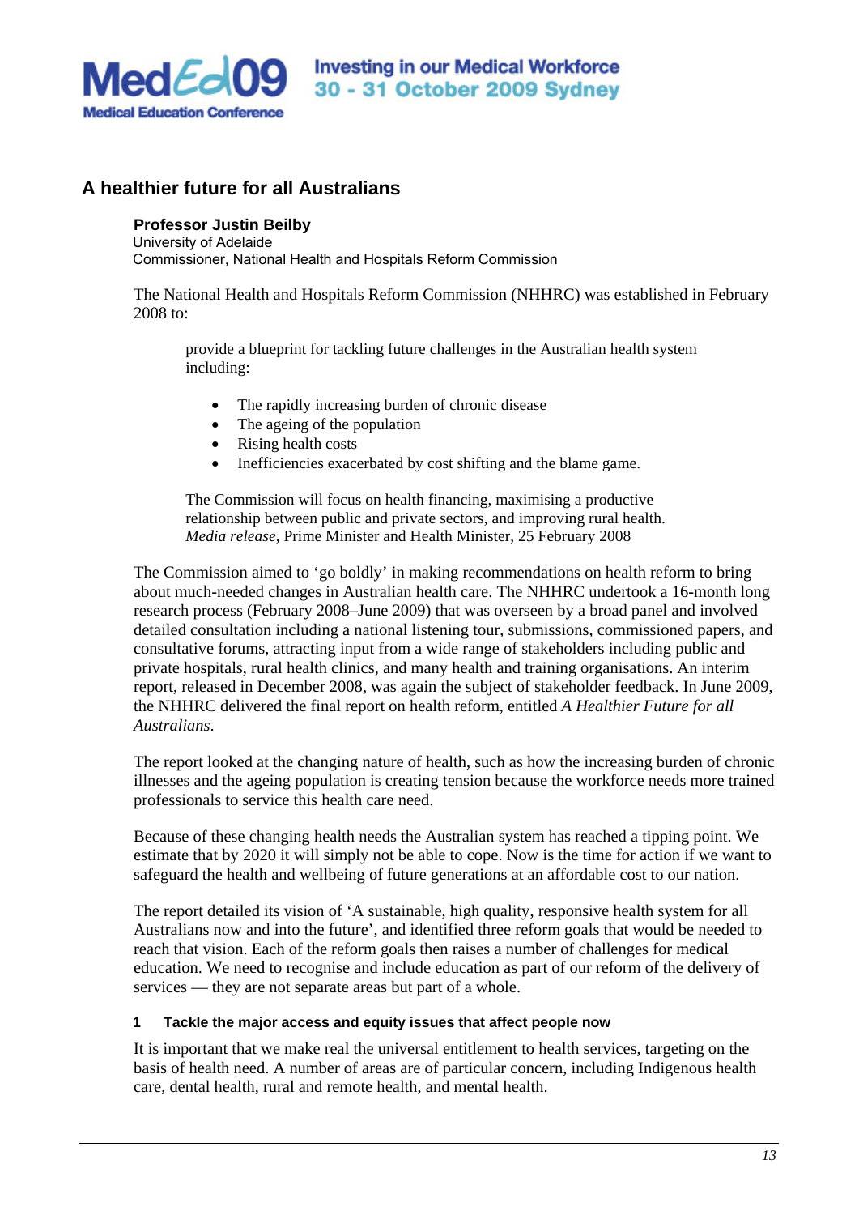## A healthier future for all Australians

**Professor Justin Beilby**
University of Adelaide
Commissioner, National Health and Hospitals Reform Commission

The National Health and Hospitals Reform Commission (NHHRC) was established in February 2008 to:

> provide a blueprint for tackling future challenges in the Australian health system including:
>
> - The rapidly increasing burden of chronic disease
> - The ageing of the population
> - Rising health costs
> - Inefficiencies exacerbated by cost shifting and the blame game.
>
> The Commission will focus on health financing, maximising a productive relationship between public and private sectors, and improving rural health.
> *Media release*, Prime Minister and Health Minister, 25 February 2008

The Commission aimed to 'go boldly' in making recommendations on health reform to bring about much-needed changes in Australian health care. The NHHRC undertook a 16-month long research process (February 2008–June 2009) that was overseen by a broad panel and involved detailed consultation including a national listening tour, submissions, commissioned papers, and consultative forums, attracting input from a wide range of stakeholders including public and private hospitals, rural health clinics, and many health and training organisations. An interim report, released in December 2008, was again the subject of stakeholder feedback. In June 2009, the NHHRC delivered the final report on health reform, entitled *A Healthier Future for all Australians*.

The report looked at the changing nature of health, such as how the increasing burden of chronic illnesses and the ageing population is creating tension because the workforce needs more trained professionals to service this health care need.

Because of these changing health needs the Australian system has reached a tipping point. We estimate that by 2020 it will simply not be able to cope. Now is the time for action if we want to safeguard the health and wellbeing of future generations at an affordable cost to our nation.

The report detailed its vision of 'A sustainable, high quality, responsive health system for all Australians now and into the future', and identified three reform goals that would be needed to reach that vision. Each of the reform goals then raises a number of challenges for medical education. We need to recognise and include education as part of our reform of the delivery of services — they are not separate areas but part of a whole.

#### 1 Tackle the major access and equity issues that affect people now

It is important that we make real the universal entitlement to health services, targeting on the basis of health need. A number of areas are of particular concern, including Indigenous health care, dental health, rural and remote health, and mental health.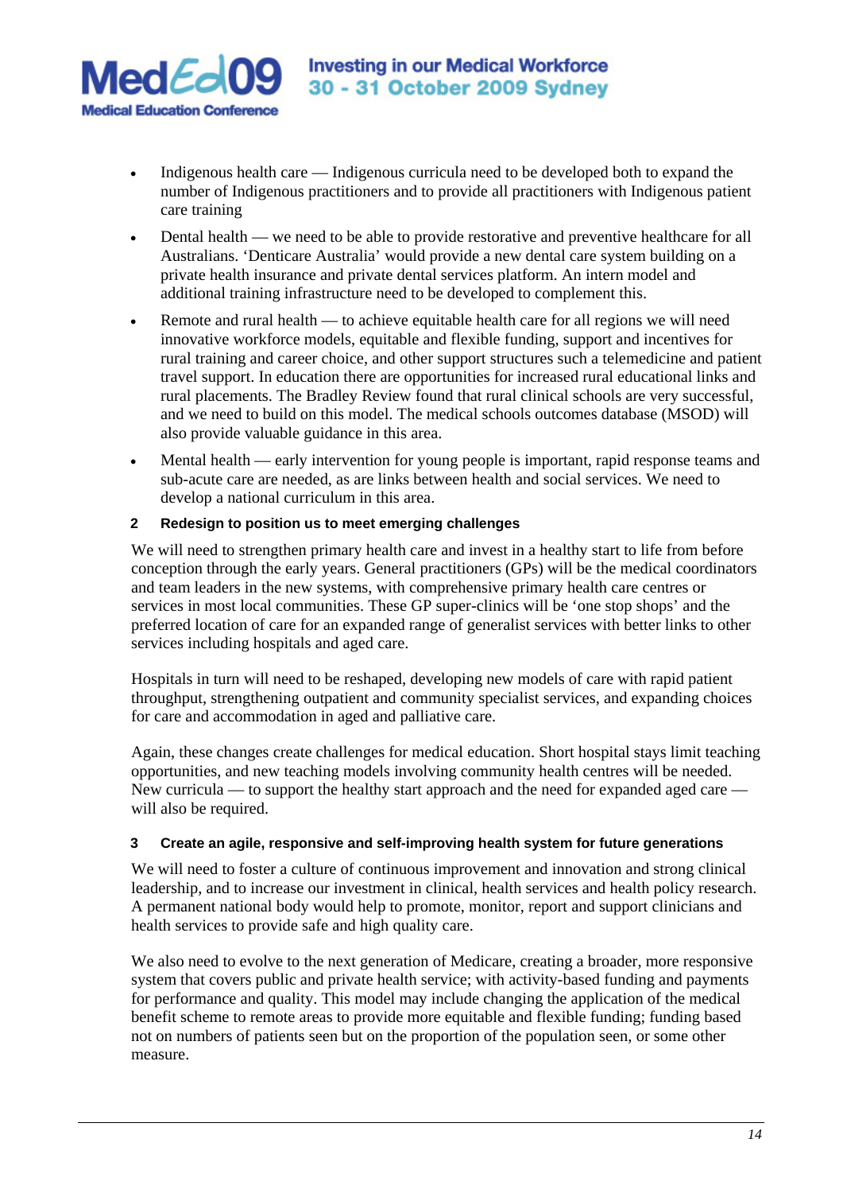- Indigenous health care — Indigenous curricula need to be developed both to expand the number of Indigenous practitioners and to provide all practitioners with Indigenous patient care training
- Dental health — we need to be able to provide restorative and preventive healthcare for all Australians. 'Denticare Australia' would provide a new dental care system building on a private health insurance and private dental services platform. An intern model and additional training infrastructure need to be developed to complement this.
- Remote and rural health — to achieve equitable health care for all regions we will need innovative workforce models, equitable and flexible funding, support and incentives for rural training and career choice, and other support structures such a telemedicine and patient travel support. In education there are opportunities for increased rural educational links and rural placements. The Bradley Review found that rural clinical schools are very successful, and we need to build on this model. The medical schools outcomes database (MSOD) will also provide valuable guidance in this area.
- Mental health — early intervention for young people is important, rapid response teams and sub-acute care are needed, as are links between health and social services. We need to develop a national curriculum in this area.

#### 2 Redesign to position us to meet emerging challenges

We will need to strengthen primary health care and invest in a healthy start to life from before conception through the early years. General practitioners (GPs) will be the medical coordinators and team leaders in the new systems, with comprehensive primary health care centres or services in most local communities. These GP super-clinics will be 'one stop shops' and the preferred location of care for an expanded range of generalist services with better links to other services including hospitals and aged care.

Hospitals in turn will need to be reshaped, developing new models of care with rapid patient throughput, strengthening outpatient and community specialist services, and expanding choices for care and accommodation in aged and palliative care.

Again, these changes create challenges for medical education. Short hospital stays limit teaching opportunities, and new teaching models involving community health centres will be needed. New curricula — to support the healthy start approach and the need for expanded aged care — will also be required.

#### 3 Create an agile, responsive and self-improving health system for future generations

We will need to foster a culture of continuous improvement and innovation and strong clinical leadership, and to increase our investment in clinical, health services and health policy research. A permanent national body would help to promote, monitor, report and support clinicians and health services to provide safe and high quality care.

We also need to evolve to the next generation of Medicare, creating a broader, more responsive system that covers public and private health service; with activity-based funding and payments for performance and quality. This model may include changing the application of the medical benefit scheme to remote areas to provide more equitable and flexible funding; funding based not on numbers of patients seen but on the proportion of the population seen, or some other measure.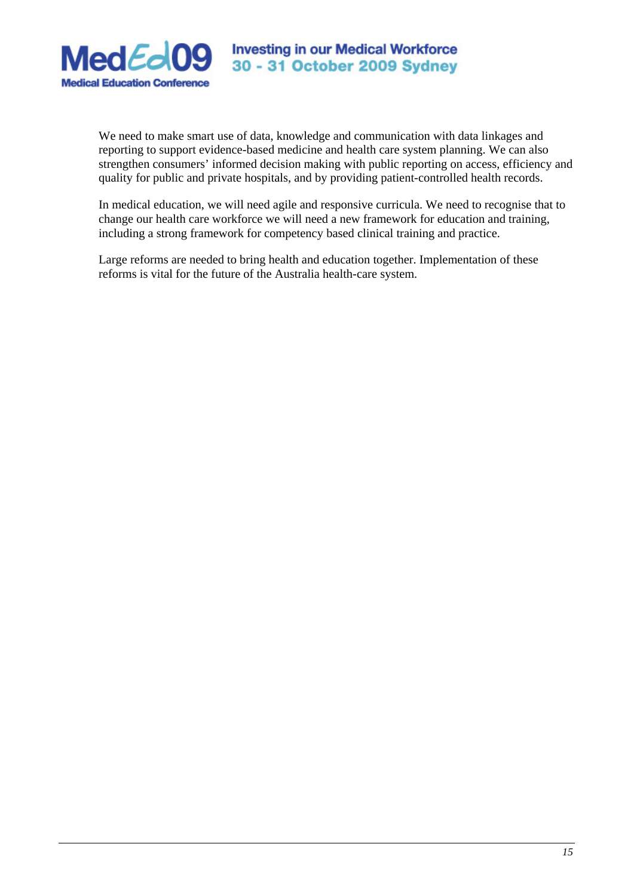We need to make smart use of data, knowledge and communication with data linkages and reporting to support evidence-based medicine and health care system planning. We can also strengthen consumers' informed decision making with public reporting on access, efficiency and quality for public and private hospitals, and by providing patient-controlled health records.

In medical education, we will need agile and responsive curricula. We need to recognise that to change our health care workforce we will need a new framework for education and training, including a strong framework for competency based clinical training and practice.

Large reforms are needed to bring health and education together. Implementation of these reforms is vital for the future of the Australia health-care system.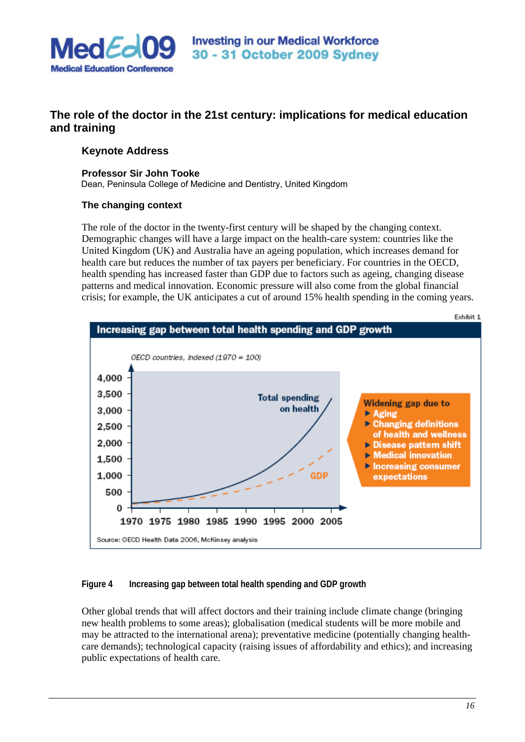## The role of the doctor in the 21st century: implications for medical education and training

### Keynote Address

**Professor Sir John Tooke**
Dean, Peninsula College of Medicine and Dentistry, United Kingdom

### The changing context

The role of the doctor in the twenty-first century will be shaped by the changing context. Demographic changes will have a large impact on the health-care system: countries like the United Kingdom (UK) and Australia have an ageing population, which increases demand for health care but reduces the number of tax payers per beneficiary. For countries in the OECD, health spending has increased faster than GDP due to factors such as ageing, changing disease patterns and medical innovation. Economic pressure will also come from the global financial crisis; for example, the UK anticipates a cut of around 15% health spending in the coming years.

Exhibit 1

**Increasing gap between total health spending and GDP growth**

*OECD countries, indexed (1970 = 100)*

Widening gap due to
- Aging
- Changing definitions of health and wellness
- Disease pattern shift
- Medical innovation
- Increasing consumer expectations

Source: OECD Health Data 2006, McKinsey analysis

**Figure 4 Increasing gap between total health spending and GDP growth**

Other global trends that will affect doctors and their training include climate change (bringing new health problems to some areas); globalisation (medical students will be more mobile and may be attracted to the international arena); preventative medicine (potentially changing health-care demands); technological capacity (raising issues of affordability and ethics); and increasing public expectations of health care.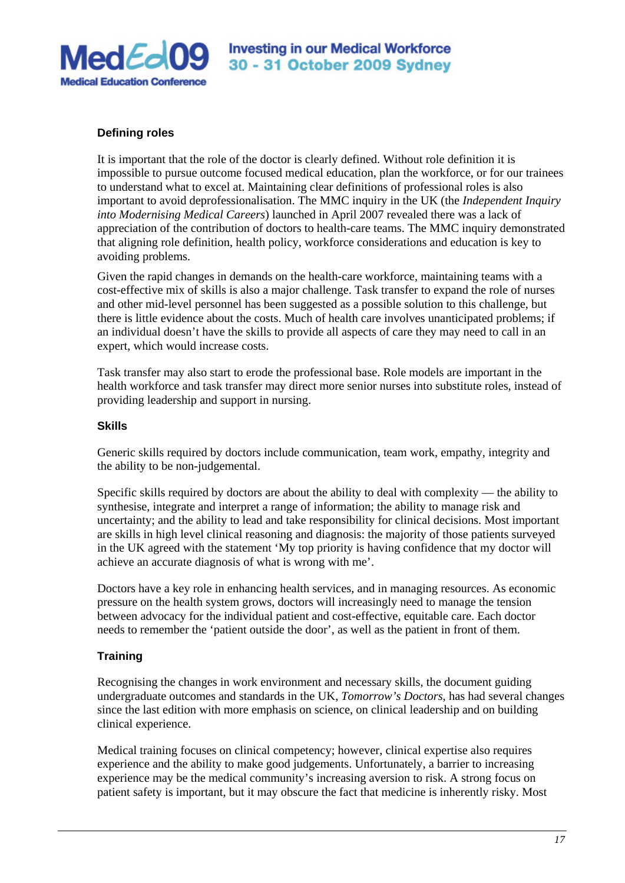### Defining roles

It is important that the role of the doctor is clearly defined. Without role definition it is impossible to pursue outcome focused medical education, plan the workforce, or for our trainees to understand what to excel at. Maintaining clear definitions of professional roles is also important to avoid deprofessionalisation. The MMC inquiry in the UK (the *Independent Inquiry into Modernising Medical Careers*) launched in April 2007 revealed there was a lack of appreciation of the contribution of doctors to health-care teams. The MMC inquiry demonstrated that aligning role definition, health policy, workforce considerations and education is key to avoiding problems.

Given the rapid changes in demands on the health-care workforce, maintaining teams with a cost-effective mix of skills is also a major challenge. Task transfer to expand the role of nurses and other mid-level personnel has been suggested as a possible solution to this challenge, but there is little evidence about the costs. Much of health care involves unanticipated problems; if an individual doesn't have the skills to provide all aspects of care they may need to call in an expert, which would increase costs.

Task transfer may also start to erode the professional base. Role models are important in the health workforce and task transfer may direct more senior nurses into substitute roles, instead of providing leadership and support in nursing.

### Skills

Generic skills required by doctors include communication, team work, empathy, integrity and the ability to be non-judgemental.

Specific skills required by doctors are about the ability to deal with complexity — the ability to synthesise, integrate and interpret a range of information; the ability to manage risk and uncertainty; and the ability to lead and take responsibility for clinical decisions. Most important are skills in high level clinical reasoning and diagnosis: the majority of those patients surveyed in the UK agreed with the statement 'My top priority is having confidence that my doctor will achieve an accurate diagnosis of what is wrong with me'.

Doctors have a key role in enhancing health services, and in managing resources. As economic pressure on the health system grows, doctors will increasingly need to manage the tension between advocacy for the individual patient and cost-effective, equitable care. Each doctor needs to remember the 'patient outside the door', as well as the patient in front of them.

### Training

Recognising the changes in work environment and necessary skills, the document guiding undergraduate outcomes and standards in the UK, *Tomorrow's Doctors*, has had several changes since the last edition with more emphasis on science, on clinical leadership and on building clinical experience.

Medical training focuses on clinical competency; however, clinical expertise also requires experience and the ability to make good judgements. Unfortunately, a barrier to increasing experience may be the medical community's increasing aversion to risk. A strong focus on patient safety is important, but it may obscure the fact that medicine is inherently risky. Most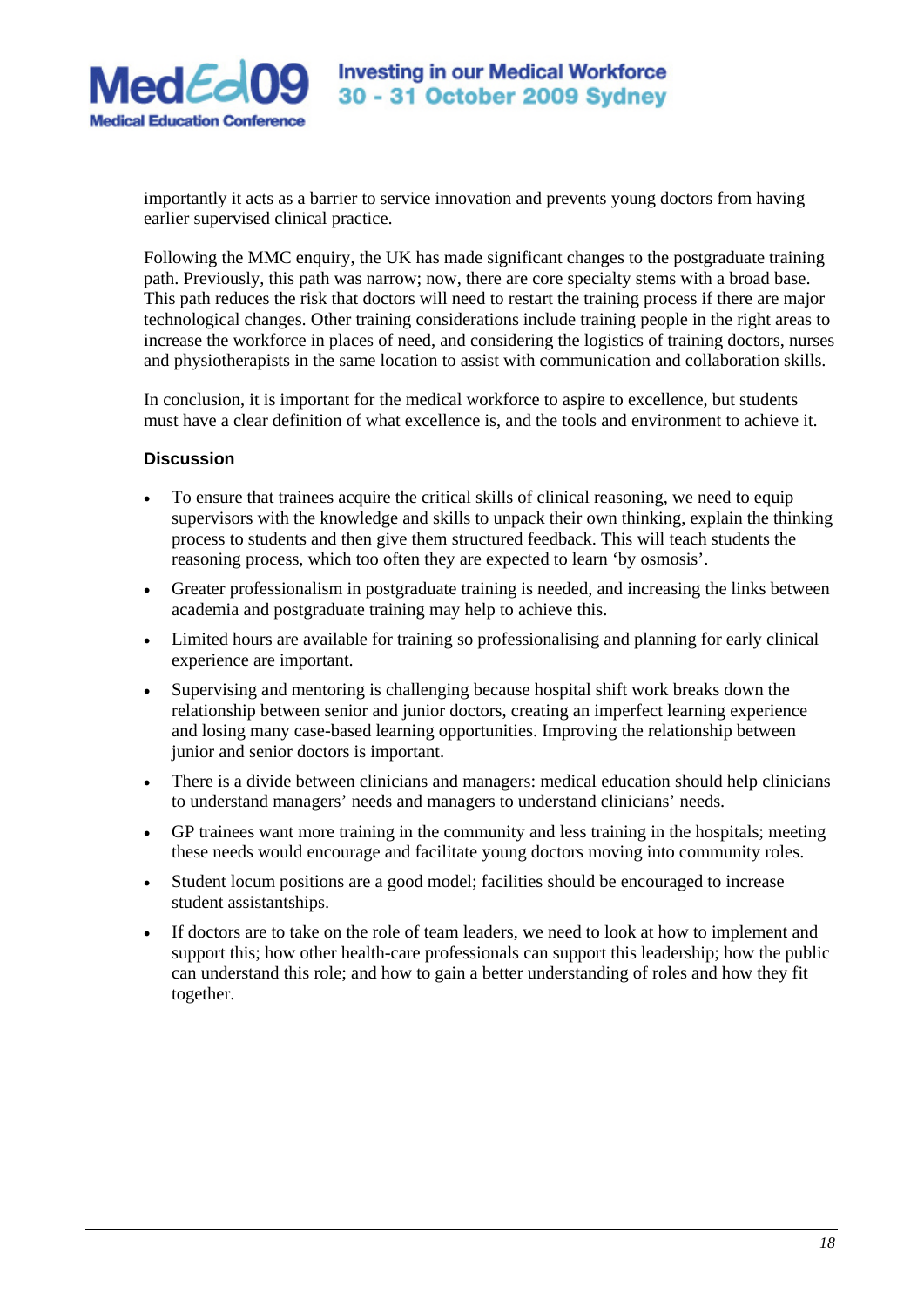importantly it acts as a barrier to service innovation and prevents young doctors from having earlier supervised clinical practice.

Following the MMC enquiry, the UK has made significant changes to the postgraduate training path. Previously, this path was narrow; now, there are core specialty stems with a broad base. This path reduces the risk that doctors will need to restart the training process if there are major technological changes. Other training considerations include training people in the right areas to increase the workforce in places of need, and considering the logistics of training doctors, nurses and physiotherapists in the same location to assist with communication and collaboration skills.

In conclusion, it is important for the medical workforce to aspire to excellence, but students must have a clear definition of what excellence is, and the tools and environment to achieve it.

### Discussion

- To ensure that trainees acquire the critical skills of clinical reasoning, we need to equip supervisors with the knowledge and skills to unpack their own thinking, explain the thinking process to students and then give them structured feedback. This will teach students the reasoning process, which too often they are expected to learn 'by osmosis'.
- Greater professionalism in postgraduate training is needed, and increasing the links between academia and postgraduate training may help to achieve this.
- Limited hours are available for training so professionalising and planning for early clinical experience are important.
- Supervising and mentoring is challenging because hospital shift work breaks down the relationship between senior and junior doctors, creating an imperfect learning experience and losing many case-based learning opportunities. Improving the relationship between junior and senior doctors is important.
- There is a divide between clinicians and managers: medical education should help clinicians to understand managers' needs and managers to understand clinicians' needs.
- GP trainees want more training in the community and less training in the hospitals; meeting these needs would encourage and facilitate young doctors moving into community roles.
- Student locum positions are a good model; facilities should be encouraged to increase student assistantships.
- If doctors are to take on the role of team leaders, we need to look at how to implement and support this; how other health-care professionals can support this leadership; how the public can understand this role; and how to gain a better understanding of roles and how they fit together.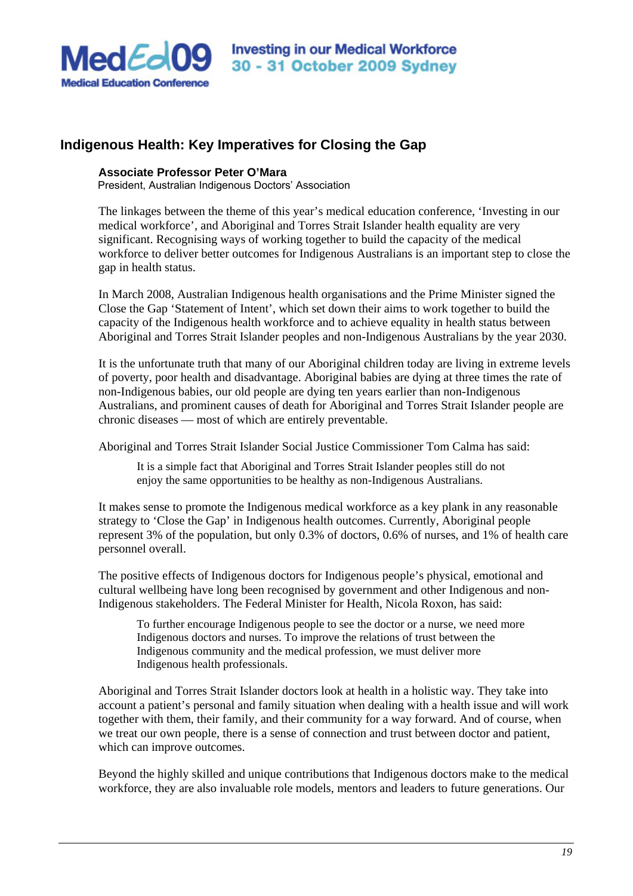## Indigenous Health: Key Imperatives for Closing the Gap

**Associate Professor Peter O'Mara**
President, Australian Indigenous Doctors' Association

The linkages between the theme of this year's medical education conference, 'Investing in our medical workforce', and Aboriginal and Torres Strait Islander health equality are very significant. Recognising ways of working together to build the capacity of the medical workforce to deliver better outcomes for Indigenous Australians is an important step to close the gap in health status.

In March 2008, Australian Indigenous health organisations and the Prime Minister signed the Close the Gap 'Statement of Intent', which set down their aims to work together to build the capacity of the Indigenous health workforce and to achieve equality in health status between Aboriginal and Torres Strait Islander peoples and non-Indigenous Australians by the year 2030.

It is the unfortunate truth that many of our Aboriginal children today are living in extreme levels of poverty, poor health and disadvantage. Aboriginal babies are dying at three times the rate of non-Indigenous babies, our old people are dying ten years earlier than non-Indigenous Australians, and prominent causes of death for Aboriginal and Torres Strait Islander people are chronic diseases — most of which are entirely preventable.

Aboriginal and Torres Strait Islander Social Justice Commissioner Tom Calma has said:

> It is a simple fact that Aboriginal and Torres Strait Islander peoples still do not enjoy the same opportunities to be healthy as non-Indigenous Australians.

It makes sense to promote the Indigenous medical workforce as a key plank in any reasonable strategy to 'Close the Gap' in Indigenous health outcomes. Currently, Aboriginal people represent 3% of the population, but only 0.3% of doctors, 0.6% of nurses, and 1% of health care personnel overall.

The positive effects of Indigenous doctors for Indigenous people's physical, emotional and cultural wellbeing have long been recognised by government and other Indigenous and non-Indigenous stakeholders. The Federal Minister for Health, Nicola Roxon, has said:

> To further encourage Indigenous people to see the doctor or a nurse, we need more Indigenous doctors and nurses. To improve the relations of trust between the Indigenous community and the medical profession, we must deliver more Indigenous health professionals.

Aboriginal and Torres Strait Islander doctors look at health in a holistic way. They take into account a patient's personal and family situation when dealing with a health issue and will work together with them, their family, and their community for a way forward. And of course, when we treat our own people, there is a sense of connection and trust between doctor and patient, which can improve outcomes.

Beyond the highly skilled and unique contributions that Indigenous doctors make to the medical workforce, they are also invaluable role models, mentors and leaders to future generations. Our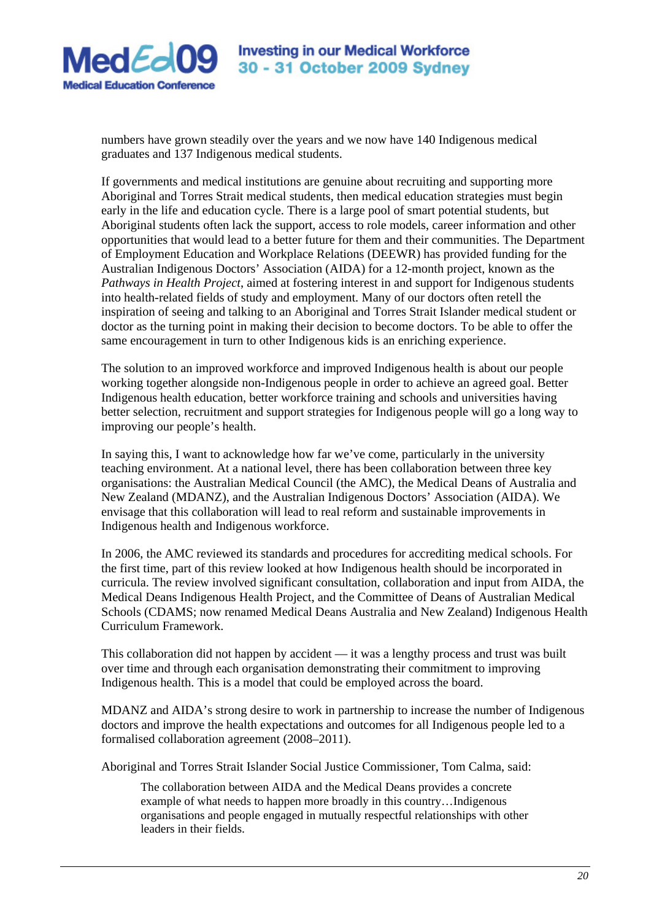numbers have grown steadily over the years and we now have 140 Indigenous medical graduates and 137 Indigenous medical students.

If governments and medical institutions are genuine about recruiting and supporting more Aboriginal and Torres Strait medical students, then medical education strategies must begin early in the life and education cycle. There is a large pool of smart potential students, but Aboriginal students often lack the support, access to role models, career information and other opportunities that would lead to a better future for them and their communities. The Department of Employment Education and Workplace Relations (DEEWR) has provided funding for the Australian Indigenous Doctors' Association (AIDA) for a 12-month project, known as the *Pathways in Health Project*, aimed at fostering interest in and support for Indigenous students into health-related fields of study and employment. Many of our doctors often retell the inspiration of seeing and talking to an Aboriginal and Torres Strait Islander medical student or doctor as the turning point in making their decision to become doctors. To be able to offer the same encouragement in turn to other Indigenous kids is an enriching experience.

The solution to an improved workforce and improved Indigenous health is about our people working together alongside non-Indigenous people in order to achieve an agreed goal. Better Indigenous health education, better workforce training and schools and universities having better selection, recruitment and support strategies for Indigenous people will go a long way to improving our people's health.

In saying this, I want to acknowledge how far we've come, particularly in the university teaching environment. At a national level, there has been collaboration between three key organisations: the Australian Medical Council (the AMC), the Medical Deans of Australia and New Zealand (MDANZ), and the Australian Indigenous Doctors' Association (AIDA). We envisage that this collaboration will lead to real reform and sustainable improvements in Indigenous health and Indigenous workforce.

In 2006, the AMC reviewed its standards and procedures for accrediting medical schools. For the first time, part of this review looked at how Indigenous health should be incorporated in curricula. The review involved significant consultation, collaboration and input from AIDA, the Medical Deans Indigenous Health Project, and the Committee of Deans of Australian Medical Schools (CDAMS; now renamed Medical Deans Australia and New Zealand) Indigenous Health Curriculum Framework.

This collaboration did not happen by accident — it was a lengthy process and trust was built over time and through each organisation demonstrating their commitment to improving Indigenous health. This is a model that could be employed across the board.

MDANZ and AIDA's strong desire to work in partnership to increase the number of Indigenous doctors and improve the health expectations and outcomes for all Indigenous people led to a formalised collaboration agreement (2008–2011).

Aboriginal and Torres Strait Islander Social Justice Commissioner, Tom Calma, said:

> The collaboration between AIDA and the Medical Deans provides a concrete example of what needs to happen more broadly in this country…Indigenous organisations and people engaged in mutually respectful relationships with other leaders in their fields.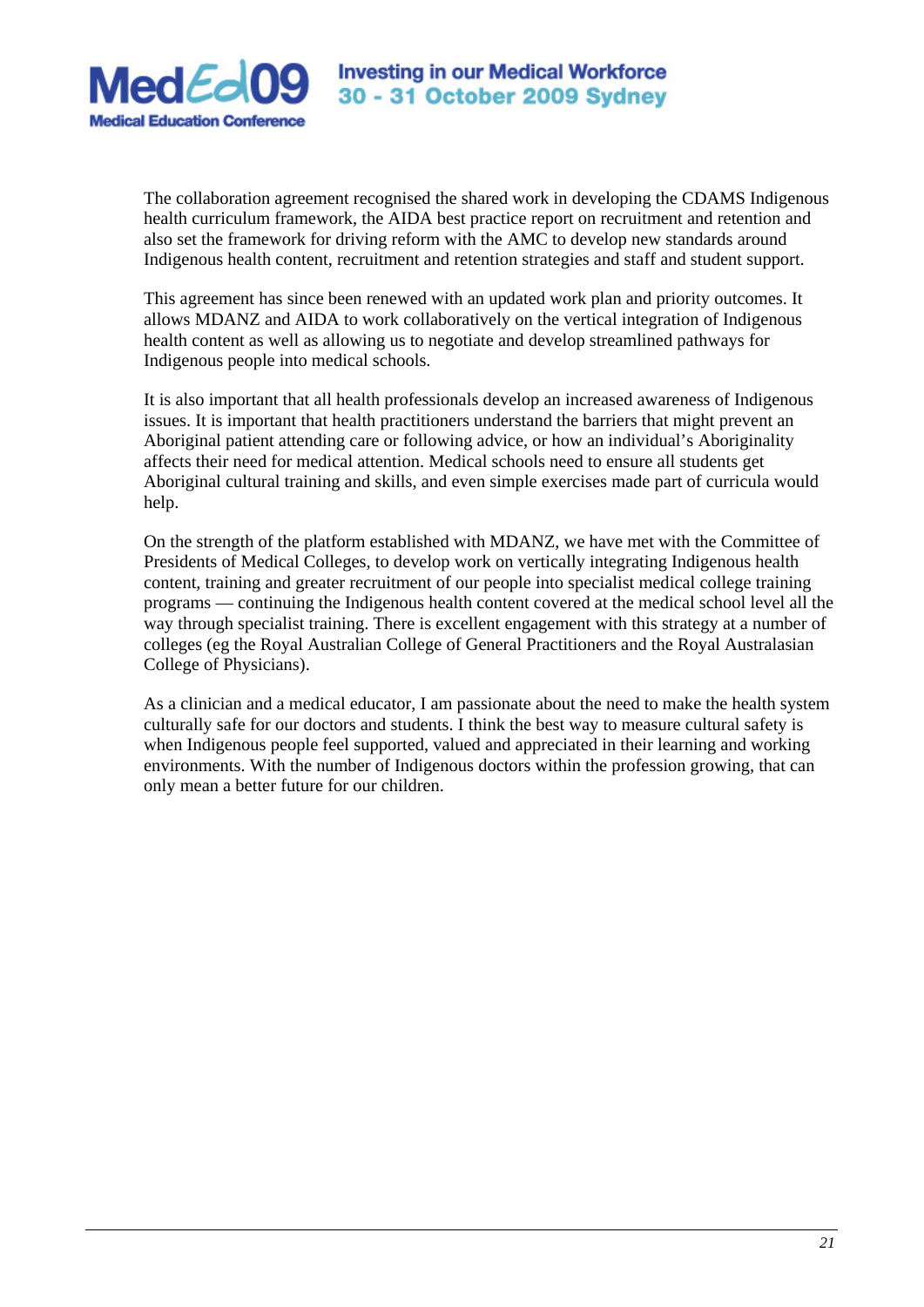The collaboration agreement recognised the shared work in developing the CDAMS Indigenous health curriculum framework, the AIDA best practice report on recruitment and retention and also set the framework for driving reform with the AMC to develop new standards around Indigenous health content, recruitment and retention strategies and staff and student support.

This agreement has since been renewed with an updated work plan and priority outcomes. It allows MDANZ and AIDA to work collaboratively on the vertical integration of Indigenous health content as well as allowing us to negotiate and develop streamlined pathways for Indigenous people into medical schools.

It is also important that all health professionals develop an increased awareness of Indigenous issues. It is important that health practitioners understand the barriers that might prevent an Aboriginal patient attending care or following advice, or how an individual's Aboriginality affects their need for medical attention. Medical schools need to ensure all students get Aboriginal cultural training and skills, and even simple exercises made part of curricula would help.

On the strength of the platform established with MDANZ, we have met with the Committee of Presidents of Medical Colleges, to develop work on vertically integrating Indigenous health content, training and greater recruitment of our people into specialist medical college training programs — continuing the Indigenous health content covered at the medical school level all the way through specialist training. There is excellent engagement with this strategy at a number of colleges (eg the Royal Australian College of General Practitioners and the Royal Australasian College of Physicians).

As a clinician and a medical educator, I am passionate about the need to make the health system culturally safe for our doctors and students. I think the best way to measure cultural safety is when Indigenous people feel supported, valued and appreciated in their learning and working environments. With the number of Indigenous doctors within the profession growing, that can only mean a better future for our children.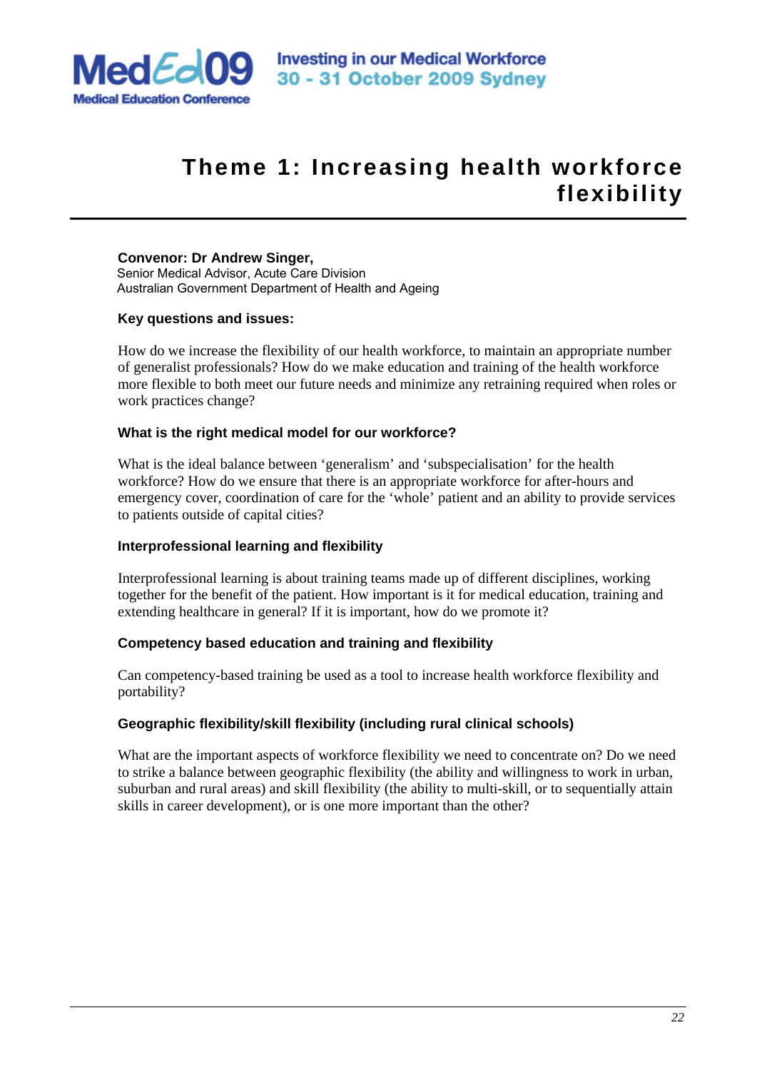# Theme 1: Increasing health workforce flexibility

**Convenor: Dr Andrew Singer,**
Senior Medical Advisor, Acute Care Division
Australian Government Department of Health and Ageing

**Key questions and issues:**

How do we increase the flexibility of our health workforce, to maintain an appropriate number of generalist professionals? How do we make education and training of the health workforce more flexible to both meet our future needs and minimize any retraining required when roles or work practices change?

**What is the right medical model for our workforce?**

What is the ideal balance between 'generalism' and 'subspecialisation' for the health workforce? How do we ensure that there is an appropriate workforce for after-hours and emergency cover, coordination of care for the 'whole' patient and an ability to provide services to patients outside of capital cities?

**Interprofessional learning and flexibility**

Interprofessional learning is about training teams made up of different disciplines, working together for the benefit of the patient. How important is it for medical education, training and extending healthcare in general? If it is important, how do we promote it?

**Competency based education and training and flexibility**

Can competency-based training be used as a tool to increase health workforce flexibility and portability?

**Geographic flexibility/skill flexibility (including rural clinical schools)**

What are the important aspects of workforce flexibility we need to concentrate on? Do we need to strike a balance between geographic flexibility (the ability and willingness to work in urban, suburban and rural areas) and skill flexibility (the ability to multi-skill, or to sequentially attain skills in career development), or is one more important than the other?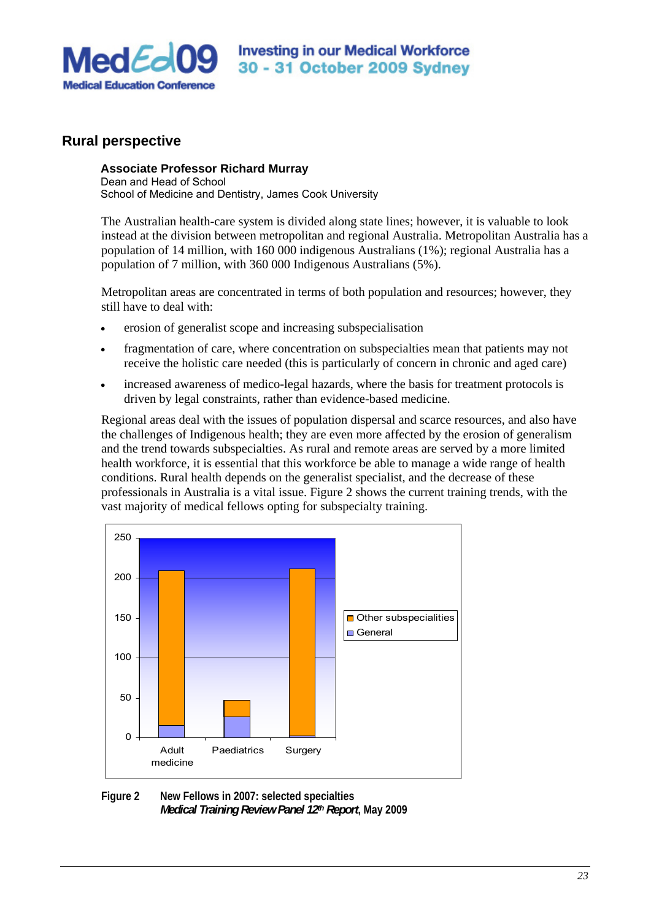## Rural perspective

**Associate Professor Richard Murray**
Dean and Head of School
School of Medicine and Dentistry, James Cook University

The Australian health-care system is divided along state lines; however, it is valuable to look instead at the division between metropolitan and regional Australia. Metropolitan Australia has a population of 14 million, with 160 000 indigenous Australians (1%); regional Australia has a population of 7 million, with 360 000 Indigenous Australians (5%).

Metropolitan areas are concentrated in terms of both population and resources; however, they still have to deal with:

- erosion of generalist scope and increasing subspecialisation
- fragmentation of care, where concentration on subspecialties mean that patients may not receive the holistic care needed (this is particularly of concern in chronic and aged care)
- increased awareness of medico-legal hazards, where the basis for treatment protocols is driven by legal constraints, rather than evidence-based medicine.

Regional areas deal with the issues of population dispersal and scarce resources, and also have the challenges of Indigenous health; they are even more affected by the erosion of generalism and the trend towards subspecialties. As rural and remote areas are served by a more limited health workforce, it is essential that this workforce be able to manage a wide range of health conditions. Rural health depends on the generalist specialist, and the decrease of these professionals in Australia is a vital issue. Figure 2 shows the current training trends, with the vast majority of medical fellows opting for subspecialty training.

**Figure 2** New Fellows in 2007: selected specialties
***Medical Training Review Panel 12th Report*, May 2009**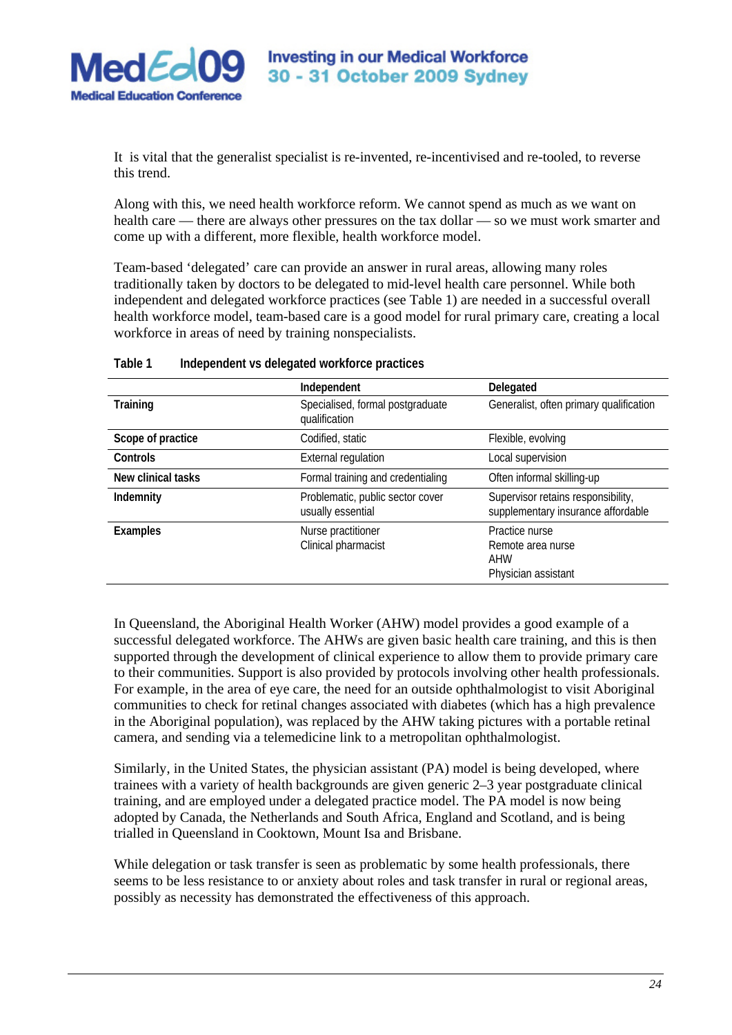It is vital that the generalist specialist is re-invented, re-incentivised and re-tooled, to reverse this trend.

Along with this, we need health workforce reform. We cannot spend as much as we want on health care — there are always other pressures on the tax dollar — so we must work smarter and come up with a different, more flexible, health workforce model.

Team-based 'delegated' care can provide an answer in rural areas, allowing many roles traditionally taken by doctors to be delegated to mid-level health care personnel. While both independent and delegated workforce practices (see Table 1) are needed in a successful overall health workforce model, team-based care is a good model for rural primary care, creating a local workforce in areas of need by training nonspecialists.

**Table 1 Independent vs delegated workforce practices**

| | Independent | Delegated |
|---|---|---|
| **Training** | Specialised, formal postgraduate qualification | Generalist, often primary qualification |
| **Scope of practice** | Codified, static | Flexible, evolving |
| **Controls** | External regulation | Local supervision |
| **New clinical tasks** | Formal training and credentialing | Often informal skilling-up |
| **Indemnity** | Problematic, public sector cover usually essential | Supervisor retains responsibility, supplementary insurance affordable |
| **Examples** | Nurse practitioner<br>Clinical pharmacist | Practice nurse<br>Remote area nurse<br>AHW<br>Physician assistant |

In Queensland, the Aboriginal Health Worker (AHW) model provides a good example of a successful delegated workforce. The AHWs are given basic health care training, and this is then supported through the development of clinical experience to allow them to provide primary care to their communities. Support is also provided by protocols involving other health professionals. For example, in the area of eye care, the need for an outside ophthalmologist to visit Aboriginal communities to check for retinal changes associated with diabetes (which has a high prevalence in the Aboriginal population), was replaced by the AHW taking pictures with a portable retinal camera, and sending via a telemedicine link to a metropolitan ophthalmologist.

Similarly, in the United States, the physician assistant (PA) model is being developed, where trainees with a variety of health backgrounds are given generic 2–3 year postgraduate clinical training, and are employed under a delegated practice model. The PA model is now being adopted by Canada, the Netherlands and South Africa, England and Scotland, and is being trialled in Queensland in Cooktown, Mount Isa and Brisbane.

While delegation or task transfer is seen as problematic by some health professionals, there seems to be less resistance to or anxiety about roles and task transfer in rural or regional areas, possibly as necessity has demonstrated the effectiveness of this approach.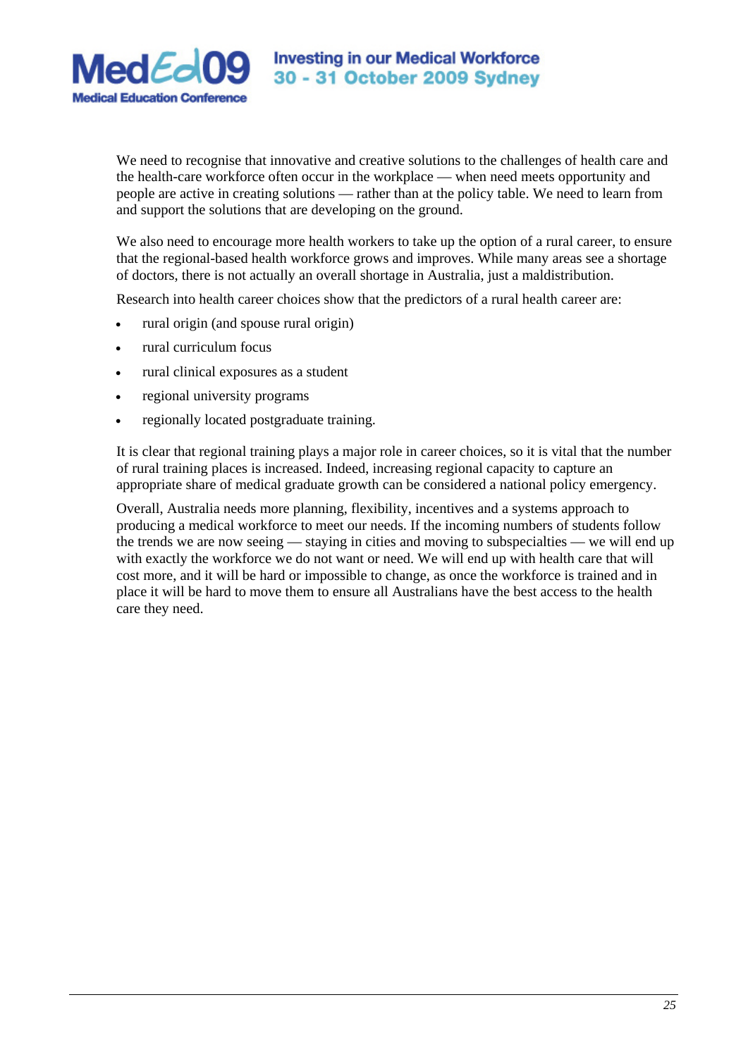We need to recognise that innovative and creative solutions to the challenges of health care and the health-care workforce often occur in the workplace — when need meets opportunity and people are active in creating solutions — rather than at the policy table. We need to learn from and support the solutions that are developing on the ground.

We also need to encourage more health workers to take up the option of a rural career, to ensure that the regional-based health workforce grows and improves. While many areas see a shortage of doctors, there is not actually an overall shortage in Australia, just a maldistribution.

Research into health career choices show that the predictors of a rural health career are:

- rural origin (and spouse rural origin)
- rural curriculum focus
- rural clinical exposures as a student
- regional university programs
- regionally located postgraduate training.

It is clear that regional training plays a major role in career choices, so it is vital that the number of rural training places is increased. Indeed, increasing regional capacity to capture an appropriate share of medical graduate growth can be considered a national policy emergency.

Overall, Australia needs more planning, flexibility, incentives and a systems approach to producing a medical workforce to meet our needs. If the incoming numbers of students follow the trends we are now seeing — staying in cities and moving to subspecialties — we will end up with exactly the workforce we do not want or need. We will end up with health care that will cost more, and it will be hard or impossible to change, as once the workforce is trained and in place it will be hard to move them to ensure all Australians have the best access to the health care they need.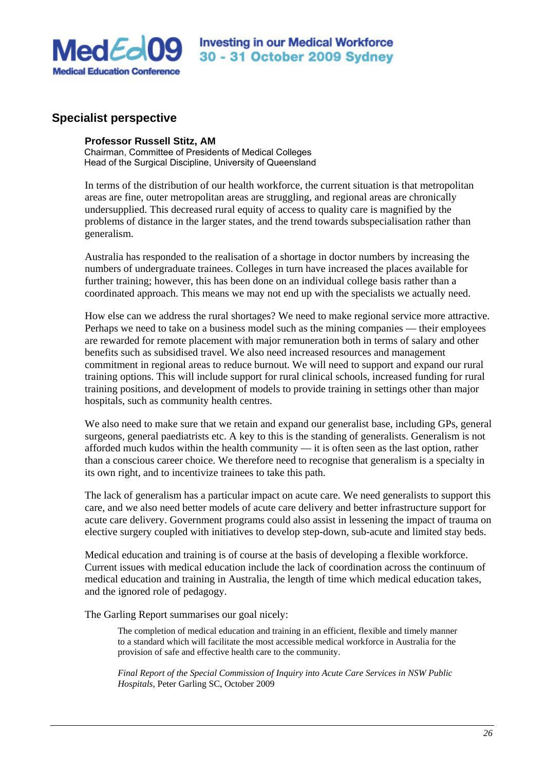## Specialist perspective

**Professor Russell Stitz, AM**
Chairman, Committee of Presidents of Medical Colleges
Head of the Surgical Discipline, University of Queensland

In terms of the distribution of our health workforce, the current situation is that metropolitan areas are fine, outer metropolitan areas are struggling, and regional areas are chronically undersupplied. This decreased rural equity of access to quality care is magnified by the problems of distance in the larger states, and the trend towards subspecialisation rather than generalism.

Australia has responded to the realisation of a shortage in doctor numbers by increasing the numbers of undergraduate trainees. Colleges in turn have increased the places available for further training; however, this has been done on an individual college basis rather than a coordinated approach. This means we may not end up with the specialists we actually need.

How else can we address the rural shortages? We need to make regional service more attractive. Perhaps we need to take on a business model such as the mining companies — their employees are rewarded for remote placement with major remuneration both in terms of salary and other benefits such as subsidised travel. We also need increased resources and management commitment in regional areas to reduce burnout. We will need to support and expand our rural training options. This will include support for rural clinical schools, increased funding for rural training positions, and development of models to provide training in settings other than major hospitals, such as community health centres.

We also need to make sure that we retain and expand our generalist base, including GPs, general surgeons, general paediatrists etc. A key to this is the standing of generalists. Generalism is not afforded much kudos within the health community — it is often seen as the last option, rather than a conscious career choice. We therefore need to recognise that generalism is a specialty in its own right, and to incentivize trainees to take this path.

The lack of generalism has a particular impact on acute care. We need generalists to support this care, and we also need better models of acute care delivery and better infrastructure support for acute care delivery. Government programs could also assist in lessening the impact of trauma on elective surgery coupled with initiatives to develop step-down, sub-acute and limited stay beds.

Medical education and training is of course at the basis of developing a flexible workforce. Current issues with medical education include the lack of coordination across the continuum of medical education and training in Australia, the length of time which medical education takes, and the ignored role of pedagogy.

The Garling Report summarises our goal nicely:

> The completion of medical education and training in an efficient, flexible and timely manner to a standard which will facilitate the most accessible medical workforce in Australia for the provision of safe and effective health care to the community.
>
> *Final Report of the Special Commission of Inquiry into Acute Care Services in NSW Public Hospitals,* Peter Garling SC, October 2009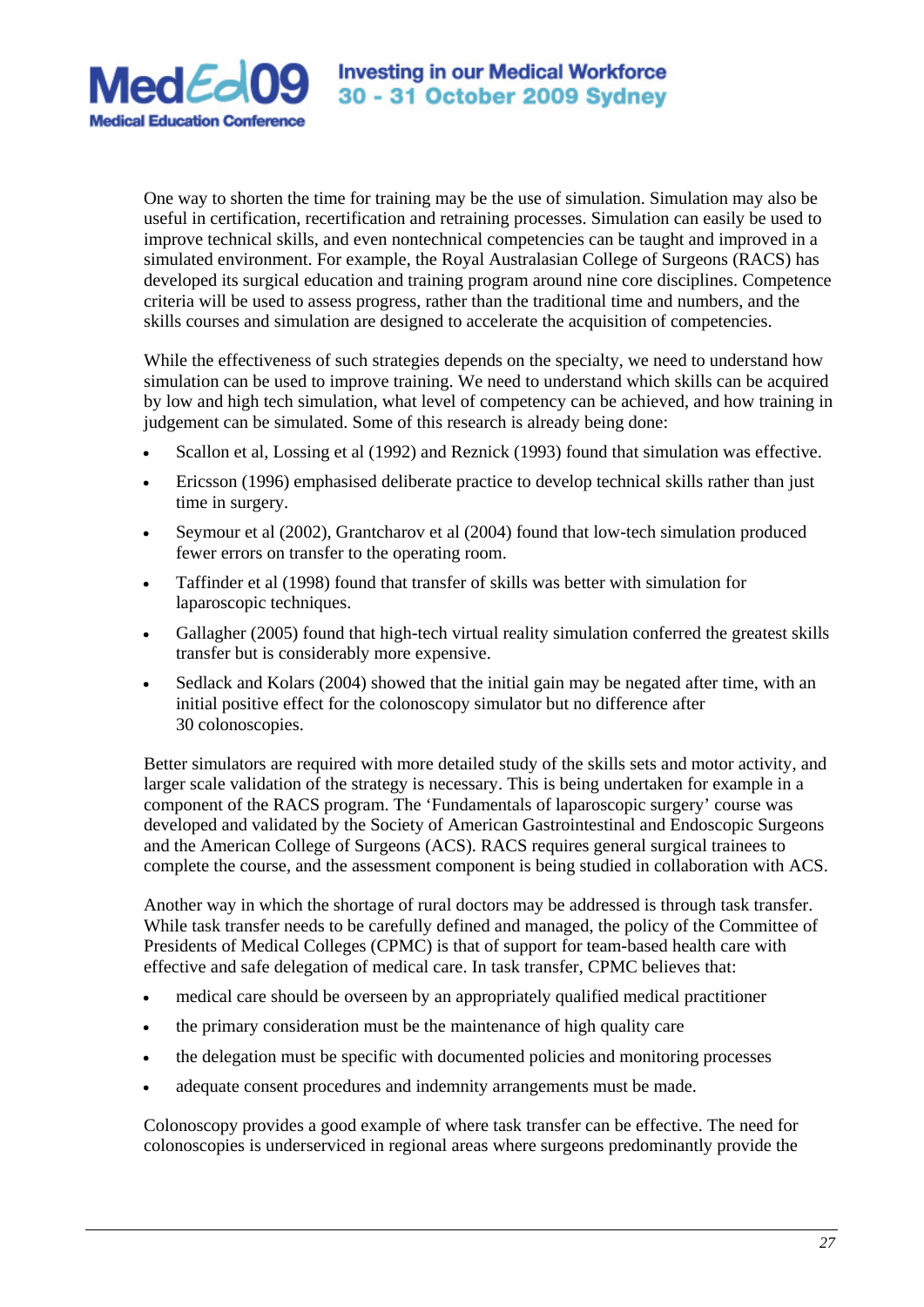One way to shorten the time for training may be the use of simulation. Simulation may also be useful in certification, recertification and retraining processes. Simulation can easily be used to improve technical skills, and even nontechnical competencies can be taught and improved in a simulated environment. For example, the Royal Australasian College of Surgeons (RACS) has developed its surgical education and training program around nine core disciplines. Competence criteria will be used to assess progress, rather than the traditional time and numbers, and the skills courses and simulation are designed to accelerate the acquisition of competencies.

While the effectiveness of such strategies depends on the specialty, we need to understand how simulation can be used to improve training. We need to understand which skills can be acquired by low and high tech simulation, what level of competency can be achieved, and how training in judgement can be simulated. Some of this research is already being done:

- Scallon et al, Lossing et al (1992) and Reznick (1993) found that simulation was effective.
- Ericsson (1996) emphasised deliberate practice to develop technical skills rather than just time in surgery.
- Seymour et al (2002), Grantcharov et al (2004) found that low-tech simulation produced fewer errors on transfer to the operating room.
- Taffinder et al (1998) found that transfer of skills was better with simulation for laparoscopic techniques.
- Gallagher (2005) found that high-tech virtual reality simulation conferred the greatest skills transfer but is considerably more expensive.
- Sedlack and Kolars (2004) showed that the initial gain may be negated after time, with an initial positive effect for the colonoscopy simulator but no difference after 30 colonoscopies.

Better simulators are required with more detailed study of the skills sets and motor activity, and larger scale validation of the strategy is necessary. This is being undertaken for example in a component of the RACS program. The 'Fundamentals of laparoscopic surgery' course was developed and validated by the Society of American Gastrointestinal and Endoscopic Surgeons and the American College of Surgeons (ACS). RACS requires general surgical trainees to complete the course, and the assessment component is being studied in collaboration with ACS.

Another way in which the shortage of rural doctors may be addressed is through task transfer. While task transfer needs to be carefully defined and managed, the policy of the Committee of Presidents of Medical Colleges (CPMC) is that of support for team-based health care with effective and safe delegation of medical care. In task transfer, CPMC believes that:

- medical care should be overseen by an appropriately qualified medical practitioner
- the primary consideration must be the maintenance of high quality care
- the delegation must be specific with documented policies and monitoring processes
- adequate consent procedures and indemnity arrangements must be made.

Colonoscopy provides a good example of where task transfer can be effective. The need for colonoscopies is underserviced in regional areas where surgeons predominantly provide the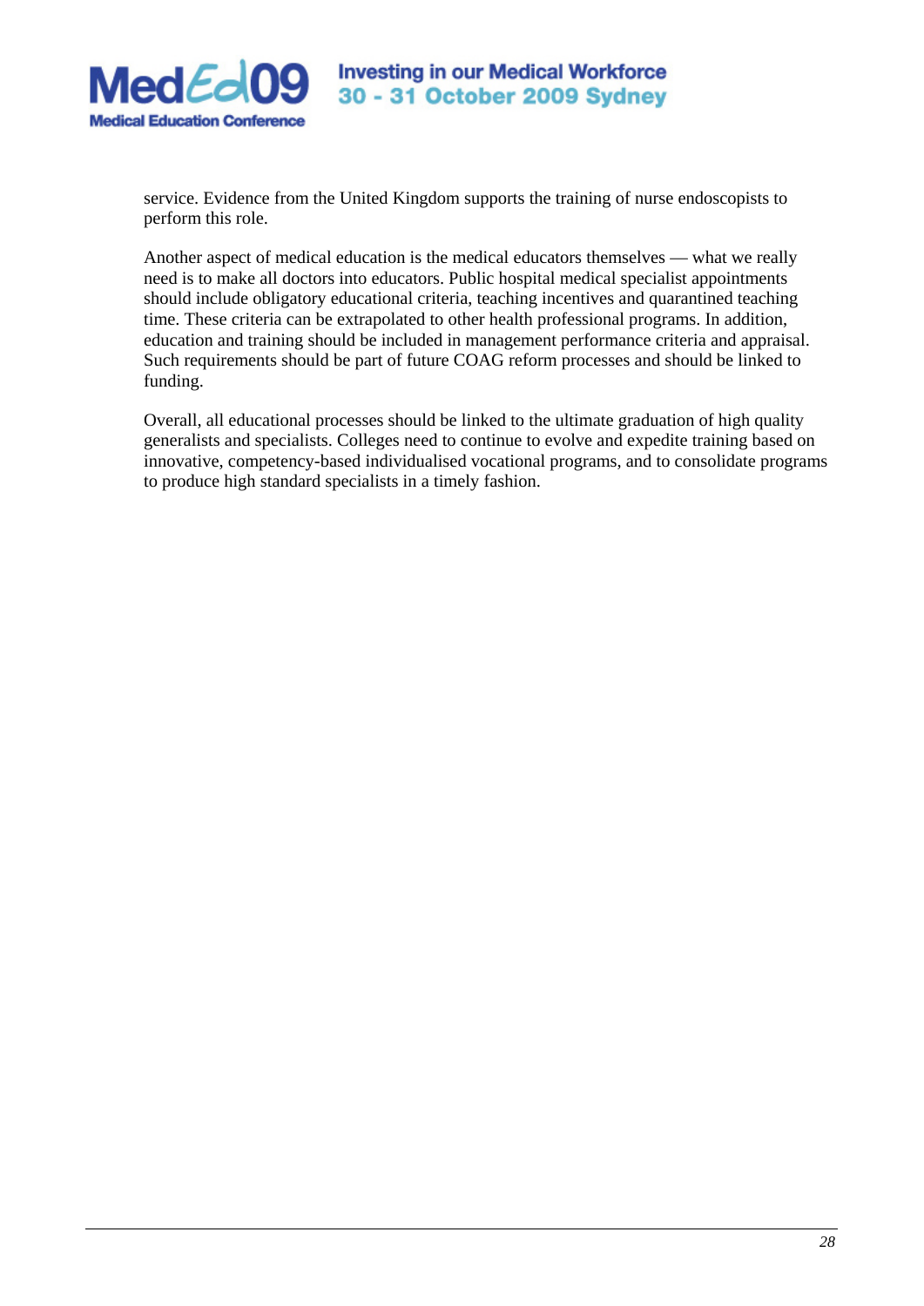service. Evidence from the United Kingdom supports the training of nurse endoscopists to perform this role.

Another aspect of medical education is the medical educators themselves — what we really need is to make all doctors into educators. Public hospital medical specialist appointments should include obligatory educational criteria, teaching incentives and quarantined teaching time. These criteria can be extrapolated to other health professional programs. In addition, education and training should be included in management performance criteria and appraisal. Such requirements should be part of future COAG reform processes and should be linked to funding.

Overall, all educational processes should be linked to the ultimate graduation of high quality generalists and specialists. Colleges need to continue to evolve and expedite training based on innovative, competency-based individualised vocational programs, and to consolidate programs to produce high standard specialists in a timely fashion.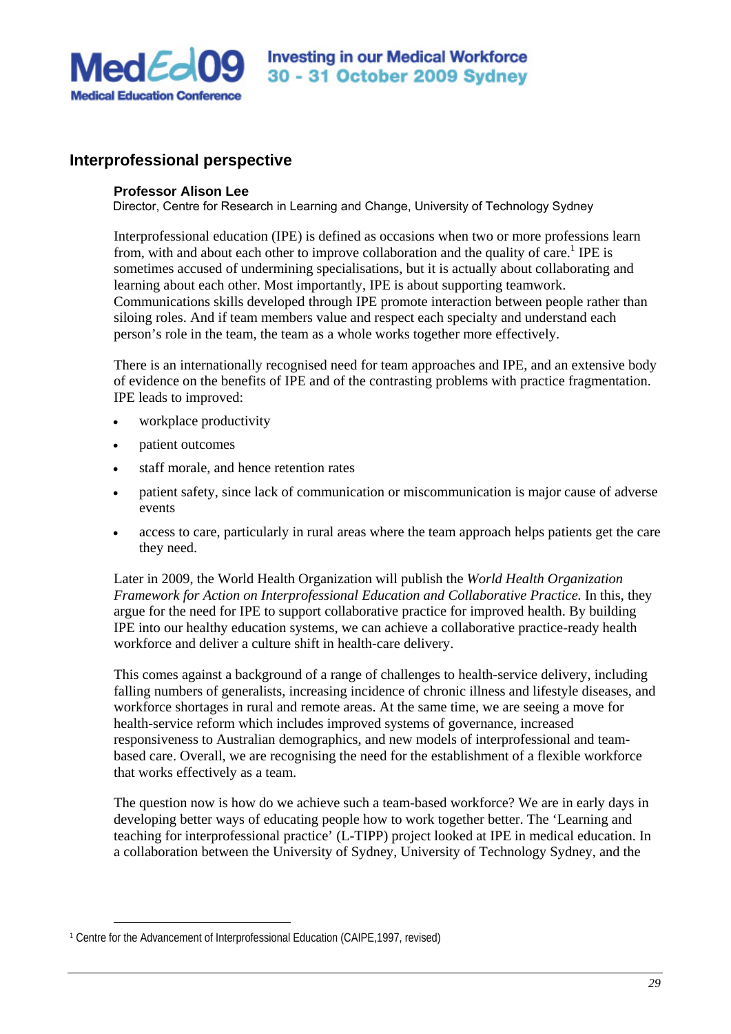## Interprofessional perspective

**Professor Alison Lee**
Director, Centre for Research in Learning and Change, University of Technology Sydney

Interprofessional education (IPE) is defined as occasions when two or more professions learn from, with and about each other to improve collaboration and the quality of care.[1] IPE is sometimes accused of undermining specialisations, but it is actually about collaborating and learning about each other. Most importantly, IPE is about supporting teamwork. Communications skills developed through IPE promote interaction between people rather than siloing roles. And if team members value and respect each specialty and understand each person's role in the team, the team as a whole works together more effectively.

There is an internationally recognised need for team approaches and IPE, and an extensive body of evidence on the benefits of IPE and of the contrasting problems with practice fragmentation. IPE leads to improved:

- workplace productivity
- patient outcomes
- staff morale, and hence retention rates
- patient safety, since lack of communication or miscommunication is major cause of adverse events
- access to care, particularly in rural areas where the team approach helps patients get the care they need.

Later in 2009, the World Health Organization will publish the *World Health Organization Framework for Action on Interprofessional Education and Collaborative Practice.* In this, they argue for the need for IPE to support collaborative practice for improved health. By building IPE into our healthy education systems, we can achieve a collaborative practice-ready health workforce and deliver a culture shift in health-care delivery.

This comes against a background of a range of challenges to health-service delivery, including falling numbers of generalists, increasing incidence of chronic illness and lifestyle diseases, and workforce shortages in rural and remote areas. At the same time, we are seeing a move for health-service reform which includes improved systems of governance, increased responsiveness to Australian demographics, and new models of interprofessional and team-based care. Overall, we are recognising the need for the establishment of a flexible workforce that works effectively as a team.

The question now is how do we achieve such a team-based workforce? We are in early days in developing better ways of educating people how to work together better. The 'Learning and teaching for interprofessional practice' (L-TIPP) project looked at IPE in medical education. In a collaboration between the University of Sydney, University of Technology Sydney, and the

---

[1] Centre for the Advancement of Interprofessional Education (CAIPE,1997, revised)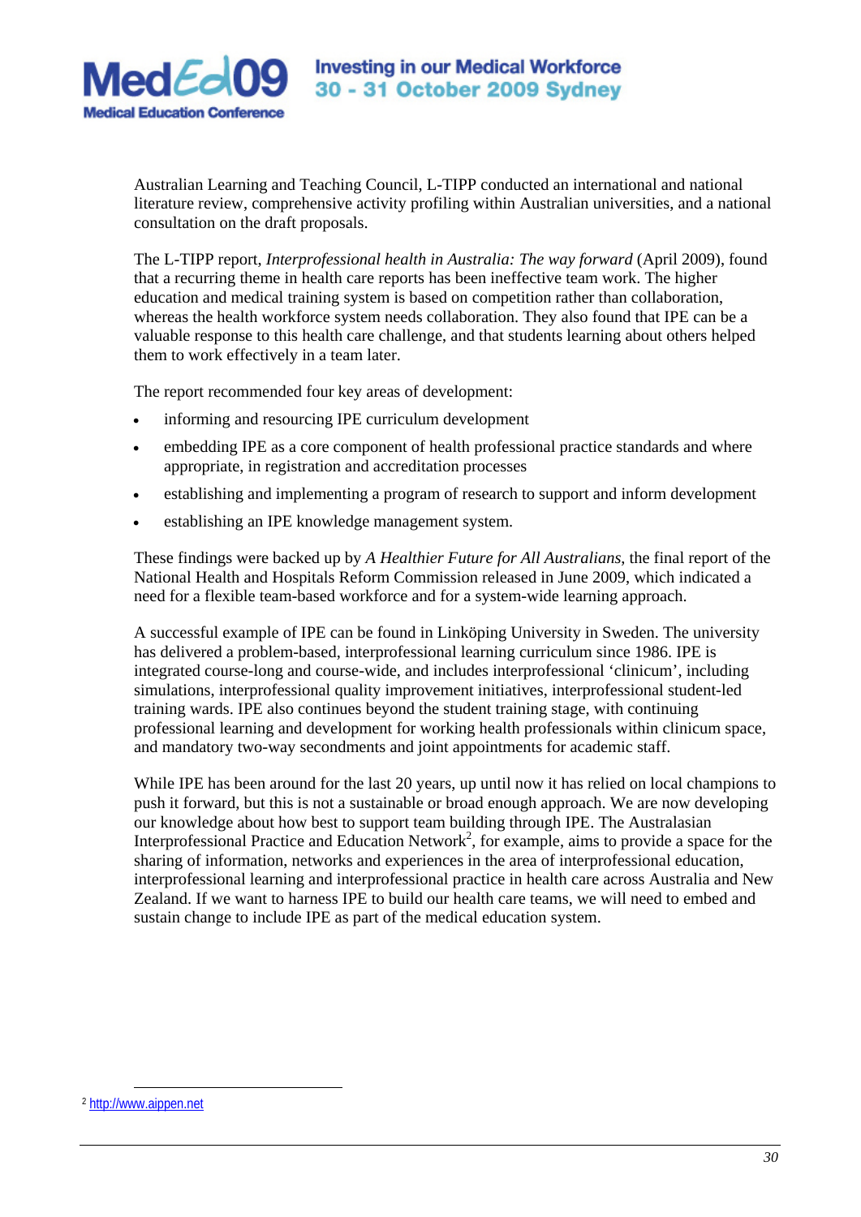Australian Learning and Teaching Council, L-TIPP conducted an international and national literature review, comprehensive activity profiling within Australian universities, and a national consultation on the draft proposals.

The L-TIPP report, *Interprofessional health in Australia: The way forward* (April 2009), found that a recurring theme in health care reports has been ineffective team work. The higher education and medical training system is based on competition rather than collaboration, whereas the health workforce system needs collaboration. They also found that IPE can be a valuable response to this health care challenge, and that students learning about others helped them to work effectively in a team later.

The report recommended four key areas of development:

- informing and resourcing IPE curriculum development
- embedding IPE as a core component of health professional practice standards and where appropriate, in registration and accreditation processes
- establishing and implementing a program of research to support and inform development
- establishing an IPE knowledge management system.

These findings were backed up by *A Healthier Future for All Australians*, the final report of the National Health and Hospitals Reform Commission released in June 2009, which indicated a need for a flexible team-based workforce and for a system-wide learning approach.

A successful example of IPE can be found in Linköping University in Sweden. The university has delivered a problem-based, interprofessional learning curriculum since 1986. IPE is integrated course-long and course-wide, and includes interprofessional 'clinicum', including simulations, interprofessional quality improvement initiatives, interprofessional student-led training wards. IPE also continues beyond the student training stage, with continuing professional learning and development for working health professionals within clinicum space, and mandatory two-way secondments and joint appointments for academic staff.

While IPE has been around for the last 20 years, up until now it has relied on local champions to push it forward, but this is not a sustainable or broad enough approach. We are now developing our knowledge about how best to support team building through IPE. The Australasian Interprofessional Practice and Education Network[2], for example, aims to provide a space for the sharing of information, networks and experiences in the area of interprofessional education, interprofessional learning and interprofessional practice in health care across Australia and New Zealand. If we want to harness IPE to build our health care teams, we will need to embed and sustain change to include IPE as part of the medical education system.

[2] http://www.aippen.net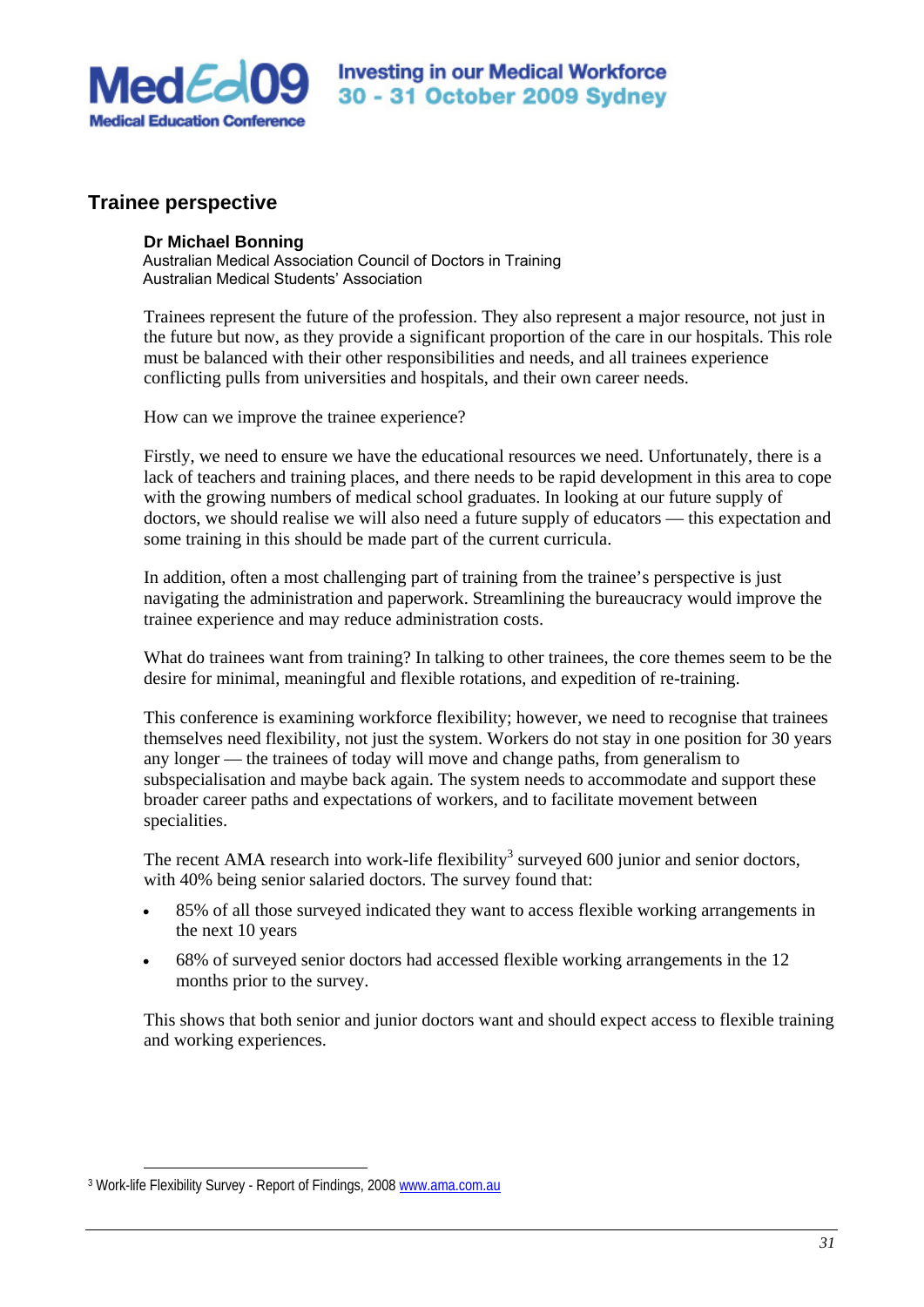## Trainee perspective

**Dr Michael Bonning**
Australian Medical Association Council of Doctors in Training
Australian Medical Students' Association

Trainees represent the future of the profession. They also represent a major resource, not just in the future but now, as they provide a significant proportion of the care in our hospitals. This role must be balanced with their other responsibilities and needs, and all trainees experience conflicting pulls from universities and hospitals, and their own career needs.

How can we improve the trainee experience?

Firstly, we need to ensure we have the educational resources we need. Unfortunately, there is a lack of teachers and training places, and there needs to be rapid development in this area to cope with the growing numbers of medical school graduates. In looking at our future supply of doctors, we should realise we will also need a future supply of educators — this expectation and some training in this should be made part of the current curricula.

In addition, often a most challenging part of training from the trainee's perspective is just navigating the administration and paperwork. Streamlining the bureaucracy would improve the trainee experience and may reduce administration costs.

What do trainees want from training? In talking to other trainees, the core themes seem to be the desire for minimal, meaningful and flexible rotations, and expedition of re-training.

This conference is examining workforce flexibility; however, we need to recognise that trainees themselves need flexibility, not just the system. Workers do not stay in one position for 30 years any longer — the trainees of today will move and change paths, from generalism to subspecialisation and maybe back again. The system needs to accommodate and support these broader career paths and expectations of workers, and to facilitate movement between specialities.

The recent AMA research into work-life flexibility[3] surveyed 600 junior and senior doctors, with 40% being senior salaried doctors. The survey found that:

- 85% of all those surveyed indicated they want to access flexible working arrangements in the next 10 years
- 68% of surveyed senior doctors had accessed flexible working arrangements in the 12 months prior to the survey.

This shows that both senior and junior doctors want and should expect access to flexible training and working experiences.

---

[3] Work-life Flexibility Survey - Report of Findings, 2008 www.ama.com.au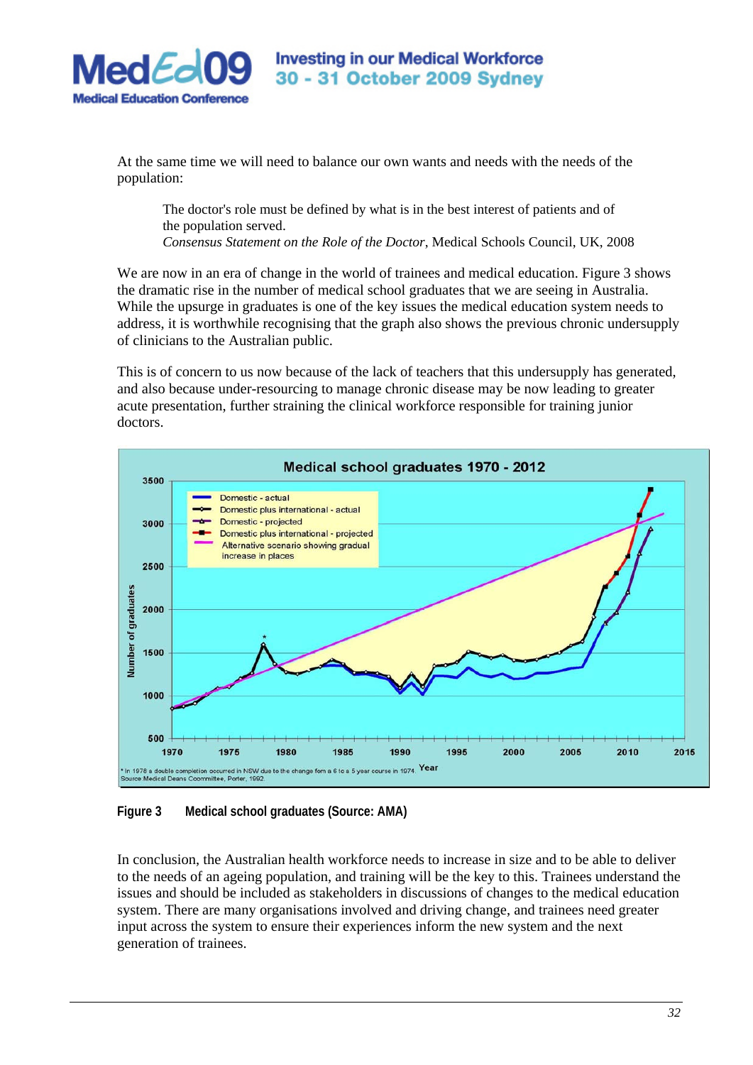At the same time we will need to balance our own wants and needs with the needs of the population:

> The doctor's role must be defined by what is in the best interest of patients and of the population served.
> *Consensus Statement on the Role of the Doctor*, Medical Schools Council, UK, 2008

We are now in an era of change in the world of trainees and medical education. Figure 3 shows the dramatic rise in the number of medical school graduates that we are seeing in Australia. While the upsurge in graduates is one of the key issues the medical education system needs to address, it is worthwhile recognising that the graph also shows the previous chronic undersupply of clinicians to the Australian public.

This is of concern to us now because of the lack of teachers that this undersupply has generated, and also because under-resourcing to manage chronic disease may be now leading to greater acute presentation, further straining the clinical workforce responsible for training junior doctors.

**Figure 3 Medical school graduates (Source: AMA)**

In conclusion, the Australian health workforce needs to increase in size and to be able to deliver to the needs of an ageing population, and training will be the key to this. Trainees understand the issues and should be included as stakeholders in discussions of changes to the medical education system. There are many organisations involved and driving change, and trainees need greater input across the system to ensure their experiences inform the new system and the next generation of trainees.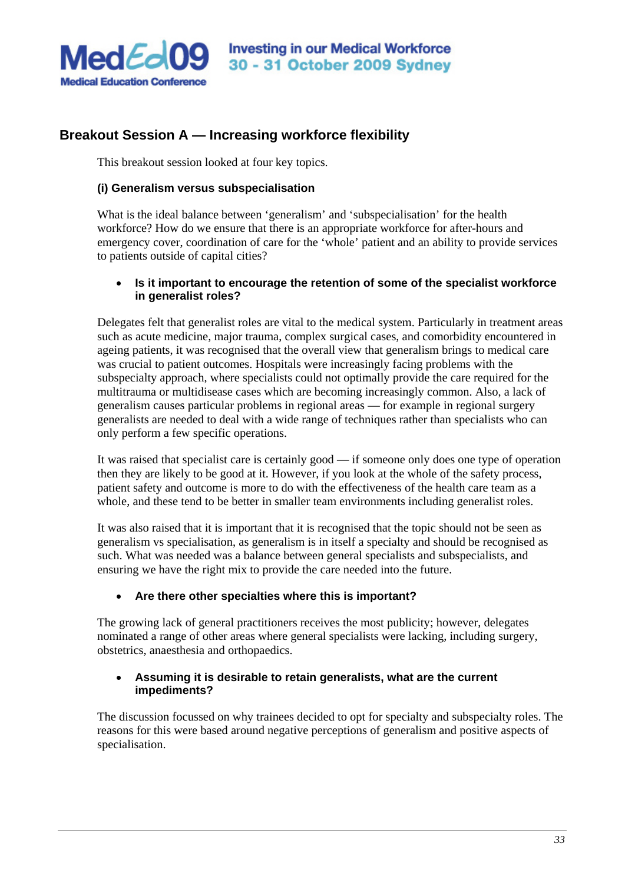## Breakout Session A — Increasing workforce flexibility

This breakout session looked at four key topics.

### (i) Generalism versus subspecialisation

What is the ideal balance between 'generalism' and 'subspecialisation' for the health workforce? How do we ensure that there is an appropriate workforce for after-hours and emergency cover, coordination of care for the 'whole' patient and an ability to provide services to patients outside of capital cities?

- **Is it important to encourage the retention of some of the specialist workforce in generalist roles?**

Delegates felt that generalist roles are vital to the medical system. Particularly in treatment areas such as acute medicine, major trauma, complex surgical cases, and comorbidity encountered in ageing patients, it was recognised that the overall view that generalism brings to medical care was crucial to patient outcomes. Hospitals were increasingly facing problems with the subspecialty approach, where specialists could not optimally provide the care required for the multitrauma or multidisease cases which are becoming increasingly common. Also, a lack of generalism causes particular problems in regional areas — for example in regional surgery generalists are needed to deal with a wide range of techniques rather than specialists who can only perform a few specific operations.

It was raised that specialist care is certainly good — if someone only does one type of operation then they are likely to be good at it. However, if you look at the whole of the safety process, patient safety and outcome is more to do with the effectiveness of the health care team as a whole, and these tend to be better in smaller team environments including generalist roles.

It was also raised that it is important that it is recognised that the topic should not be seen as generalism vs specialisation, as generalism is in itself a specialty and should be recognised as such. What was needed was a balance between general specialists and subspecialists, and ensuring we have the right mix to provide the care needed into the future.

- **Are there other specialties where this is important?**

The growing lack of general practitioners receives the most publicity; however, delegates nominated a range of other areas where general specialists were lacking, including surgery, obstetrics, anaesthesia and orthopaedics.

- **Assuming it is desirable to retain generalists, what are the current impediments?**

The discussion focussed on why trainees decided to opt for specialty and subspecialty roles. The reasons for this were based around negative perceptions of generalism and positive aspects of specialisation.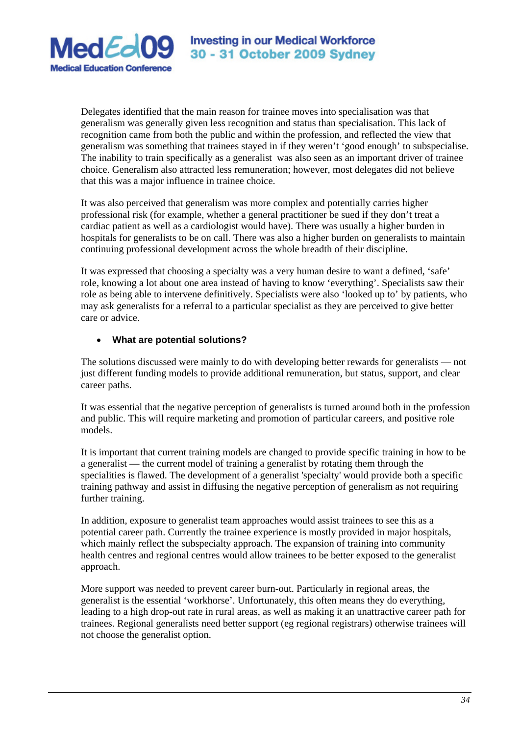Delegates identified that the main reason for trainee moves into specialisation was that generalism was generally given less recognition and status than specialisation. This lack of recognition came from both the public and within the profession, and reflected the view that generalism was something that trainees stayed in if they weren't 'good enough' to subspecialise. The inability to train specifically as a generalist was also seen as an important driver of trainee choice. Generalism also attracted less remuneration; however, most delegates did not believe that this was a major influence in trainee choice.

It was also perceived that generalism was more complex and potentially carries higher professional risk (for example, whether a general practitioner be sued if they don't treat a cardiac patient as well as a cardiologist would have). There was usually a higher burden in hospitals for generalists to be on call. There was also a higher burden on generalists to maintain continuing professional development across the whole breadth of their discipline.

It was expressed that choosing a specialty was a very human desire to want a defined, 'safe' role, knowing a lot about one area instead of having to know 'everything'. Specialists saw their role as being able to intervene definitively. Specialists were also 'looked up to' by patients, who may ask generalists for a referral to a particular specialist as they are perceived to give better care or advice.

- **What are potential solutions?**

The solutions discussed were mainly to do with developing better rewards for generalists — not just different funding models to provide additional remuneration, but status, support, and clear career paths.

It was essential that the negative perception of generalists is turned around both in the profession and public. This will require marketing and promotion of particular careers, and positive role models.

It is important that current training models are changed to provide specific training in how to be a generalist — the current model of training a generalist by rotating them through the specialities is flawed. The development of a generalist 'specialty' would provide both a specific training pathway and assist in diffusing the negative perception of generalism as not requiring further training.

In addition, exposure to generalist team approaches would assist trainees to see this as a potential career path. Currently the trainee experience is mostly provided in major hospitals, which mainly reflect the subspecialty approach. The expansion of training into community health centres and regional centres would allow trainees to be better exposed to the generalist approach.

More support was needed to prevent career burn-out. Particularly in regional areas, the generalist is the essential 'workhorse'. Unfortunately, this often means they do everything, leading to a high drop-out rate in rural areas, as well as making it an unattractive career path for trainees. Regional generalists need better support (eg regional registrars) otherwise trainees will not choose the generalist option.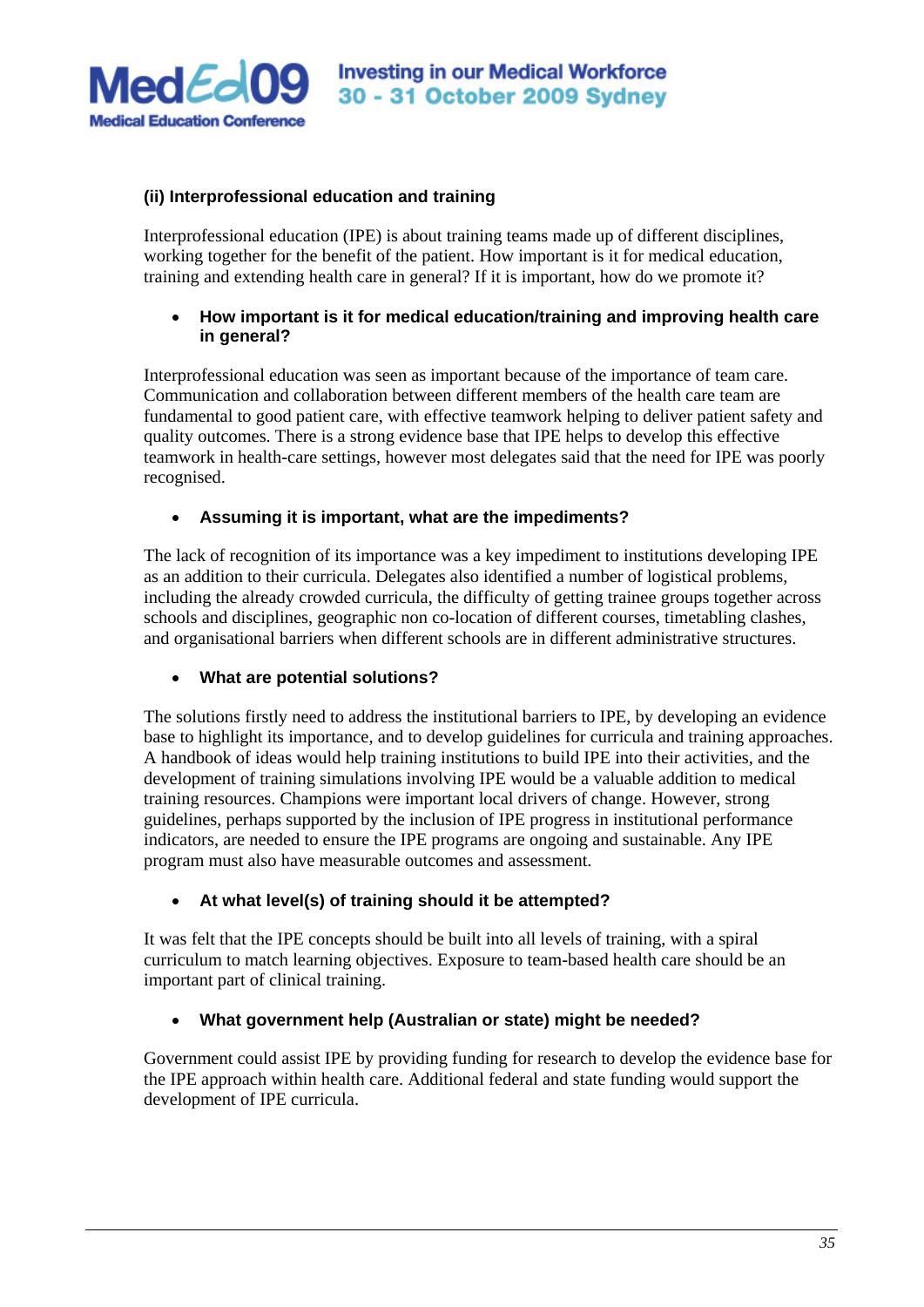### (ii) Interprofessional education and training

Interprofessional education (IPE) is about training teams made up of different disciplines, working together for the benefit of the patient. How important is it for medical education, training and extending health care in general? If it is important, how do we promote it?

- **How important is it for medical education/training and improving health care in general?**

Interprofessional education was seen as important because of the importance of team care. Communication and collaboration between different members of the health care team are fundamental to good patient care, with effective teamwork helping to deliver patient safety and quality outcomes. There is a strong evidence base that IPE helps to develop this effective teamwork in health-care settings, however most delegates said that the need for IPE was poorly recognised.

- **Assuming it is important, what are the impediments?**

The lack of recognition of its importance was a key impediment to institutions developing IPE as an addition to their curricula. Delegates also identified a number of logistical problems, including the already crowded curricula, the difficulty of getting trainee groups together across schools and disciplines, geographic non co-location of different courses, timetabling clashes, and organisational barriers when different schools are in different administrative structures.

- **What are potential solutions?**

The solutions firstly need to address the institutional barriers to IPE, by developing an evidence base to highlight its importance, and to develop guidelines for curricula and training approaches. A handbook of ideas would help training institutions to build IPE into their activities, and the development of training simulations involving IPE would be a valuable addition to medical training resources. Champions were important local drivers of change. However, strong guidelines, perhaps supported by the inclusion of IPE progress in institutional performance indicators, are needed to ensure the IPE programs are ongoing and sustainable. Any IPE program must also have measurable outcomes and assessment.

- **At what level(s) of training should it be attempted?**

It was felt that the IPE concepts should be built into all levels of training, with a spiral curriculum to match learning objectives. Exposure to team-based health care should be an important part of clinical training.

- **What government help (Australian or state) might be needed?**

Government could assist IPE by providing funding for research to develop the evidence base for the IPE approach within health care. Additional federal and state funding would support the development of IPE curricula.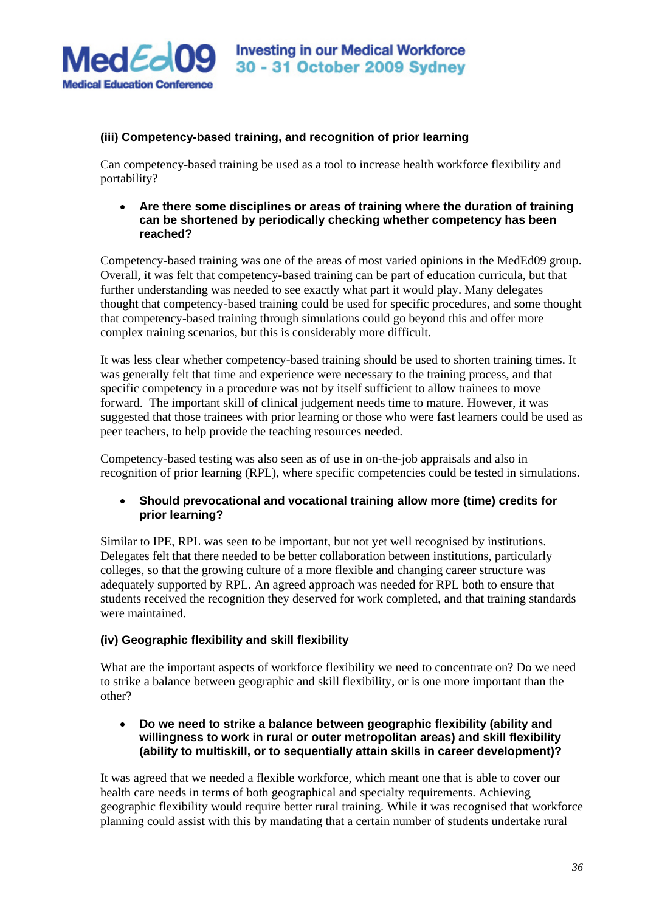### (iii) Competency-based training, and recognition of prior learning

Can competency-based training be used as a tool to increase health workforce flexibility and portability?

- **Are there some disciplines or areas of training where the duration of training can be shortened by periodically checking whether competency has been reached?**

Competency-based training was one of the areas of most varied opinions in the MedEd09 group. Overall, it was felt that competency-based training can be part of education curricula, but that further understanding was needed to see exactly what part it would play. Many delegates thought that competency-based training could be used for specific procedures, and some thought that competency-based training through simulations could go beyond this and offer more complex training scenarios, but this is considerably more difficult.

It was less clear whether competency-based training should be used to shorten training times. It was generally felt that time and experience were necessary to the training process, and that specific competency in a procedure was not by itself sufficient to allow trainees to move forward. The important skill of clinical judgement needs time to mature. However, it was suggested that those trainees with prior learning or those who were fast learners could be used as peer teachers, to help provide the teaching resources needed.

Competency-based testing was also seen as of use in on-the-job appraisals and also in recognition of prior learning (RPL), where specific competencies could be tested in simulations.

- **Should prevocational and vocational training allow more (time) credits for prior learning?**

Similar to IPE, RPL was seen to be important, but not yet well recognised by institutions. Delegates felt that there needed to be better collaboration between institutions, particularly colleges, so that the growing culture of a more flexible and changing career structure was adequately supported by RPL. An agreed approach was needed for RPL both to ensure that students received the recognition they deserved for work completed, and that training standards were maintained.

### (iv) Geographic flexibility and skill flexibility

What are the important aspects of workforce flexibility we need to concentrate on? Do we need to strike a balance between geographic and skill flexibility, or is one more important than the other?

- **Do we need to strike a balance between geographic flexibility (ability and willingness to work in rural or outer metropolitan areas) and skill flexibility (ability to multiskill, or to sequentially attain skills in career development)?**

It was agreed that we needed a flexible workforce, which meant one that is able to cover our health care needs in terms of both geographical and specialty requirements. Achieving geographic flexibility would require better rural training. While it was recognised that workforce planning could assist with this by mandating that a certain number of students undertake rural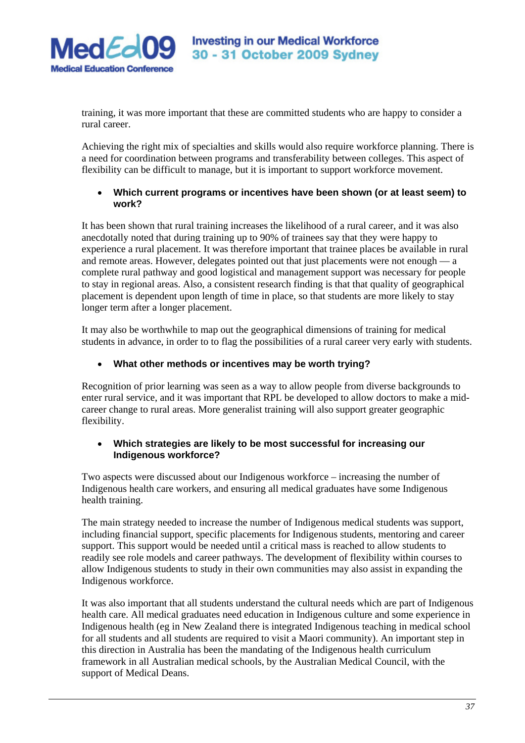training, it was more important that these are committed students who are happy to consider a rural career.

Achieving the right mix of specialties and skills would also require workforce planning. There is a need for coordination between programs and transferability between colleges. This aspect of flexibility can be difficult to manage, but it is important to support workforce movement.

- **Which current programs or incentives have been shown (or at least seem) to work?**

It has been shown that rural training increases the likelihood of a rural career, and it was also anecdotally noted that during training up to 90% of trainees say that they were happy to experience a rural placement. It was therefore important that trainee places be available in rural and remote areas. However, delegates pointed out that just placements were not enough — a complete rural pathway and good logistical and management support was necessary for people to stay in regional areas. Also, a consistent research finding is that that quality of geographical placement is dependent upon length of time in place, so that students are more likely to stay longer term after a longer placement.

It may also be worthwhile to map out the geographical dimensions of training for medical students in advance, in order to to flag the possibilities of a rural career very early with students.

- **What other methods or incentives may be worth trying?**

Recognition of prior learning was seen as a way to allow people from diverse backgrounds to enter rural service, and it was important that RPL be developed to allow doctors to make a mid-career change to rural areas. More generalist training will also support greater geographic flexibility.

- **Which strategies are likely to be most successful for increasing our Indigenous workforce?**

Two aspects were discussed about our Indigenous workforce – increasing the number of Indigenous health care workers, and ensuring all medical graduates have some Indigenous health training.

The main strategy needed to increase the number of Indigenous medical students was support, including financial support, specific placements for Indigenous students, mentoring and career support. This support would be needed until a critical mass is reached to allow students to readily see role models and career pathways. The development of flexibility within courses to allow Indigenous students to study in their own communities may also assist in expanding the Indigenous workforce.

It was also important that all students understand the cultural needs which are part of Indigenous health care. All medical graduates need education in Indigenous culture and some experience in Indigenous health (eg in New Zealand there is integrated Indigenous teaching in medical school for all students and all students are required to visit a Maori community). An important step in this direction in Australia has been the mandating of the Indigenous health curriculum framework in all Australian medical schools, by the Australian Medical Council, with the support of Medical Deans.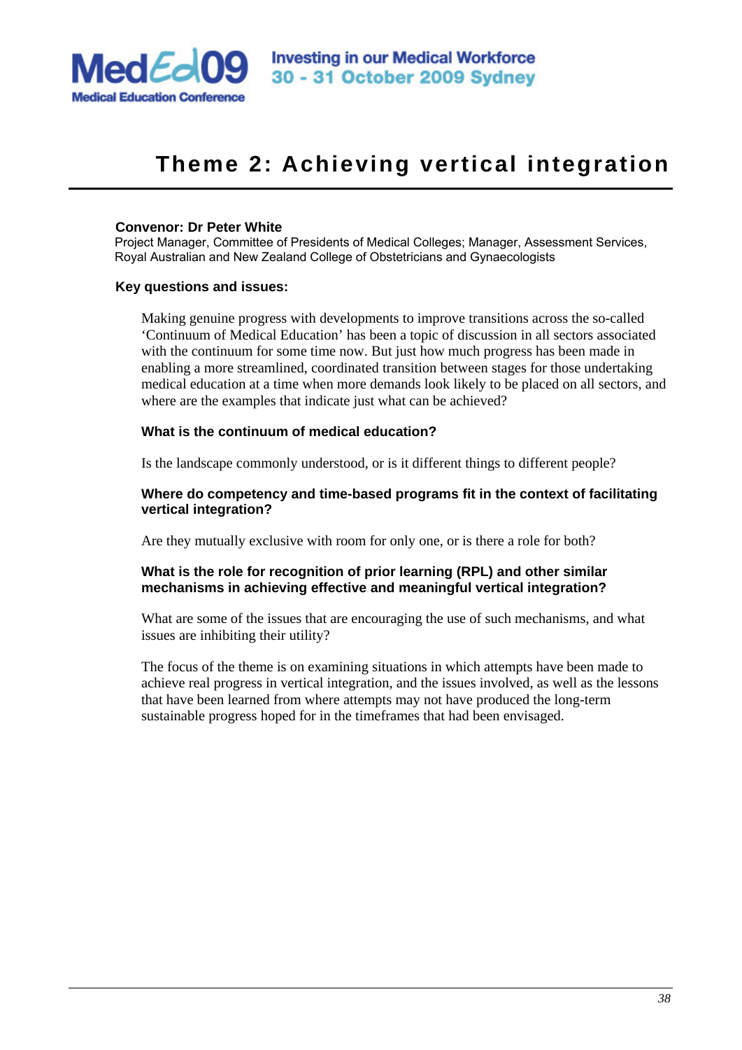# Theme 2: Achieving vertical integration

**Convenor: Dr Peter White**
Project Manager, Committee of Presidents of Medical Colleges; Manager, Assessment Services, Royal Australian and New Zealand College of Obstetricians and Gynaecologists

**Key questions and issues:**

Making genuine progress with developments to improve transitions across the so-called 'Continuum of Medical Education' has been a topic of discussion in all sectors associated with the continuum for some time now. But just how much progress has been made in enabling a more streamlined, coordinated transition between stages for those undertaking medical education at a time when more demands look likely to be placed on all sectors, and where are the examples that indicate just what can be achieved?

**What is the continuum of medical education?**

Is the landscape commonly understood, or is it different things to different people?

**Where do competency and time-based programs fit in the context of facilitating vertical integration?**

Are they mutually exclusive with room for only one, or is there a role for both?

**What is the role for recognition of prior learning (RPL) and other similar mechanisms in achieving effective and meaningful vertical integration?**

What are some of the issues that are encouraging the use of such mechanisms, and what issues are inhibiting their utility?

The focus of the theme is on examining situations in which attempts have been made to achieve real progress in vertical integration, and the issues involved, as well as the lessons that have been learned from where attempts may not have produced the long-term sustainable progress hoped for in the timeframes that had been envisaged.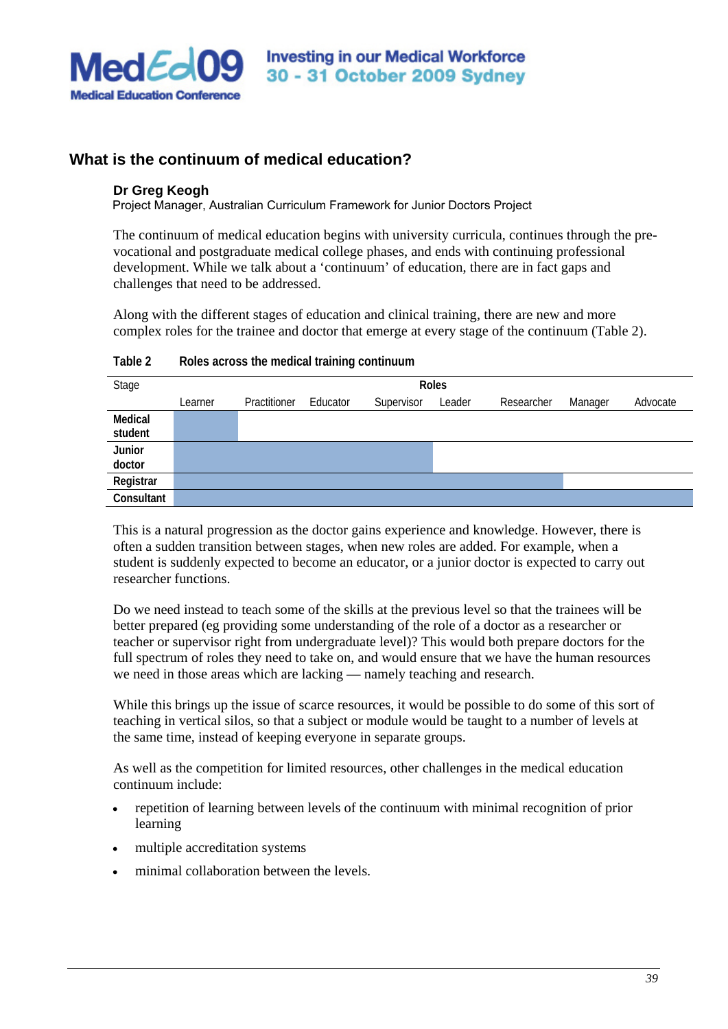## What is the continuum of medical education?

**Dr Greg Keogh**
Project Manager, Australian Curriculum Framework for Junior Doctors Project

The continuum of medical education begins with university curricula, continues through the pre-vocational and postgraduate medical college phases, and ends with continuing professional development. While we talk about a 'continuum' of education, there are in fact gaps and challenges that need to be addressed.

Along with the different stages of education and clinical training, there are new and more complex roles for the trainee and doctor that emerge at every stage of the continuum (Table 2).

**Table 2 Roles across the medical training continuum**

| Stage | Roles | | | | | | | |
|---|---|---|---|---|---|---|---|---|
| | Learner | Practitioner | Educator | Supervisor | Leader | Researcher | Manager | Advocate |
| **Medical student** | ■ | | | | | | | |
| **Junior doctor** | ■ | ■ | ■ | ■ | | | | |
| **Registrar** | ■ | ■ | ■ | ■ | ■ | ■ | | |
| **Consultant** | ■ | ■ | ■ | ■ | ■ | ■ | ■ | ■ |

This is a natural progression as the doctor gains experience and knowledge. However, there is often a sudden transition between stages, when new roles are added. For example, when a student is suddenly expected to become an educator, or a junior doctor is expected to carry out researcher functions.

Do we need instead to teach some of the skills at the previous level so that the trainees will be better prepared (eg providing some understanding of the role of a doctor as a researcher or teacher or supervisor right from undergraduate level)? This would both prepare doctors for the full spectrum of roles they need to take on, and would ensure that we have the human resources we need in those areas which are lacking — namely teaching and research.

While this brings up the issue of scarce resources, it would be possible to do some of this sort of teaching in vertical silos, so that a subject or module would be taught to a number of levels at the same time, instead of keeping everyone in separate groups.

As well as the competition for limited resources, other challenges in the medical education continuum include:

- repetition of learning between levels of the continuum with minimal recognition of prior learning
- multiple accreditation systems
- minimal collaboration between the levels.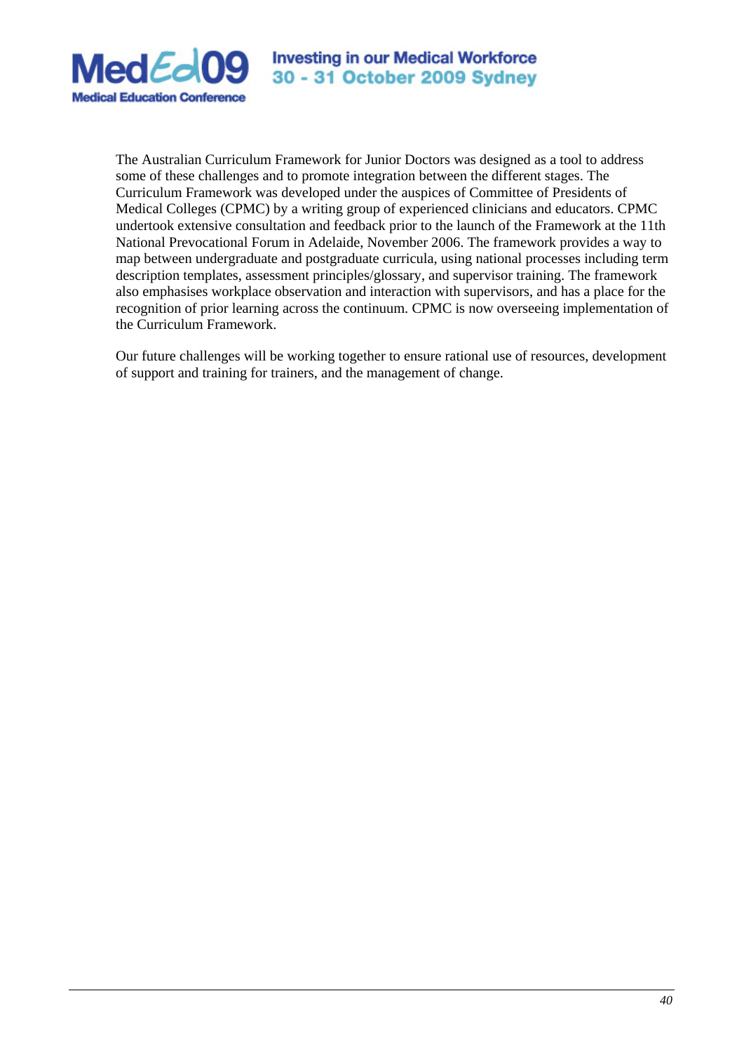The Australian Curriculum Framework for Junior Doctors was designed as a tool to address some of these challenges and to promote integration between the different stages. The Curriculum Framework was developed under the auspices of Committee of Presidents of Medical Colleges (CPMC) by a writing group of experienced clinicians and educators. CPMC undertook extensive consultation and feedback prior to the launch of the Framework at the 11th National Prevocational Forum in Adelaide, November 2006. The framework provides a way to map between undergraduate and postgraduate curricula, using national processes including term description templates, assessment principles/glossary, and supervisor training. The framework also emphasises workplace observation and interaction with supervisors, and has a place for the recognition of prior learning across the continuum. CPMC is now overseeing implementation of the Curriculum Framework.

Our future challenges will be working together to ensure rational use of resources, development of support and training for trainers, and the management of change.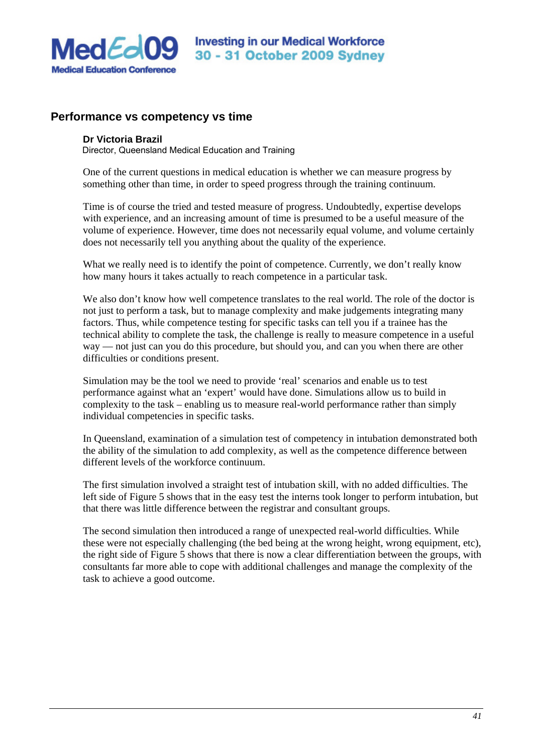## Performance vs competency vs time

**Dr Victoria Brazil**
Director, Queensland Medical Education and Training

One of the current questions in medical education is whether we can measure progress by something other than time, in order to speed progress through the training continuum.

Time is of course the tried and tested measure of progress. Undoubtedly, expertise develops with experience, and an increasing amount of time is presumed to be a useful measure of the volume of experience. However, time does not necessarily equal volume, and volume certainly does not necessarily tell you anything about the quality of the experience.

What we really need is to identify the point of competence. Currently, we don't really know how many hours it takes actually to reach competence in a particular task.

We also don't know how well competence translates to the real world. The role of the doctor is not just to perform a task, but to manage complexity and make judgements integrating many factors. Thus, while competence testing for specific tasks can tell you if a trainee has the technical ability to complete the task, the challenge is really to measure competence in a useful way — not just can you do this procedure, but should you, and can you when there are other difficulties or conditions present.

Simulation may be the tool we need to provide 'real' scenarios and enable us to test performance against what an 'expert' would have done. Simulations allow us to build in complexity to the task – enabling us to measure real-world performance rather than simply individual competencies in specific tasks.

In Queensland, examination of a simulation test of competency in intubation demonstrated both the ability of the simulation to add complexity, as well as the competence difference between different levels of the workforce continuum.

The first simulation involved a straight test of intubation skill, with no added difficulties. The left side of Figure 5 shows that in the easy test the interns took longer to perform intubation, but that there was little difference between the registrar and consultant groups.

The second simulation then introduced a range of unexpected real-world difficulties. While these were not especially challenging (the bed being at the wrong height, wrong equipment, etc), the right side of Figure 5 shows that there is now a clear differentiation between the groups, with consultants far more able to cope with additional challenges and manage the complexity of the task to achieve a good outcome.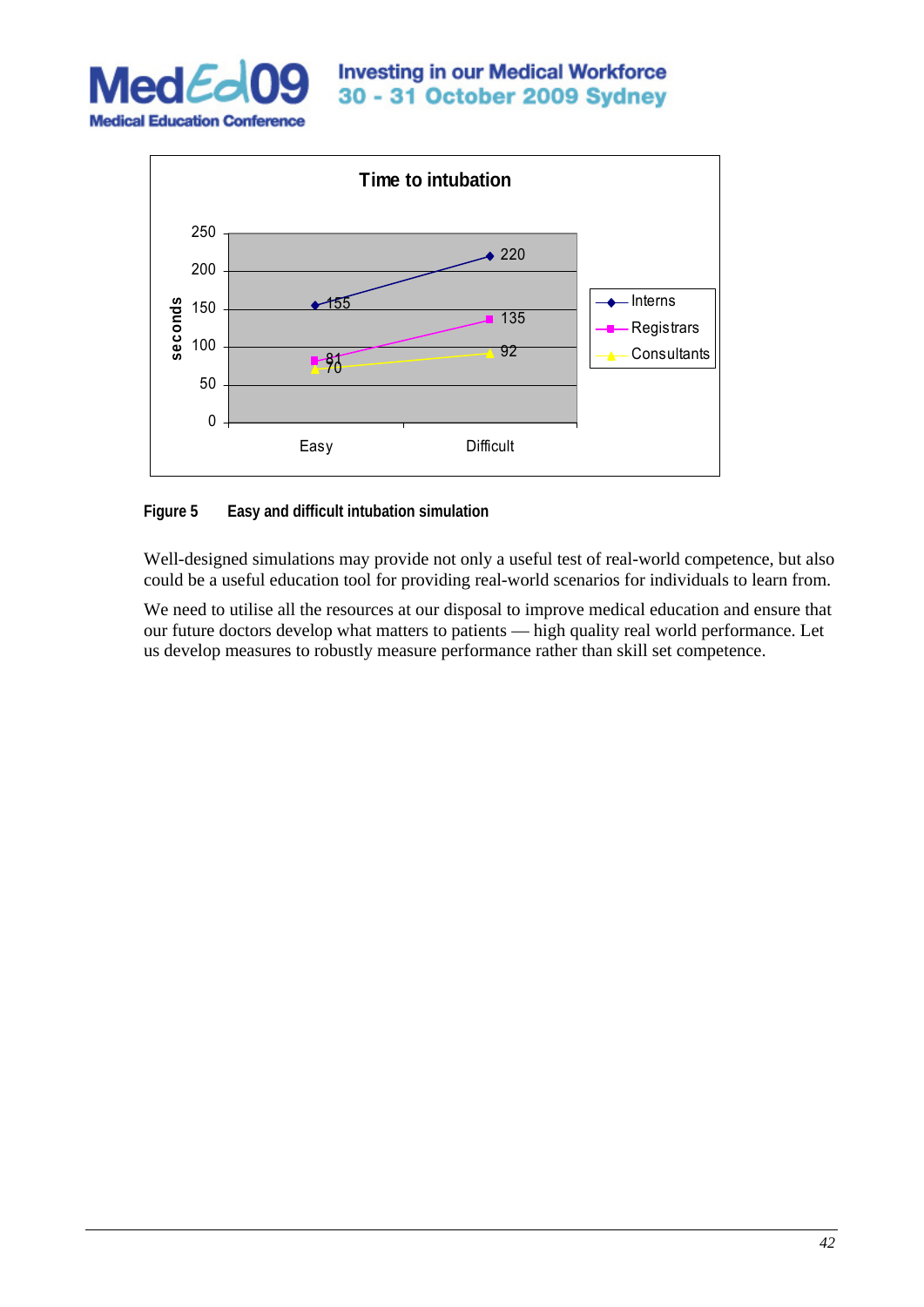| | Easy | Difficult |
|---|---|---|
| Interns | 155 | 220 |
| Registrars | 81 | 135 |
| Consultants | 70 | 92 |

**Figure 5 Easy and difficult intubation simulation**

Well-designed simulations may provide not only a useful test of real-world competence, but also could be a useful education tool for providing real-world scenarios for individuals to learn from.

We need to utilise all the resources at our disposal to improve medical education and ensure that our future doctors develop what matters to patients — high quality real world performance. Let us develop measures to robustly measure performance rather than skill set competence.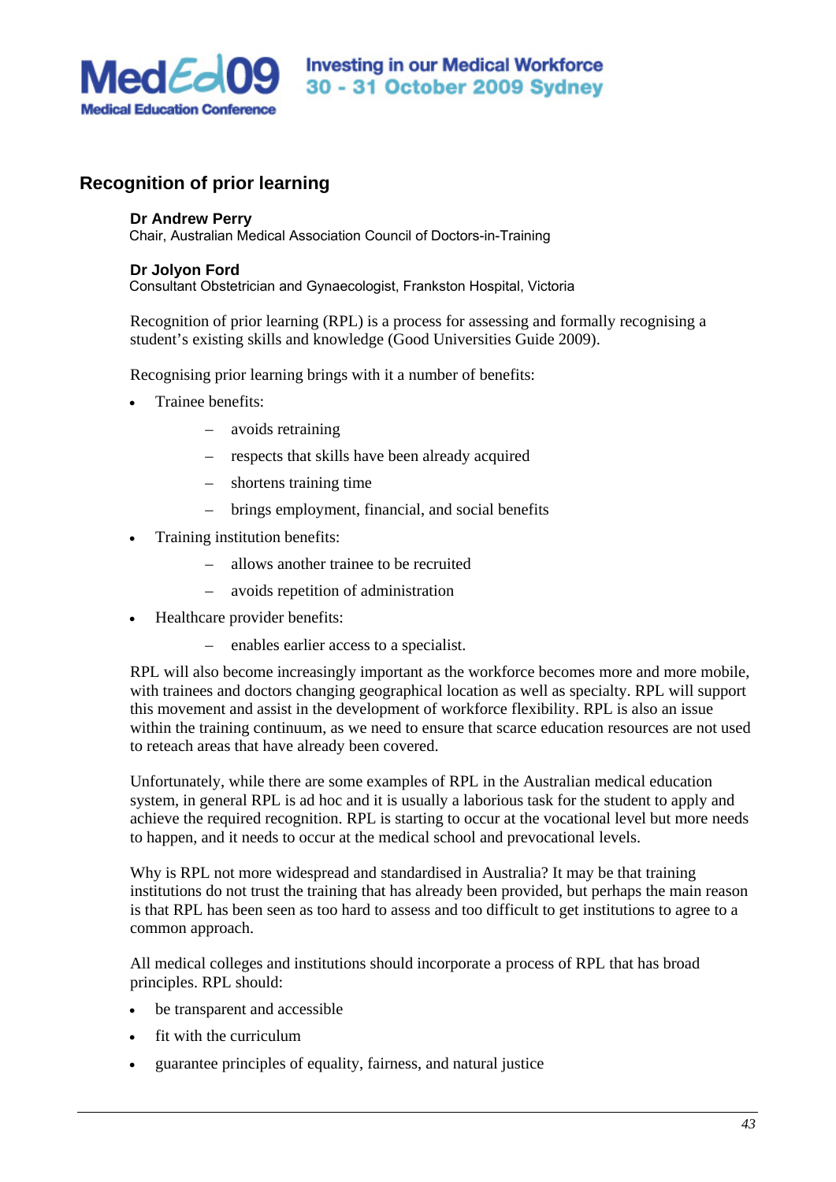## Recognition of prior learning

**Dr Andrew Perry**
Chair, Australian Medical Association Council of Doctors-in-Training

**Dr Jolyon Ford**
Consultant Obstetrician and Gynaecologist, Frankston Hospital, Victoria

Recognition of prior learning (RPL) is a process for assessing and formally recognising a student's existing skills and knowledge (Good Universities Guide 2009).

Recognising prior learning brings with it a number of benefits:

- Trainee benefits:
  - avoids retraining
  - respects that skills have been already acquired
  - shortens training time
  - brings employment, financial, and social benefits
- Training institution benefits:
  - allows another trainee to be recruited
  - avoids repetition of administration
- Healthcare provider benefits:
  - enables earlier access to a specialist.

RPL will also become increasingly important as the workforce becomes more and more mobile, with trainees and doctors changing geographical location as well as specialty. RPL will support this movement and assist in the development of workforce flexibility. RPL is also an issue within the training continuum, as we need to ensure that scarce education resources are not used to reteach areas that have already been covered.

Unfortunately, while there are some examples of RPL in the Australian medical education system, in general RPL is ad hoc and it is usually a laborious task for the student to apply and achieve the required recognition. RPL is starting to occur at the vocational level but more needs to happen, and it needs to occur at the medical school and prevocational levels.

Why is RPL not more widespread and standardised in Australia? It may be that training institutions do not trust the training that has already been provided, but perhaps the main reason is that RPL has been seen as too hard to assess and too difficult to get institutions to agree to a common approach.

All medical colleges and institutions should incorporate a process of RPL that has broad principles. RPL should:

- be transparent and accessible
- fit with the curriculum
- guarantee principles of equality, fairness, and natural justice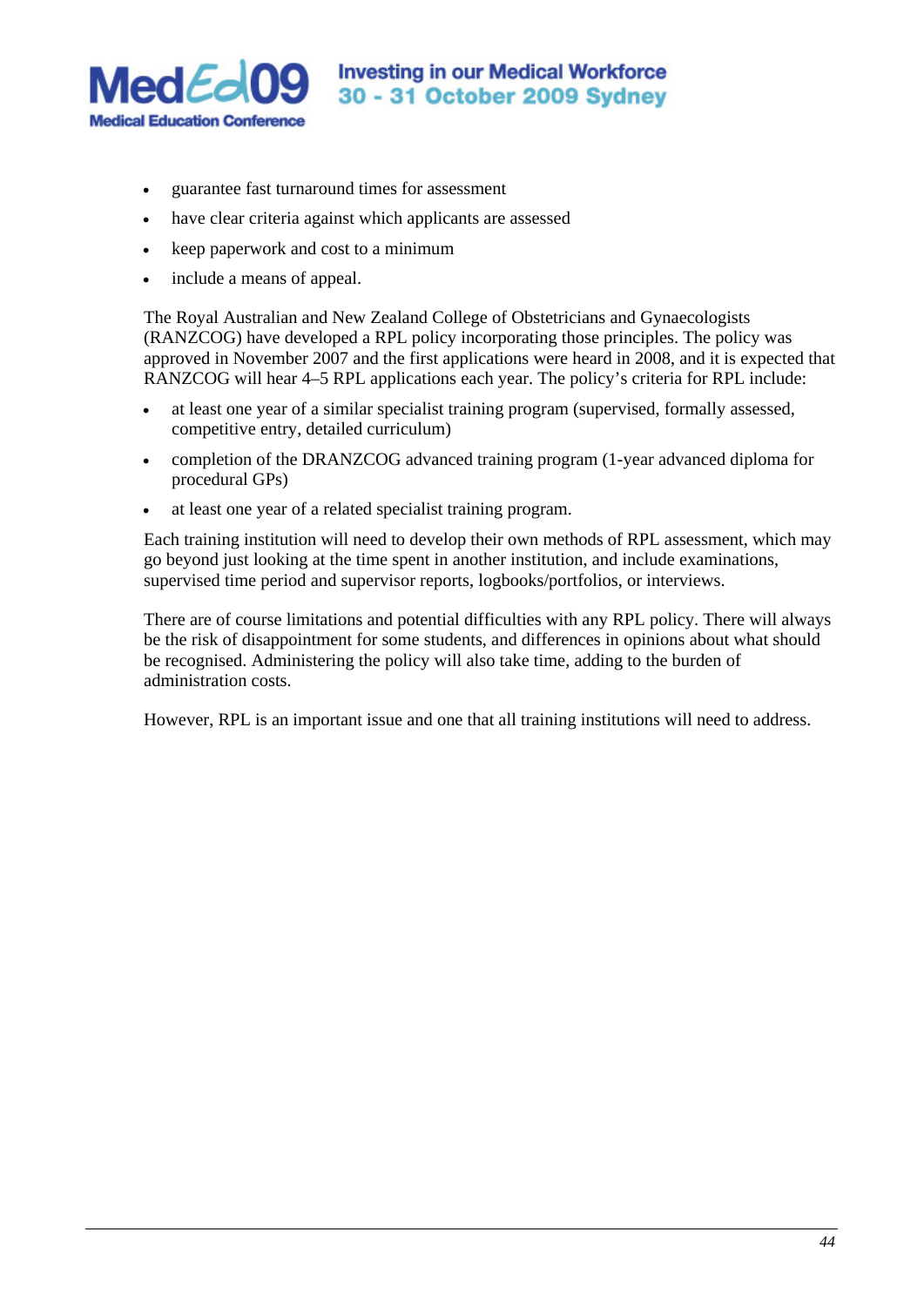- guarantee fast turnaround times for assessment
- have clear criteria against which applicants are assessed
- keep paperwork and cost to a minimum
- include a means of appeal.

The Royal Australian and New Zealand College of Obstetricians and Gynaecologists (RANZCOG) have developed a RPL policy incorporating those principles. The policy was approved in November 2007 and the first applications were heard in 2008, and it is expected that RANZCOG will hear 4–5 RPL applications each year. The policy's criteria for RPL include:

- at least one year of a similar specialist training program (supervised, formally assessed, competitive entry, detailed curriculum)
- completion of the DRANZCOG advanced training program (1-year advanced diploma for procedural GPs)
- at least one year of a related specialist training program.

Each training institution will need to develop their own methods of RPL assessment, which may go beyond just looking at the time spent in another institution, and include examinations, supervised time period and supervisor reports, logbooks/portfolios, or interviews.

There are of course limitations and potential difficulties with any RPL policy. There will always be the risk of disappointment for some students, and differences in opinions about what should be recognised. Administering the policy will also take time, adding to the burden of administration costs.

However, RPL is an important issue and one that all training institutions will need to address.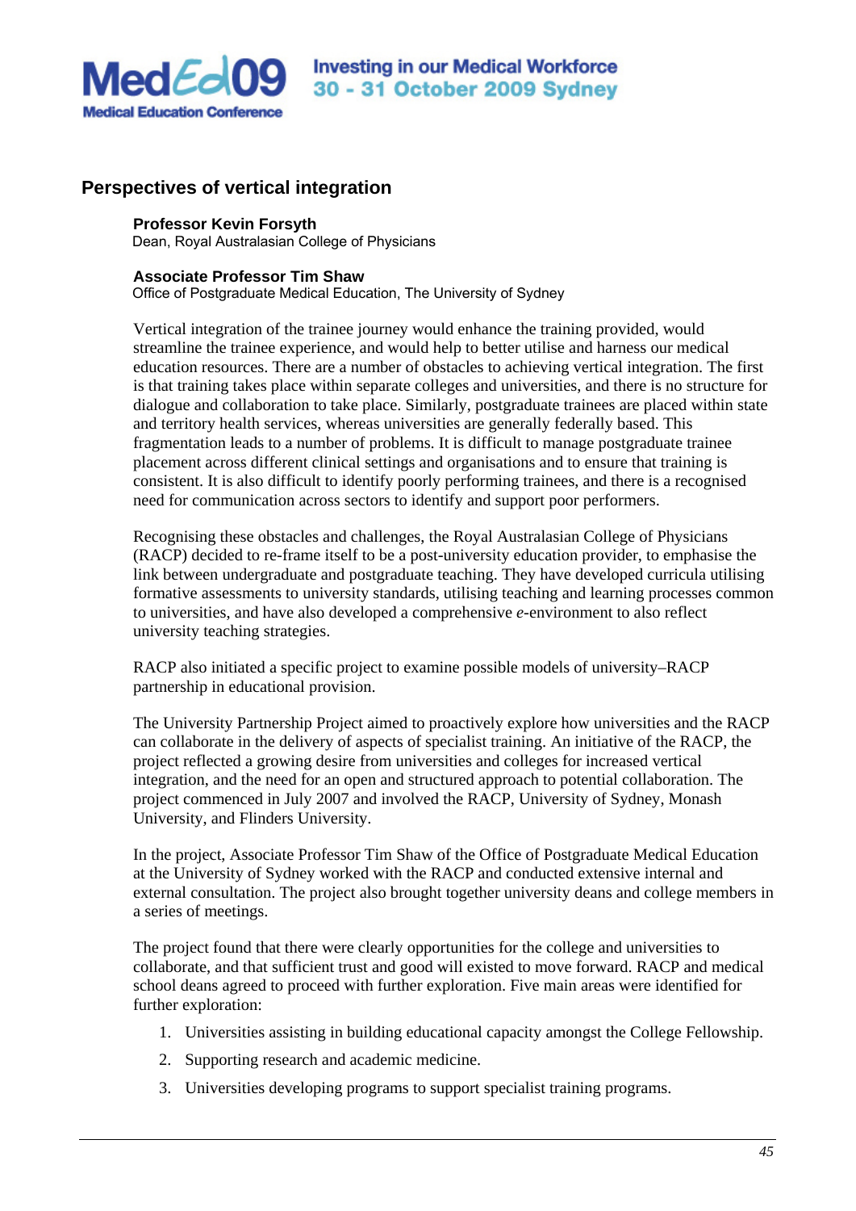## Perspectives of vertical integration

**Professor Kevin Forsyth**
Dean, Royal Australasian College of Physicians

**Associate Professor Tim Shaw**
Office of Postgraduate Medical Education, The University of Sydney

Vertical integration of the trainee journey would enhance the training provided, would streamline the trainee experience, and would help to better utilise and harness our medical education resources. There are a number of obstacles to achieving vertical integration. The first is that training takes place within separate colleges and universities, and there is no structure for dialogue and collaboration to take place. Similarly, postgraduate trainees are placed within state and territory health services, whereas universities are generally federally based. This fragmentation leads to a number of problems. It is difficult to manage postgraduate trainee placement across different clinical settings and organisations and to ensure that training is consistent. It is also difficult to identify poorly performing trainees, and there is a recognised need for communication across sectors to identify and support poor performers.

Recognising these obstacles and challenges, the Royal Australasian College of Physicians (RACP) decided to re-frame itself to be a post-university education provider, to emphasise the link between undergraduate and postgraduate teaching. They have developed curricula utilising formative assessments to university standards, utilising teaching and learning processes common to universities, and have also developed a comprehensive *e*-environment to also reflect university teaching strategies.

RACP also initiated a specific project to examine possible models of university–RACP partnership in educational provision.

The University Partnership Project aimed to proactively explore how universities and the RACP can collaborate in the delivery of aspects of specialist training. An initiative of the RACP, the project reflected a growing desire from universities and colleges for increased vertical integration, and the need for an open and structured approach to potential collaboration. The project commenced in July 2007 and involved the RACP, University of Sydney, Monash University, and Flinders University.

In the project, Associate Professor Tim Shaw of the Office of Postgraduate Medical Education at the University of Sydney worked with the RACP and conducted extensive internal and external consultation. The project also brought together university deans and college members in a series of meetings.

The project found that there were clearly opportunities for the college and universities to collaborate, and that sufficient trust and good will existed to move forward. RACP and medical school deans agreed to proceed with further exploration. Five main areas were identified for further exploration:

1. Universities assisting in building educational capacity amongst the College Fellowship.
2. Supporting research and academic medicine.
3. Universities developing programs to support specialist training programs.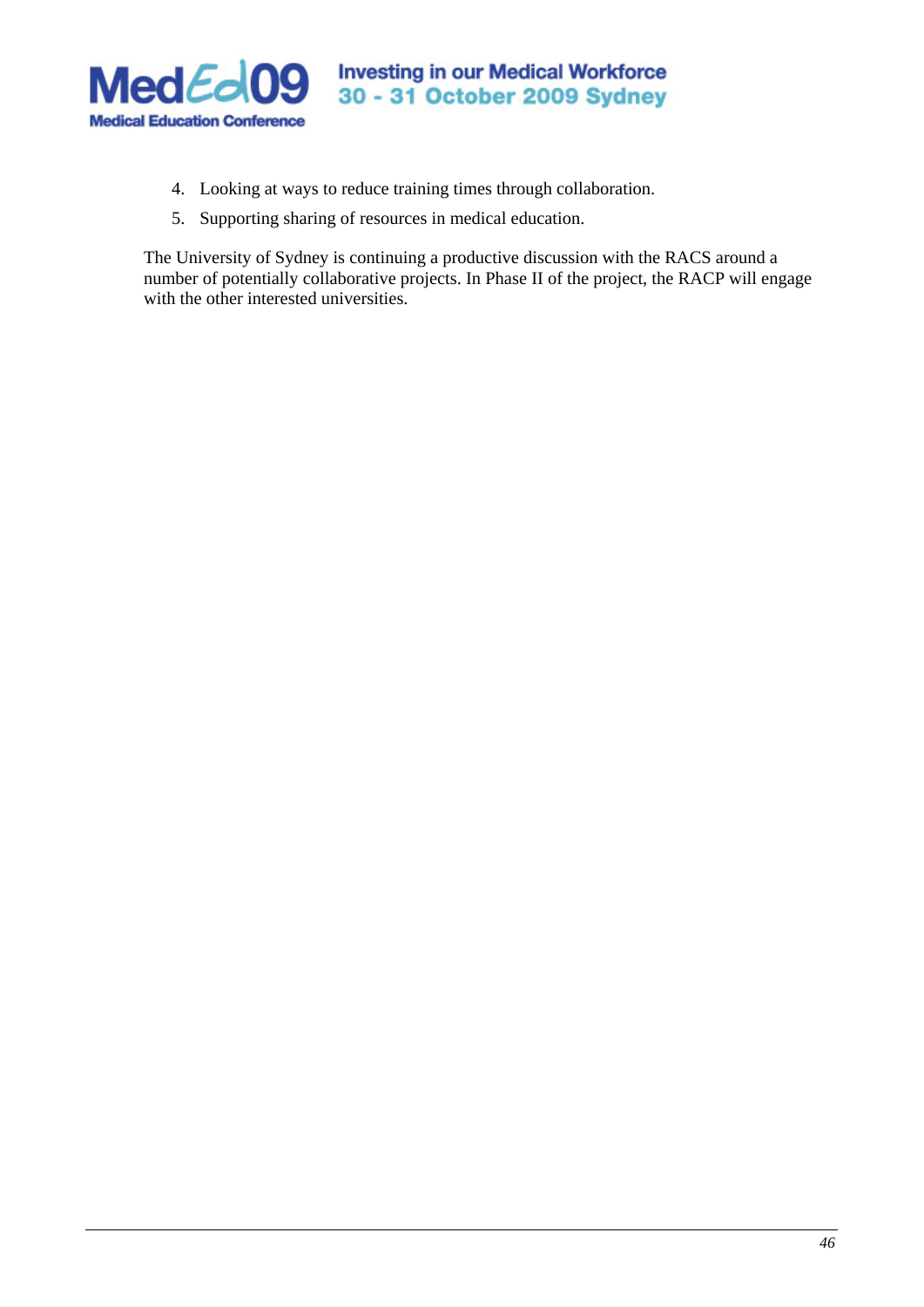4. Looking at ways to reduce training times through collaboration.
5. Supporting sharing of resources in medical education.

The University of Sydney is continuing a productive discussion with the RACS around a number of potentially collaborative projects. In Phase II of the project, the RACP will engage with the other interested universities.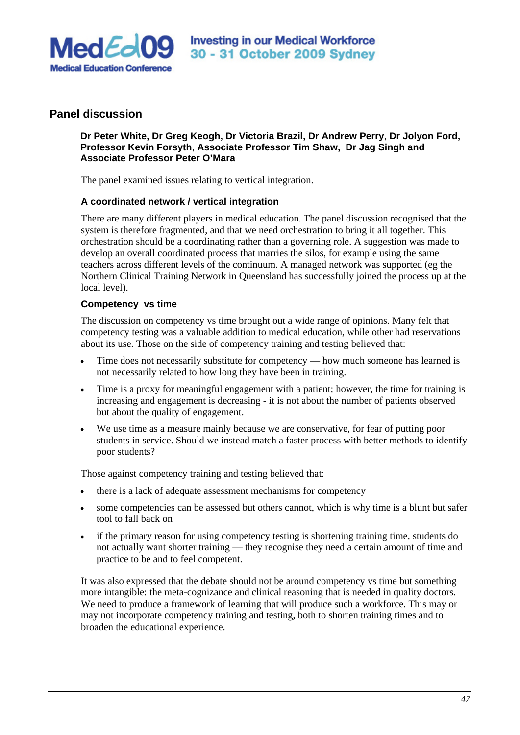## Panel discussion

**Dr Peter White, Dr Greg Keogh, Dr Victoria Brazil, Dr Andrew Perry, Dr Jolyon Ford, Professor Kevin Forsyth, Associate Professor Tim Shaw, Dr Jag Singh and Associate Professor Peter O'Mara**

The panel examined issues relating to vertical integration.

### A coordinated network / vertical integration

There are many different players in medical education. The panel discussion recognised that the system is therefore fragmented, and that we need orchestration to bring it all together. This orchestration should be a coordinating rather than a governing role. A suggestion was made to develop an overall coordinated process that marries the silos, for example using the same teachers across different levels of the continuum. A managed network was supported (eg the Northern Clinical Training Network in Queensland has successfully joined the process up at the local level).

### Competency vs time

The discussion on competency vs time brought out a wide range of opinions. Many felt that competency testing was a valuable addition to medical education, while other had reservations about its use. Those on the side of competency training and testing believed that:

- Time does not necessarily substitute for competency — how much someone has learned is not necessarily related to how long they have been in training.
- Time is a proxy for meaningful engagement with a patient; however, the time for training is increasing and engagement is decreasing - it is not about the number of patients observed but about the quality of engagement.
- We use time as a measure mainly because we are conservative, for fear of putting poor students in service. Should we instead match a faster process with better methods to identify poor students?

Those against competency training and testing believed that:

- there is a lack of adequate assessment mechanisms for competency
- some competencies can be assessed but others cannot, which is why time is a blunt but safer tool to fall back on
- if the primary reason for using competency testing is shortening training time, students do not actually want shorter training — they recognise they need a certain amount of time and practice to be and to feel competent.

It was also expressed that the debate should not be around competency vs time but something more intangible: the meta-cognizance and clinical reasoning that is needed in quality doctors. We need to produce a framework of learning that will produce such a workforce. This may or may not incorporate competency training and testing, both to shorten training times and to broaden the educational experience.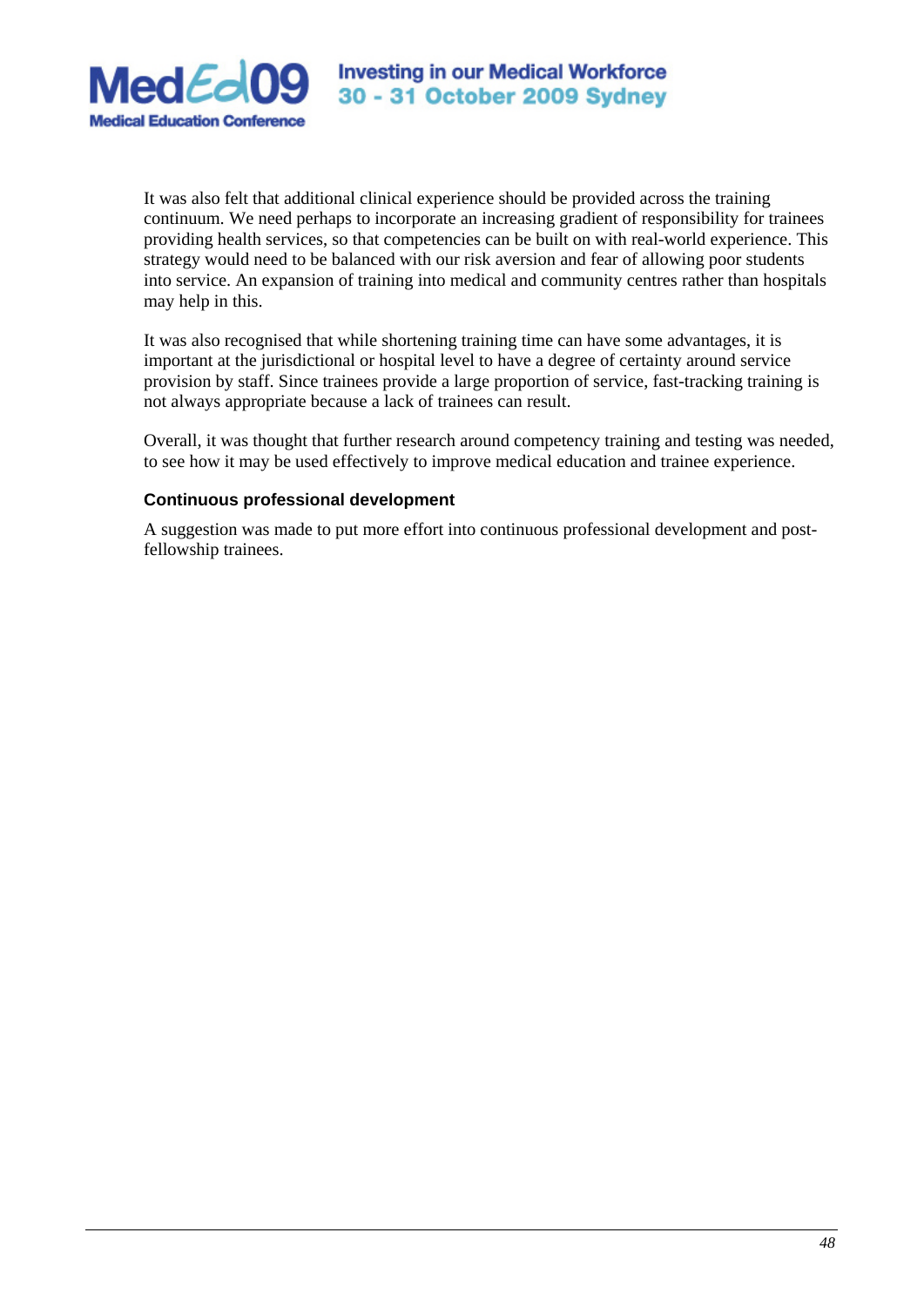It was also felt that additional clinical experience should be provided across the training continuum. We need perhaps to incorporate an increasing gradient of responsibility for trainees providing health services, so that competencies can be built on with real-world experience. This strategy would need to be balanced with our risk aversion and fear of allowing poor students into service. An expansion of training into medical and community centres rather than hospitals may help in this.

It was also recognised that while shortening training time can have some advantages, it is important at the jurisdictional or hospital level to have a degree of certainty around service provision by staff. Since trainees provide a large proportion of service, fast-tracking training is not always appropriate because a lack of trainees can result.

Overall, it was thought that further research around competency training and testing was needed, to see how it may be used effectively to improve medical education and trainee experience.

### Continuous professional development

A suggestion was made to put more effort into continuous professional development and post-fellowship trainees.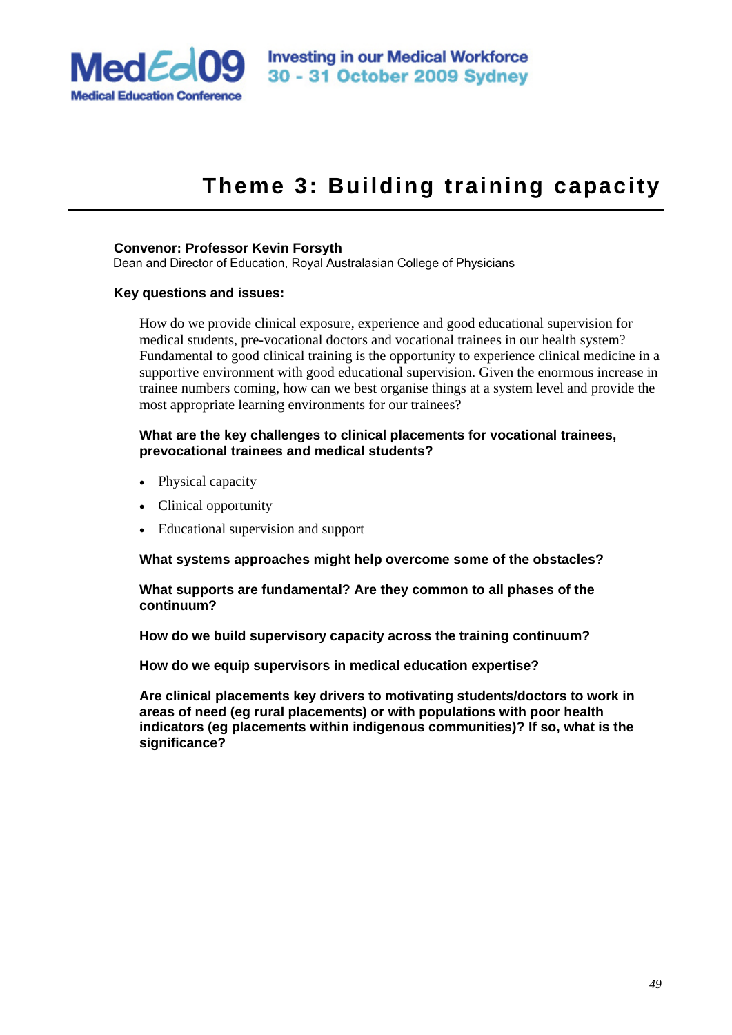# Theme 3: Building training capacity

**Convenor: Professor Kevin Forsyth**
Dean and Director of Education, Royal Australasian College of Physicians

**Key questions and issues:**

How do we provide clinical exposure, experience and good educational supervision for medical students, pre-vocational doctors and vocational trainees in our health system? Fundamental to good clinical training is the opportunity to experience clinical medicine in a supportive environment with good educational supervision. Given the enormous increase in trainee numbers coming, how can we best organise things at a system level and provide the most appropriate learning environments for our trainees?

**What are the key challenges to clinical placements for vocational trainees, prevocational trainees and medical students?**

- Physical capacity
- Clinical opportunity
- Educational supervision and support

**What systems approaches might help overcome some of the obstacles?**

**What supports are fundamental? Are they common to all phases of the continuum?**

**How do we build supervisory capacity across the training continuum?**

**How do we equip supervisors in medical education expertise?**

**Are clinical placements key drivers to motivating students/doctors to work in areas of need (eg rural placements) or with populations with poor health indicators (eg placements within indigenous communities)? If so, what is the significance?**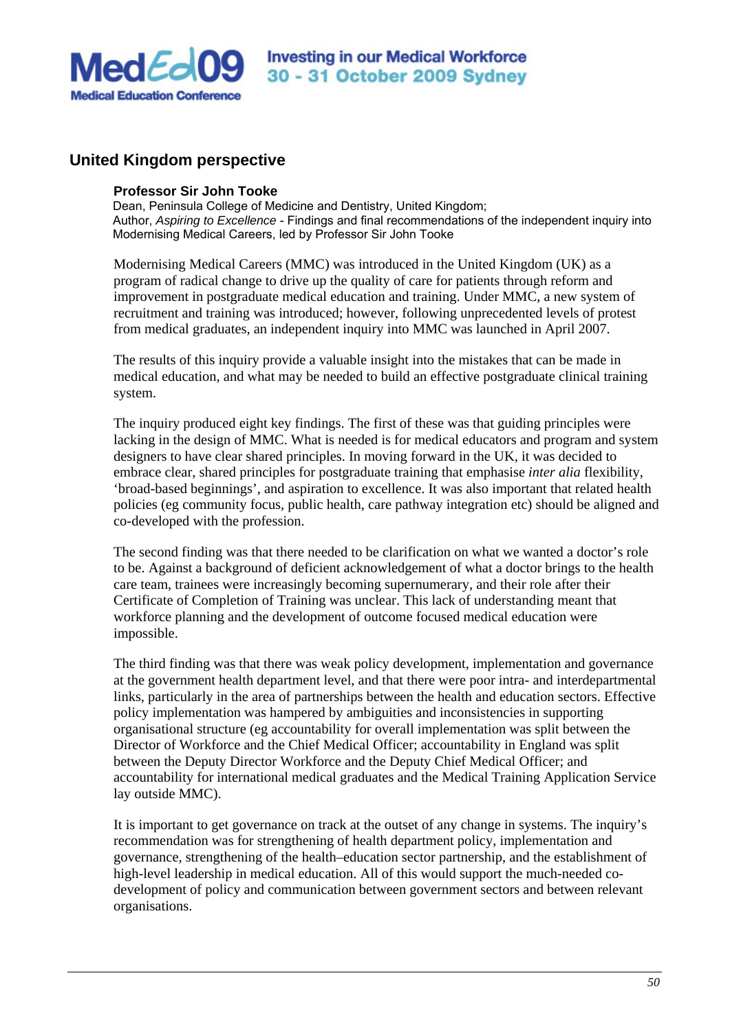## United Kingdom perspective

**Professor Sir John Tooke**
Dean, Peninsula College of Medicine and Dentistry, United Kingdom;
Author, *Aspiring to Excellence* - Findings and final recommendations of the independent inquiry into Modernising Medical Careers, led by Professor Sir John Tooke

Modernising Medical Careers (MMC) was introduced in the United Kingdom (UK) as a program of radical change to drive up the quality of care for patients through reform and improvement in postgraduate medical education and training. Under MMC, a new system of recruitment and training was introduced; however, following unprecedented levels of protest from medical graduates, an independent inquiry into MMC was launched in April 2007.

The results of this inquiry provide a valuable insight into the mistakes that can be made in medical education, and what may be needed to build an effective postgraduate clinical training system.

The inquiry produced eight key findings. The first of these was that guiding principles were lacking in the design of MMC. What is needed is for medical educators and program and system designers to have clear shared principles. In moving forward in the UK, it was decided to embrace clear, shared principles for postgraduate training that emphasise *inter alia* flexibility, 'broad-based beginnings', and aspiration to excellence. It was also important that related health policies (eg community focus, public health, care pathway integration etc) should be aligned and co-developed with the profession.

The second finding was that there needed to be clarification on what we wanted a doctor's role to be. Against a background of deficient acknowledgement of what a doctor brings to the health care team, trainees were increasingly becoming supernumerary, and their role after their Certificate of Completion of Training was unclear. This lack of understanding meant that workforce planning and the development of outcome focused medical education were impossible.

The third finding was that there was weak policy development, implementation and governance at the government health department level, and that there were poor intra- and interdepartmental links, particularly in the area of partnerships between the health and education sectors. Effective policy implementation was hampered by ambiguities and inconsistencies in supporting organisational structure (eg accountability for overall implementation was split between the Director of Workforce and the Chief Medical Officer; accountability in England was split between the Deputy Director Workforce and the Deputy Chief Medical Officer; and accountability for international medical graduates and the Medical Training Application Service lay outside MMC).

It is important to get governance on track at the outset of any change in systems. The inquiry's recommendation was for strengthening of health department policy, implementation and governance, strengthening of the health–education sector partnership, and the establishment of high-level leadership in medical education. All of this would support the much-needed co-development of policy and communication between government sectors and between relevant organisations.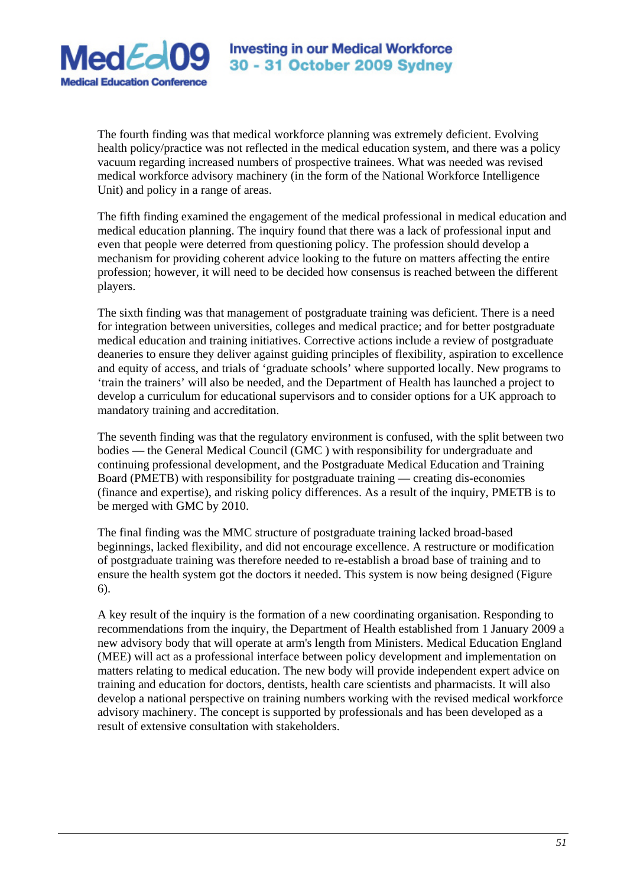The fourth finding was that medical workforce planning was extremely deficient. Evolving health policy/practice was not reflected in the medical education system, and there was a policy vacuum regarding increased numbers of prospective trainees. What was needed was revised medical workforce advisory machinery (in the form of the National Workforce Intelligence Unit) and policy in a range of areas.

The fifth finding examined the engagement of the medical professional in medical education and medical education planning. The inquiry found that there was a lack of professional input and even that people were deterred from questioning policy. The profession should develop a mechanism for providing coherent advice looking to the future on matters affecting the entire profession; however, it will need to be decided how consensus is reached between the different players.

The sixth finding was that management of postgraduate training was deficient. There is a need for integration between universities, colleges and medical practice; and for better postgraduate medical education and training initiatives. Corrective actions include a review of postgraduate deaneries to ensure they deliver against guiding principles of flexibility, aspiration to excellence and equity of access, and trials of 'graduate schools' where supported locally. New programs to 'train the trainers' will also be needed, and the Department of Health has launched a project to develop a curriculum for educational supervisors and to consider options for a UK approach to mandatory training and accreditation.

The seventh finding was that the regulatory environment is confused, with the split between two bodies — the General Medical Council (GMC ) with responsibility for undergraduate and continuing professional development, and the Postgraduate Medical Education and Training Board (PMETB) with responsibility for postgraduate training — creating dis-economies (finance and expertise), and risking policy differences. As a result of the inquiry, PMETB is to be merged with GMC by 2010.

The final finding was the MMC structure of postgraduate training lacked broad-based beginnings, lacked flexibility, and did not encourage excellence. A restructure or modification of postgraduate training was therefore needed to re-establish a broad base of training and to ensure the health system got the doctors it needed. This system is now being designed (Figure 6).

A key result of the inquiry is the formation of a new coordinating organisation. Responding to recommendations from the inquiry, the Department of Health established from 1 January 2009 a new advisory body that will operate at arm's length from Ministers. Medical Education England (MEE) will act as a professional interface between policy development and implementation on matters relating to medical education. The new body will provide independent expert advice on training and education for doctors, dentists, health care scientists and pharmacists. It will also develop a national perspective on training numbers working with the revised medical workforce advisory machinery. The concept is supported by professionals and has been developed as a result of extensive consultation with stakeholders.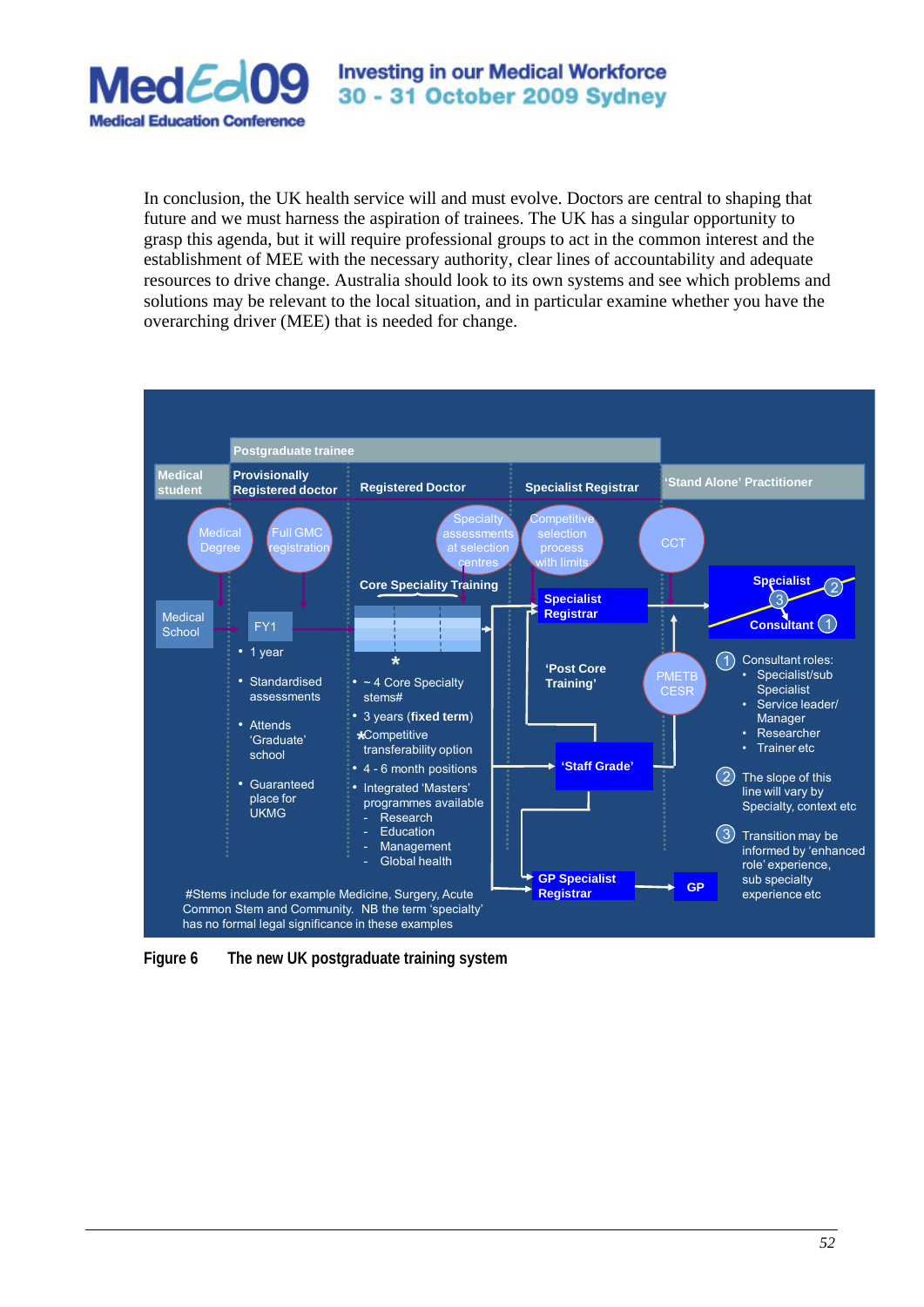In conclusion, the UK health service will and must evolve. Doctors are central to shaping that future and we must harness the aspiration of trainees. The UK has a singular opportunity to grasp this agenda, but it will require professional groups to act in the common interest and the establishment of MEE with the necessary authority, clear lines of accountability and adequate resources to drive change. Australia should look to its own systems and see which problems and solutions may be relevant to the local situation, and in particular examine whether you have the overarching driver (MEE) that is needed for change.

**Figure 6 The new UK postgraduate training system**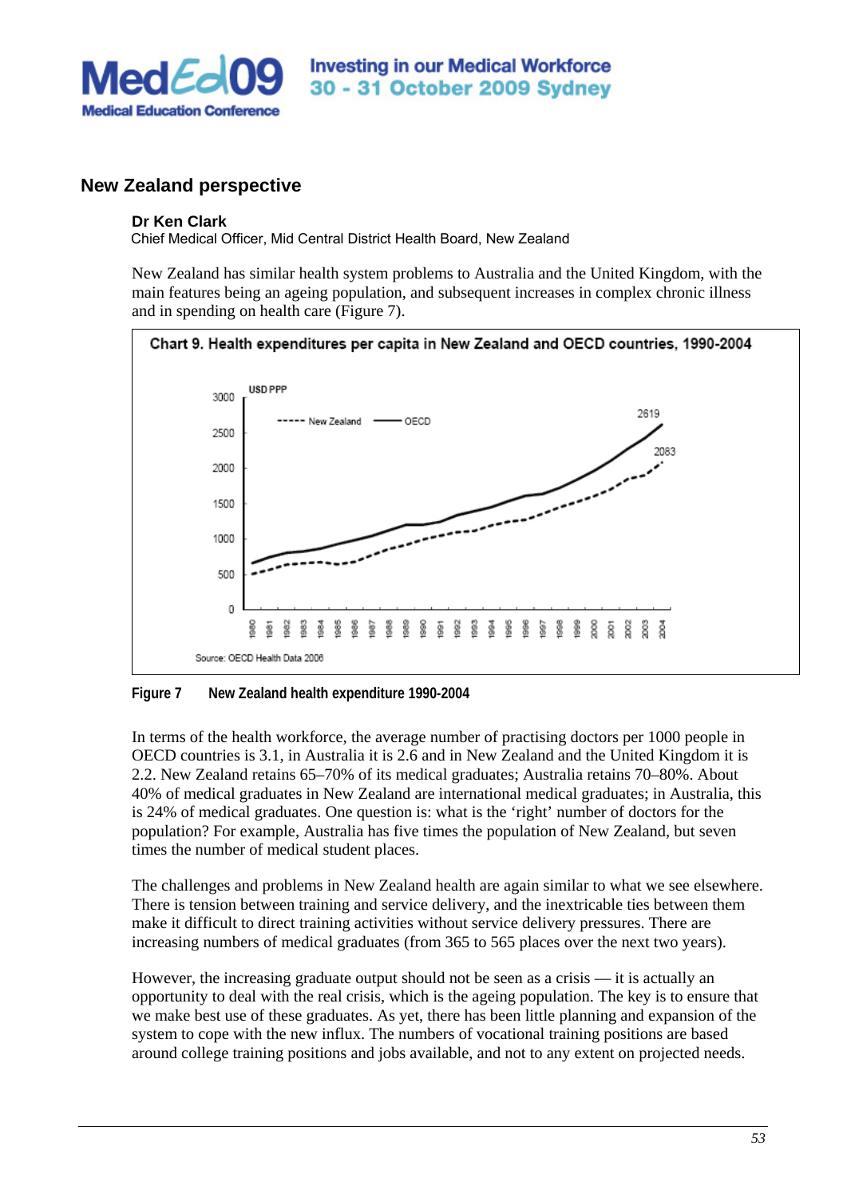## New Zealand perspective

**Dr Ken Clark**
Chief Medical Officer, Mid Central District Health Board, New Zealand

New Zealand has similar health system problems to Australia and the United Kingdom, with the main features being an ageing population, and subsequent increases in complex chronic illness and in spending on health care (Figure 7).

**Figure 7** New Zealand health expenditure 1990-2004

In terms of the health workforce, the average number of practising doctors per 1000 people in OECD countries is 3.1, in Australia it is 2.6 and in New Zealand and the United Kingdom it is 2.2. New Zealand retains 65–70% of its medical graduates; Australia retains 70–80%. About 40% of medical graduates in New Zealand are international medical graduates; in Australia, this is 24% of medical graduates. One question is: what is the 'right' number of doctors for the population? For example, Australia has five times the population of New Zealand, but seven times the number of medical student places.

The challenges and problems in New Zealand health are again similar to what we see elsewhere. There is tension between training and service delivery, and the inextricable ties between them make it difficult to direct training activities without service delivery pressures. There are increasing numbers of medical graduates (from 365 to 565 places over the next two years).

However, the increasing graduate output should not be seen as a crisis — it is actually an opportunity to deal with the real crisis, which is the ageing population. The key is to ensure that we make best use of these graduates. As yet, there has been little planning and expansion of the system to cope with the new influx. The numbers of vocational training positions are based around college training positions and jobs available, and not to any extent on projected needs.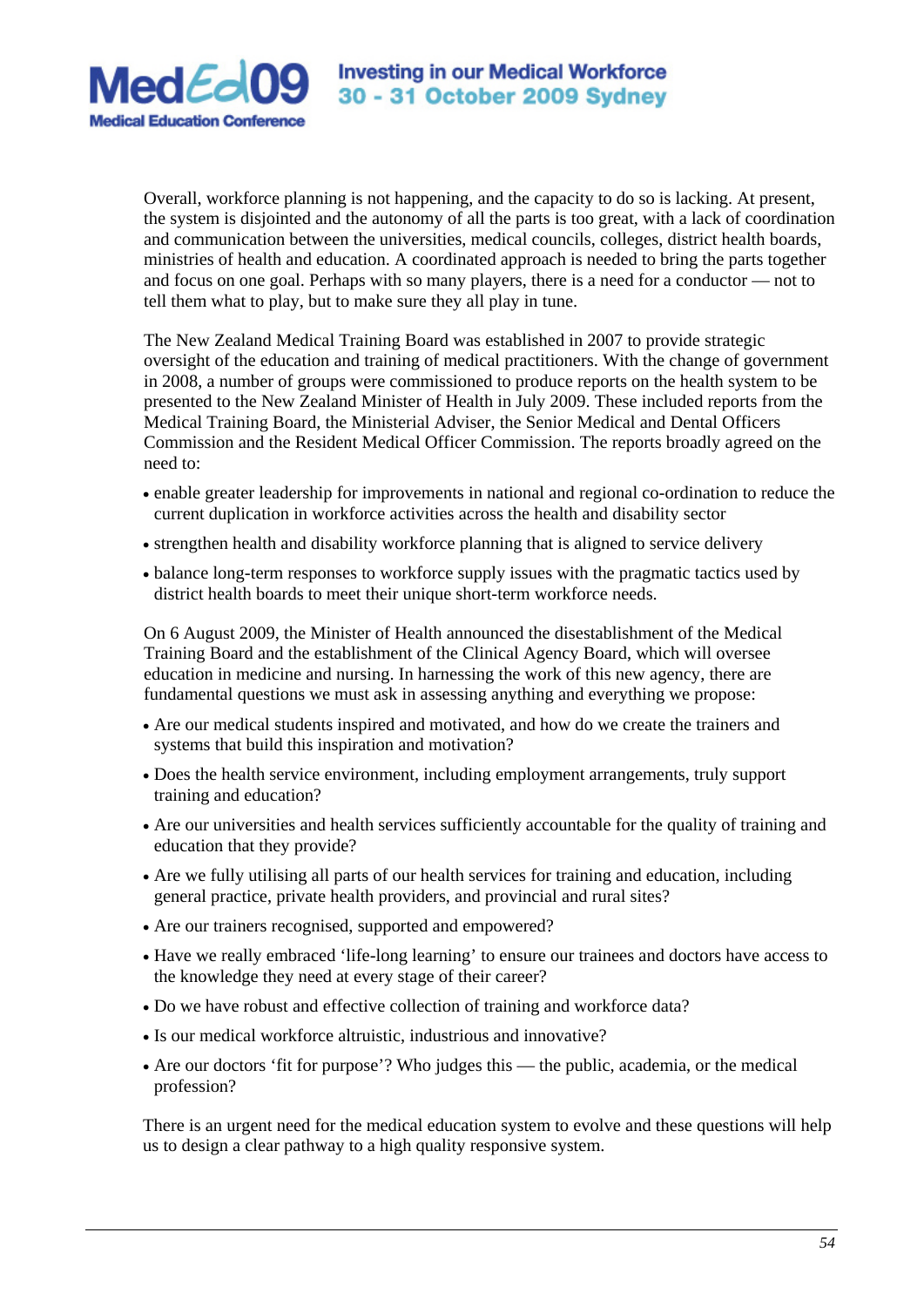Overall, workforce planning is not happening, and the capacity to do so is lacking. At present, the system is disjointed and the autonomy of all the parts is too great, with a lack of coordination and communication between the universities, medical councils, colleges, district health boards, ministries of health and education. A coordinated approach is needed to bring the parts together and focus on one goal. Perhaps with so many players, there is a need for a conductor — not to tell them what to play, but to make sure they all play in tune.

The New Zealand Medical Training Board was established in 2007 to provide strategic oversight of the education and training of medical practitioners. With the change of government in 2008, a number of groups were commissioned to produce reports on the health system to be presented to the New Zealand Minister of Health in July 2009. These included reports from the Medical Training Board, the Ministerial Adviser, the Senior Medical and Dental Officers Commission and the Resident Medical Officer Commission. The reports broadly agreed on the need to:

- enable greater leadership for improvements in national and regional co-ordination to reduce the current duplication in workforce activities across the health and disability sector
- strengthen health and disability workforce planning that is aligned to service delivery
- balance long-term responses to workforce supply issues with the pragmatic tactics used by district health boards to meet their unique short-term workforce needs.

On 6 August 2009, the Minister of Health announced the disestablishment of the Medical Training Board and the establishment of the Clinical Agency Board, which will oversee education in medicine and nursing. In harnessing the work of this new agency, there are fundamental questions we must ask in assessing anything and everything we propose:

- Are our medical students inspired and motivated, and how do we create the trainers and systems that build this inspiration and motivation?
- Does the health service environment, including employment arrangements, truly support training and education?
- Are our universities and health services sufficiently accountable for the quality of training and education that they provide?
- Are we fully utilising all parts of our health services for training and education, including general practice, private health providers, and provincial and rural sites?
- Are our trainers recognised, supported and empowered?
- Have we really embraced 'life-long learning' to ensure our trainees and doctors have access to the knowledge they need at every stage of their career?
- Do we have robust and effective collection of training and workforce data?
- Is our medical workforce altruistic, industrious and innovative?
- Are our doctors 'fit for purpose'? Who judges this — the public, academia, or the medical profession?

There is an urgent need for the medical education system to evolve and these questions will help us to design a clear pathway to a high quality responsive system.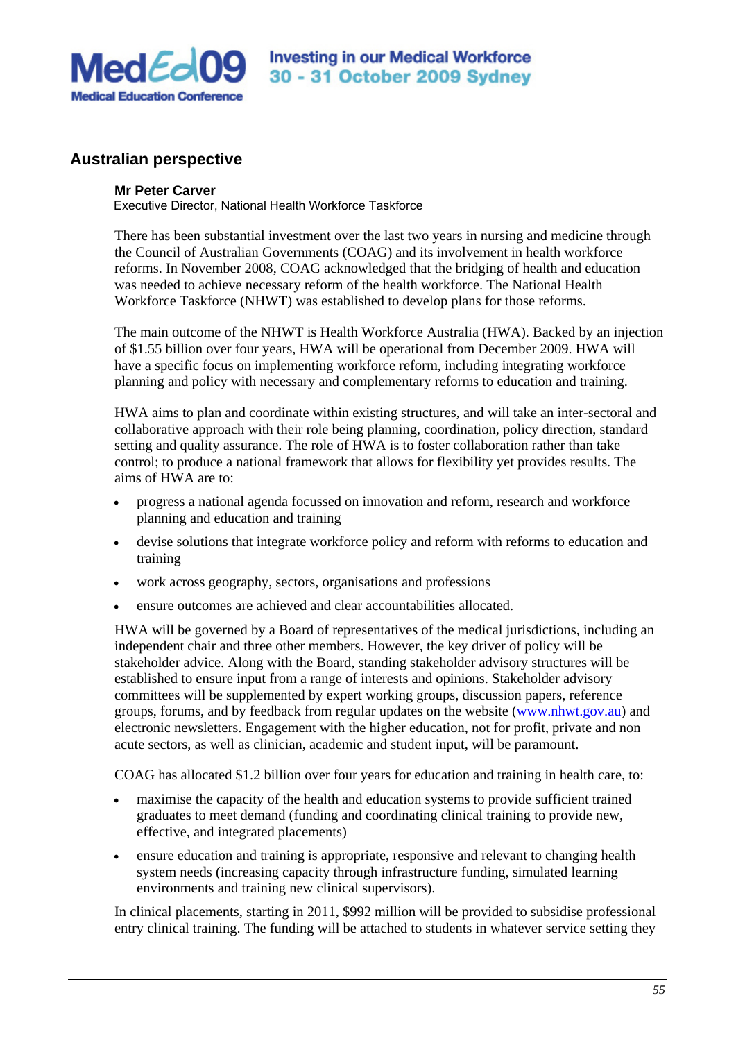## Australian perspective

**Mr Peter Carver**
Executive Director, National Health Workforce Taskforce

There has been substantial investment over the last two years in nursing and medicine through the Council of Australian Governments (COAG) and its involvement in health workforce reforms. In November 2008, COAG acknowledged that the bridging of health and education was needed to achieve necessary reform of the health workforce. The National Health Workforce Taskforce (NHWT) was established to develop plans for those reforms.

The main outcome of the NHWT is Health Workforce Australia (HWA). Backed by an injection of $1.55 billion over four years, HWA will be operational from December 2009. HWA will have a specific focus on implementing workforce reform, including integrating workforce planning and policy with necessary and complementary reforms to education and training.

HWA aims to plan and coordinate within existing structures, and will take an inter-sectoral and collaborative approach with their role being planning, coordination, policy direction, standard setting and quality assurance. The role of HWA is to foster collaboration rather than take control; to produce a national framework that allows for flexibility yet provides results. The aims of HWA are to:

- progress a national agenda focussed on innovation and reform, research and workforce planning and education and training
- devise solutions that integrate workforce policy and reform with reforms to education and training
- work across geography, sectors, organisations and professions
- ensure outcomes are achieved and clear accountabilities allocated.

HWA will be governed by a Board of representatives of the medical jurisdictions, including an independent chair and three other members. However, the key driver of policy will be stakeholder advice. Along with the Board, standing stakeholder advisory structures will be established to ensure input from a range of interests and opinions. Stakeholder advisory committees will be supplemented by expert working groups, discussion papers, reference groups, forums, and by feedback from regular updates on the website (www.nhwt.gov.au) and electronic newsletters. Engagement with the higher education, not for profit, private and non acute sectors, as well as clinician, academic and student input, will be paramount.

COAG has allocated $1.2 billion over four years for education and training in health care, to:

- maximise the capacity of the health and education systems to provide sufficient trained graduates to meet demand (funding and coordinating clinical training to provide new, effective, and integrated placements)
- ensure education and training is appropriate, responsive and relevant to changing health system needs (increasing capacity through infrastructure funding, simulated learning environments and training new clinical supervisors).

In clinical placements, starting in 2011, $992 million will be provided to subsidise professional entry clinical training. The funding will be attached to students in whatever service setting they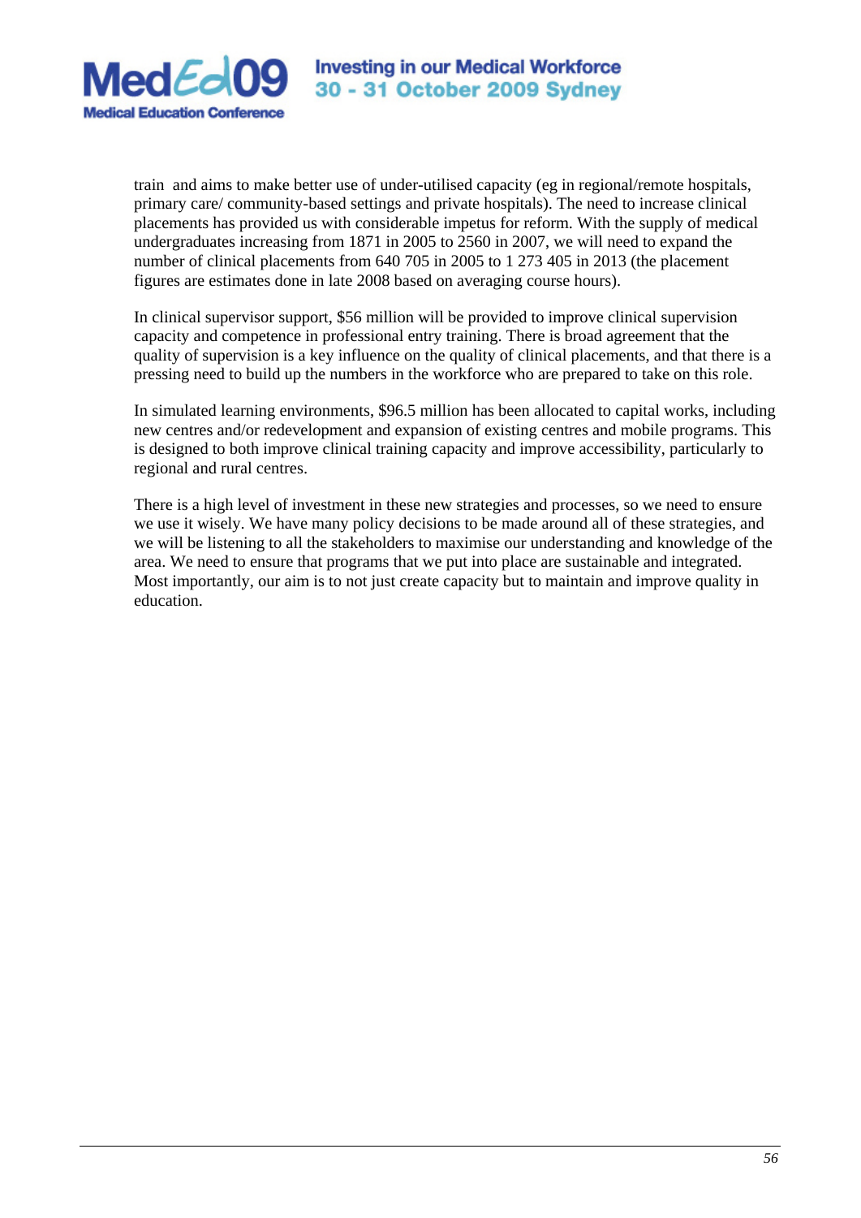train and aims to make better use of under-utilised capacity (eg in regional/remote hospitals, primary care/ community-based settings and private hospitals). The need to increase clinical placements has provided us with considerable impetus for reform. With the supply of medical undergraduates increasing from 1871 in 2005 to 2560 in 2007, we will need to expand the number of clinical placements from 640 705 in 2005 to 1 273 405 in 2013 (the placement figures are estimates done in late 2008 based on averaging course hours).

In clinical supervisor support, $56 million will be provided to improve clinical supervision capacity and competence in professional entry training. There is broad agreement that the quality of supervision is a key influence on the quality of clinical placements, and that there is a pressing need to build up the numbers in the workforce who are prepared to take on this role.

In simulated learning environments, $96.5 million has been allocated to capital works, including new centres and/or redevelopment and expansion of existing centres and mobile programs. This is designed to both improve clinical training capacity and improve accessibility, particularly to regional and rural centres.

There is a high level of investment in these new strategies and processes, so we need to ensure we use it wisely. We have many policy decisions to be made around all of these strategies, and we will be listening to all the stakeholders to maximise our understanding and knowledge of the area. We need to ensure that programs that we put into place are sustainable and integrated. Most importantly, our aim is to not just create capacity but to maintain and improve quality in education.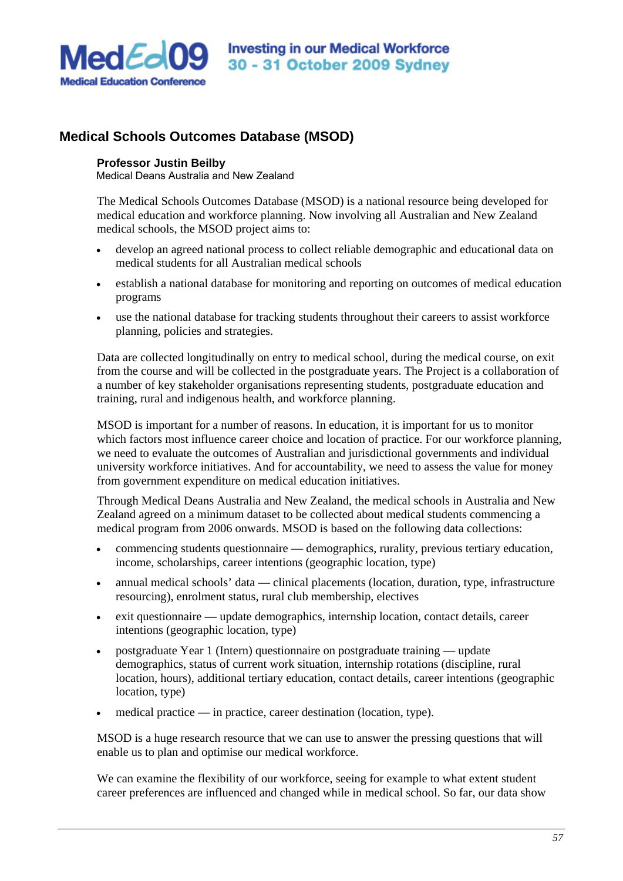## Medical Schools Outcomes Database (MSOD)

**Professor Justin Beilby**
Medical Deans Australia and New Zealand

The Medical Schools Outcomes Database (MSOD) is a national resource being developed for medical education and workforce planning. Now involving all Australian and New Zealand medical schools, the MSOD project aims to:

- develop an agreed national process to collect reliable demographic and educational data on medical students for all Australian medical schools
- establish a national database for monitoring and reporting on outcomes of medical education programs
- use the national database for tracking students throughout their careers to assist workforce planning, policies and strategies.

Data are collected longitudinally on entry to medical school, during the medical course, on exit from the course and will be collected in the postgraduate years. The Project is a collaboration of a number of key stakeholder organisations representing students, postgraduate education and training, rural and indigenous health, and workforce planning.

MSOD is important for a number of reasons. In education, it is important for us to monitor which factors most influence career choice and location of practice. For our workforce planning, we need to evaluate the outcomes of Australian and jurisdictional governments and individual university workforce initiatives. And for accountability, we need to assess the value for money from government expenditure on medical education initiatives.

Through Medical Deans Australia and New Zealand, the medical schools in Australia and New Zealand agreed on a minimum dataset to be collected about medical students commencing a medical program from 2006 onwards. MSOD is based on the following data collections:

- commencing students questionnaire — demographics, rurality, previous tertiary education, income, scholarships, career intentions (geographic location, type)
- annual medical schools' data — clinical placements (location, duration, type, infrastructure resourcing), enrolment status, rural club membership, electives
- exit questionnaire — update demographics, internship location, contact details, career intentions (geographic location, type)
- postgraduate Year 1 (Intern) questionnaire on postgraduate training — update demographics, status of current work situation, internship rotations (discipline, rural location, hours), additional tertiary education, contact details, career intentions (geographic location, type)
- medical practice — in practice, career destination (location, type).

MSOD is a huge research resource that we can use to answer the pressing questions that will enable us to plan and optimise our medical workforce.

We can examine the flexibility of our workforce, seeing for example to what extent student career preferences are influenced and changed while in medical school. So far, our data show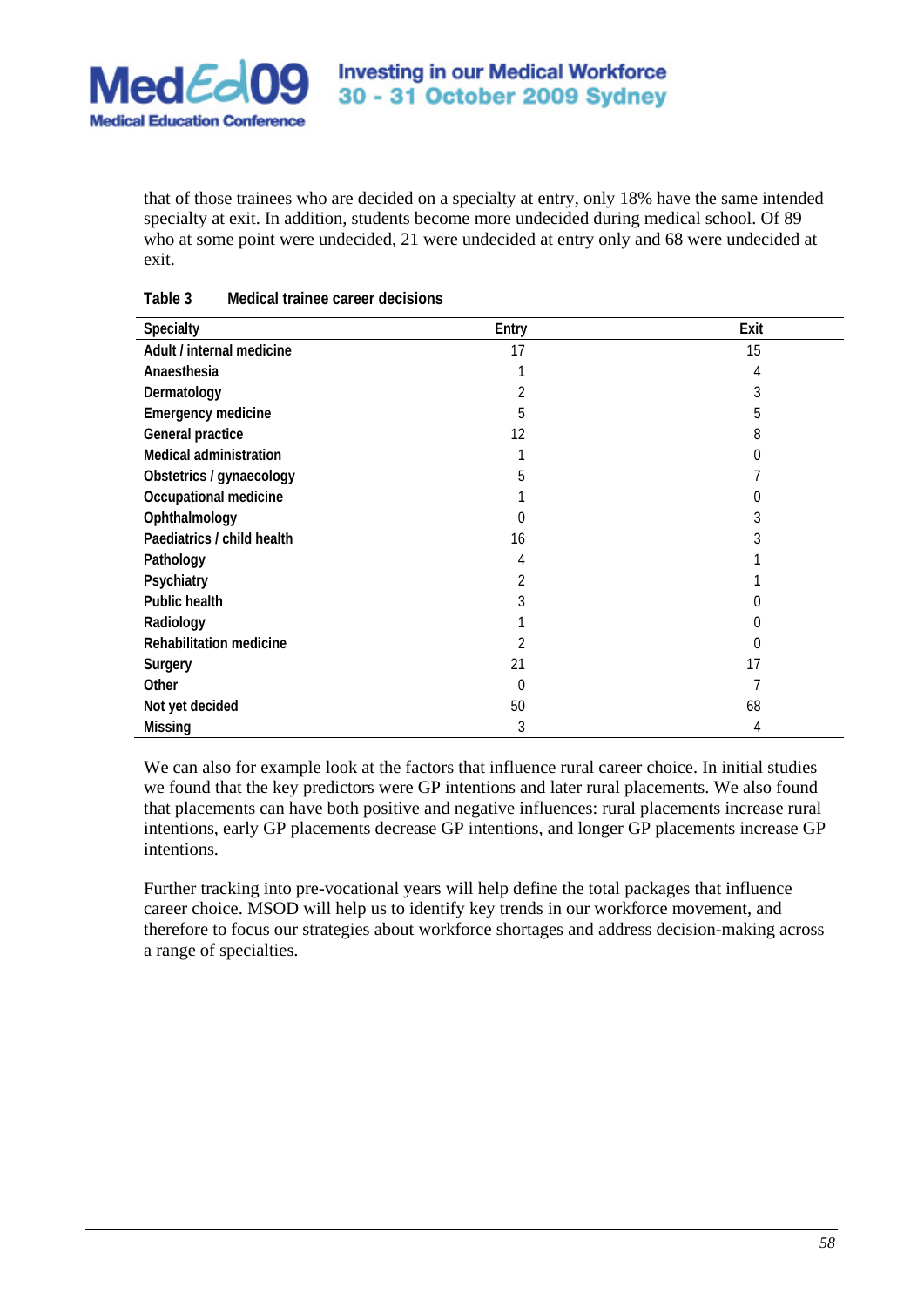that of those trainees who are decided on a specialty at entry, only 18% have the same intended specialty at exit. In addition, students become more undecided during medical school. Of 89 who at some point were undecided, 21 were undecided at entry only and 68 were undecided at exit.

**Table 3 Medical trainee career decisions**

| Specialty | Entry | Exit |
|---|---|---|
| Adult / internal medicine | 17 | 15 |
| Anaesthesia | 1 | 4 |
| Dermatology | 2 | 3 |
| Emergency medicine | 5 | 5 |
| General practice | 12 | 8 |
| Medical administration | 1 | 0 |
| Obstetrics / gynaecology | 5 | 7 |
| Occupational medicine | 1 | 0 |
| Ophthalmology | 0 | 3 |
| Paediatrics / child health | 16 | 3 |
| Pathology | 4 | 1 |
| Psychiatry | 2 | 1 |
| Public health | 3 | 0 |
| Radiology | 1 | 0 |
| Rehabilitation medicine | 2 | 0 |
| Surgery | 21 | 17 |
| Other | 0 | 7 |
| Not yet decided | 50 | 68 |
| Missing | 3 | 4 |

We can also for example look at the factors that influence rural career choice. In initial studies we found that the key predictors were GP intentions and later rural placements. We also found that placements can have both positive and negative influences: rural placements increase rural intentions, early GP placements decrease GP intentions, and longer GP placements increase GP intentions.

Further tracking into pre-vocational years will help define the total packages that influence career choice. MSOD will help us to identify key trends in our workforce movement, and therefore to focus our strategies about workforce shortages and address decision-making across a range of specialties.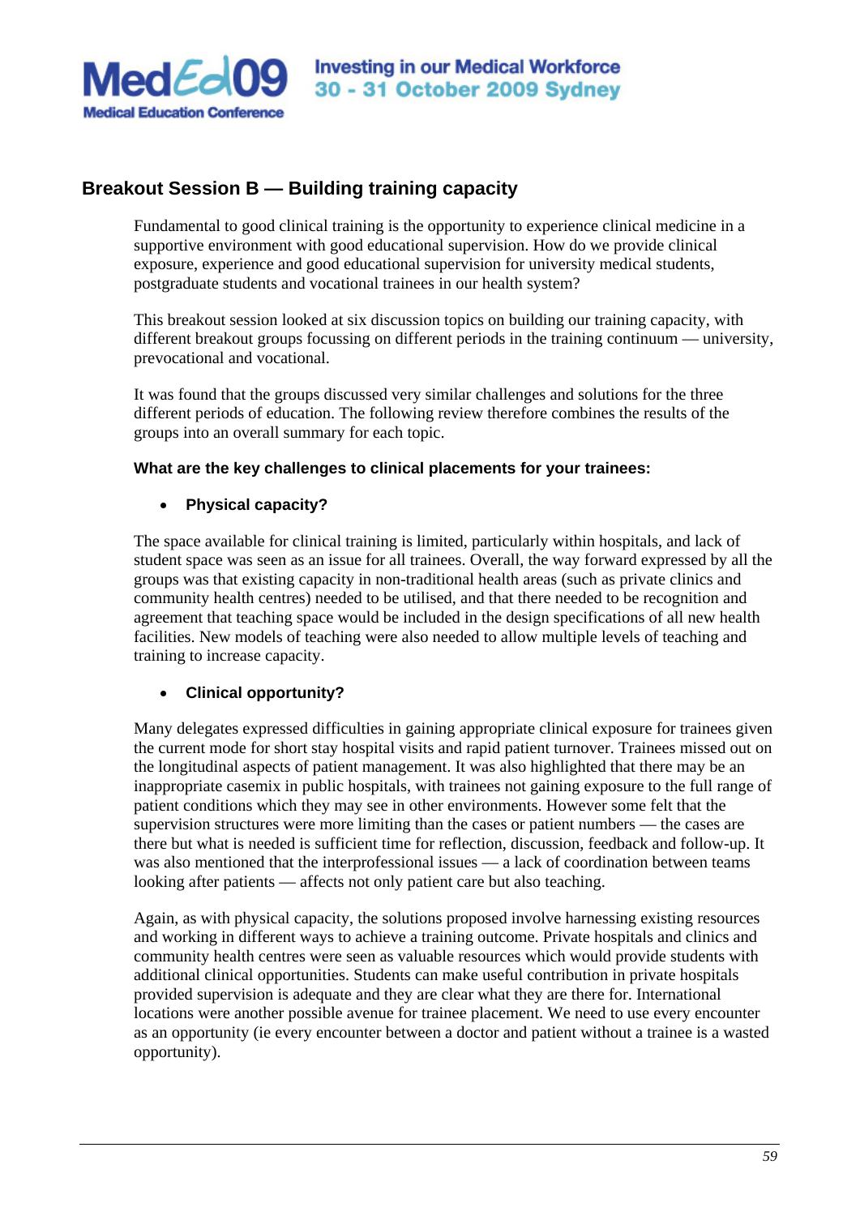## Breakout Session B — Building training capacity

Fundamental to good clinical training is the opportunity to experience clinical medicine in a supportive environment with good educational supervision. How do we provide clinical exposure, experience and good educational supervision for university medical students, postgraduate students and vocational trainees in our health system?

This breakout session looked at six discussion topics on building our training capacity, with different breakout groups focussing on different periods in the training continuum — university, prevocational and vocational.

It was found that the groups discussed very similar challenges and solutions for the three different periods of education. The following review therefore combines the results of the groups into an overall summary for each topic.

**What are the key challenges to clinical placements for your trainees:**

- **Physical capacity?**

The space available for clinical training is limited, particularly within hospitals, and lack of student space was seen as an issue for all trainees. Overall, the way forward expressed by all the groups was that existing capacity in non-traditional health areas (such as private clinics and community health centres) needed to be utilised, and that there needed to be recognition and agreement that teaching space would be included in the design specifications of all new health facilities. New models of teaching were also needed to allow multiple levels of teaching and training to increase capacity.

- **Clinical opportunity?**

Many delegates expressed difficulties in gaining appropriate clinical exposure for trainees given the current mode for short stay hospital visits and rapid patient turnover. Trainees missed out on the longitudinal aspects of patient management. It was also highlighted that there may be an inappropriate casemix in public hospitals, with trainees not gaining exposure to the full range of patient conditions which they may see in other environments. However some felt that the supervision structures were more limiting than the cases or patient numbers — the cases are there but what is needed is sufficient time for reflection, discussion, feedback and follow-up. It was also mentioned that the interprofessional issues — a lack of coordination between teams looking after patients — affects not only patient care but also teaching.

Again, as with physical capacity, the solutions proposed involve harnessing existing resources and working in different ways to achieve a training outcome. Private hospitals and clinics and community health centres were seen as valuable resources which would provide students with additional clinical opportunities. Students can make useful contribution in private hospitals provided supervision is adequate and they are clear what they are there for. International locations were another possible avenue for trainee placement. We need to use every encounter as an opportunity (ie every encounter between a doctor and patient without a trainee is a wasted opportunity).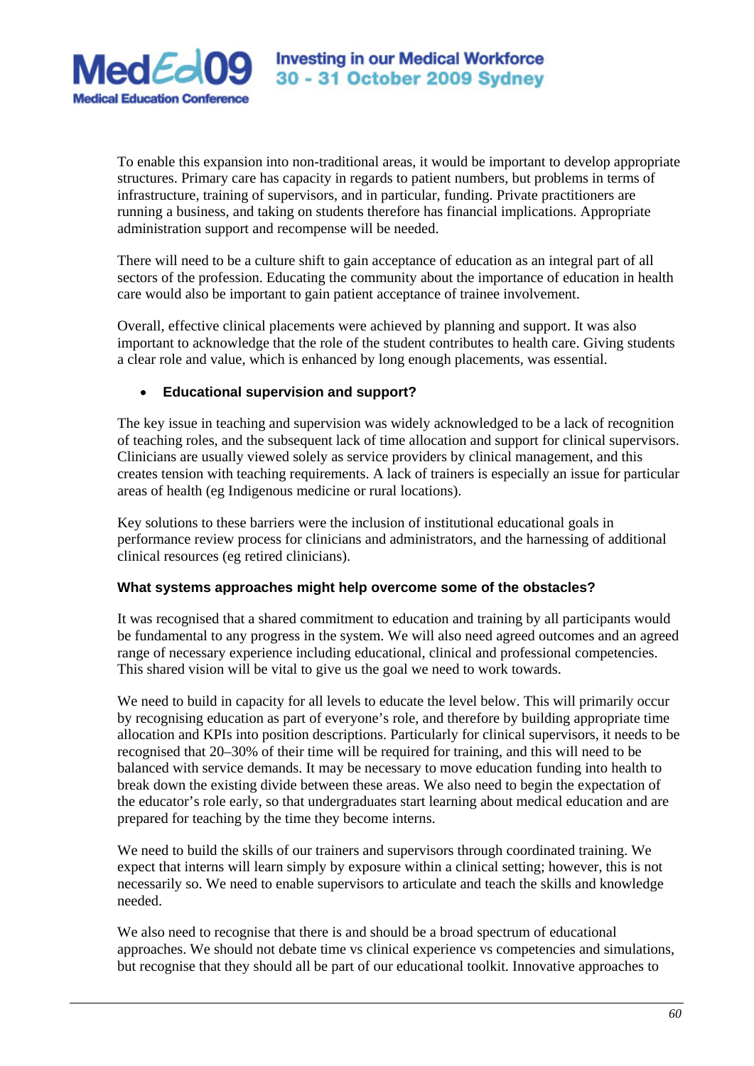To enable this expansion into non-traditional areas, it would be important to develop appropriate structures. Primary care has capacity in regards to patient numbers, but problems in terms of infrastructure, training of supervisors, and in particular, funding. Private practitioners are running a business, and taking on students therefore has financial implications. Appropriate administration support and recompense will be needed.

There will need to be a culture shift to gain acceptance of education as an integral part of all sectors of the profession. Educating the community about the importance of education in health care would also be important to gain patient acceptance of trainee involvement.

Overall, effective clinical placements were achieved by planning and support. It was also important to acknowledge that the role of the student contributes to health care. Giving students a clear role and value, which is enhanced by long enough placements, was essential.

- **Educational supervision and support?**

The key issue in teaching and supervision was widely acknowledged to be a lack of recognition of teaching roles, and the subsequent lack of time allocation and support for clinical supervisors. Clinicians are usually viewed solely as service providers by clinical management, and this creates tension with teaching requirements. A lack of trainers is especially an issue for particular areas of health (eg Indigenous medicine or rural locations).

Key solutions to these barriers were the inclusion of institutional educational goals in performance review process for clinicians and administrators, and the harnessing of additional clinical resources (eg retired clinicians).

**What systems approaches might help overcome some of the obstacles?**

It was recognised that a shared commitment to education and training by all participants would be fundamental to any progress in the system. We will also need agreed outcomes and an agreed range of necessary experience including educational, clinical and professional competencies. This shared vision will be vital to give us the goal we need to work towards.

We need to build in capacity for all levels to educate the level below. This will primarily occur by recognising education as part of everyone's role, and therefore by building appropriate time allocation and KPIs into position descriptions. Particularly for clinical supervisors, it needs to be recognised that 20–30% of their time will be required for training, and this will need to be balanced with service demands. It may be necessary to move education funding into health to break down the existing divide between these areas. We also need to begin the expectation of the educator's role early, so that undergraduates start learning about medical education and are prepared for teaching by the time they become interns.

We need to build the skills of our trainers and supervisors through coordinated training. We expect that interns will learn simply by exposure within a clinical setting; however, this is not necessarily so. We need to enable supervisors to articulate and teach the skills and knowledge needed.

We also need to recognise that there is and should be a broad spectrum of educational approaches. We should not debate time vs clinical experience vs competencies and simulations, but recognise that they should all be part of our educational toolkit. Innovative approaches to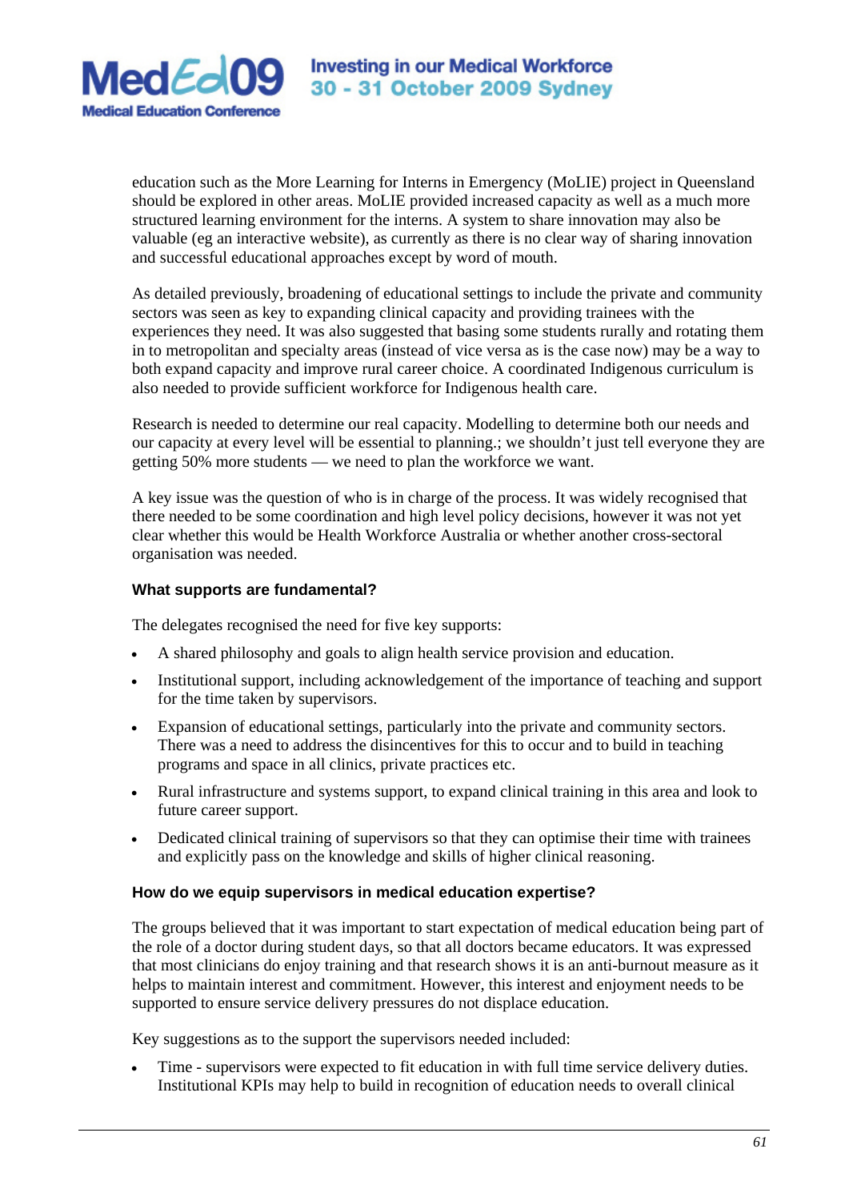education such as the More Learning for Interns in Emergency (MoLIE) project in Queensland should be explored in other areas. MoLIE provided increased capacity as well as a much more structured learning environment for the interns. A system to share innovation may also be valuable (eg an interactive website), as currently as there is no clear way of sharing innovation and successful educational approaches except by word of mouth.

As detailed previously, broadening of educational settings to include the private and community sectors was seen as key to expanding clinical capacity and providing trainees with the experiences they need. It was also suggested that basing some students rurally and rotating them in to metropolitan and specialty areas (instead of vice versa as is the case now) may be a way to both expand capacity and improve rural career choice. A coordinated Indigenous curriculum is also needed to provide sufficient workforce for Indigenous health care.

Research is needed to determine our real capacity. Modelling to determine both our needs and our capacity at every level will be essential to planning.; we shouldn't just tell everyone they are getting 50% more students — we need to plan the workforce we want.

A key issue was the question of who is in charge of the process. It was widely recognised that there needed to be some coordination and high level policy decisions, however it was not yet clear whether this would be Health Workforce Australia or whether another cross-sectoral organisation was needed.

### What supports are fundamental?

The delegates recognised the need for five key supports:

- A shared philosophy and goals to align health service provision and education.
- Institutional support, including acknowledgement of the importance of teaching and support for the time taken by supervisors.
- Expansion of educational settings, particularly into the private and community sectors. There was a need to address the disincentives for this to occur and to build in teaching programs and space in all clinics, private practices etc.
- Rural infrastructure and systems support, to expand clinical training in this area and look to future career support.
- Dedicated clinical training of supervisors so that they can optimise their time with trainees and explicitly pass on the knowledge and skills of higher clinical reasoning.

### How do we equip supervisors in medical education expertise?

The groups believed that it was important to start expectation of medical education being part of the role of a doctor during student days, so that all doctors became educators. It was expressed that most clinicians do enjoy training and that research shows it is an anti-burnout measure as it helps to maintain interest and commitment. However, this interest and enjoyment needs to be supported to ensure service delivery pressures do not displace education.

Key suggestions as to the support the supervisors needed included:

- Time - supervisors were expected to fit education in with full time service delivery duties. Institutional KPIs may help to build in recognition of education needs to overall clinical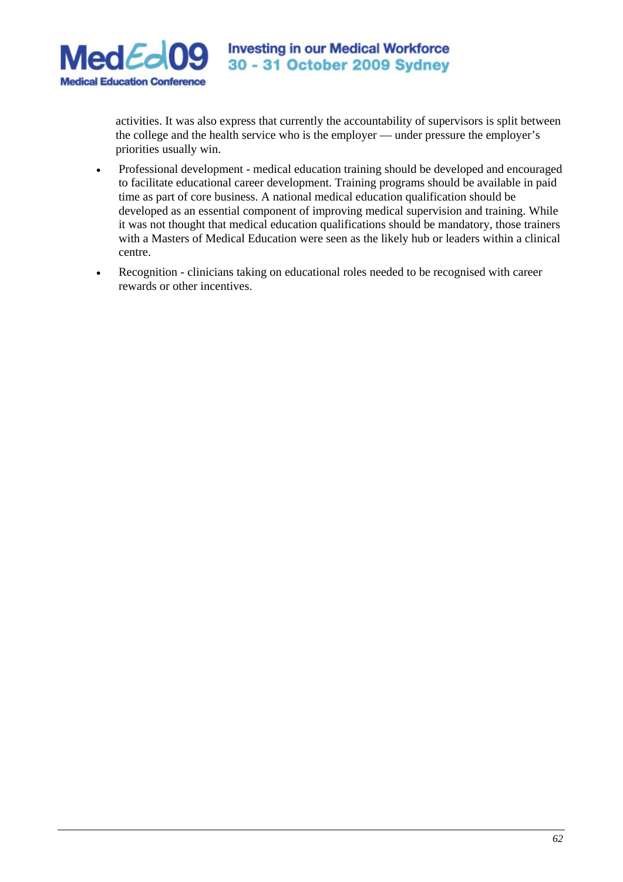activities. It was also express that currently the accountability of supervisors is split between the college and the health service who is the employer — under pressure the employer's priorities usually win.

- Professional development - medical education training should be developed and encouraged to facilitate educational career development. Training programs should be available in paid time as part of core business. A national medical education qualification should be developed as an essential component of improving medical supervision and training. While it was not thought that medical education qualifications should be mandatory, those trainers with a Masters of Medical Education were seen as the likely hub or leaders within a clinical centre.
- Recognition - clinicians taking on educational roles needed to be recognised with career rewards or other incentives.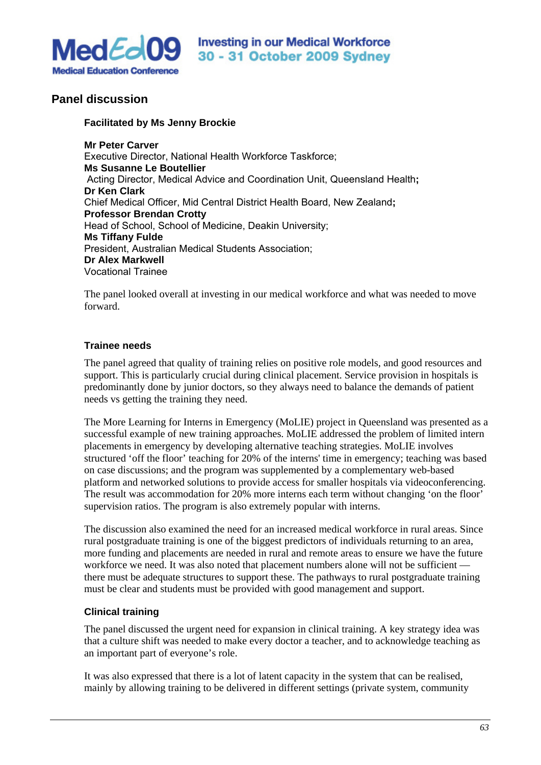## Panel discussion

**Facilitated by Ms Jenny Brockie**

**Mr Peter Carver**
Executive Director, National Health Workforce Taskforce;
**Ms Susanne Le Boutellier**
Acting Director, Medical Advice and Coordination Unit, Queensland Health;
**Dr Ken Clark**
Chief Medical Officer, Mid Central District Health Board, New Zealand;
**Professor Brendan Crotty**
Head of School, School of Medicine, Deakin University;
**Ms Tiffany Fulde**
President, Australian Medical Students Association;
**Dr Alex Markwell**
Vocational Trainee

The panel looked overall at investing in our medical workforce and what was needed to move forward.

### Trainee needs

The panel agreed that quality of training relies on positive role models, and good resources and support. This is particularly crucial during clinical placement. Service provision in hospitals is predominantly done by junior doctors, so they always need to balance the demands of patient needs vs getting the training they need.

The More Learning for Interns in Emergency (MoLIE) project in Queensland was presented as a successful example of new training approaches. MoLIE addressed the problem of limited intern placements in emergency by developing alternative teaching strategies. MoLIE involves structured 'off the floor' teaching for 20% of the interns' time in emergency; teaching was based on case discussions; and the program was supplemented by a complementary web-based platform and networked solutions to provide access for smaller hospitals via videoconferencing. The result was accommodation for 20% more interns each term without changing 'on the floor' supervision ratios. The program is also extremely popular with interns.

The discussion also examined the need for an increased medical workforce in rural areas. Since rural postgraduate training is one of the biggest predictors of individuals returning to an area, more funding and placements are needed in rural and remote areas to ensure we have the future workforce we need. It was also noted that placement numbers alone will not be sufficient — there must be adequate structures to support these. The pathways to rural postgraduate training must be clear and students must be provided with good management and support.

### Clinical training

The panel discussed the urgent need for expansion in clinical training. A key strategy idea was that a culture shift was needed to make every doctor a teacher, and to acknowledge teaching as an important part of everyone's role.

It was also expressed that there is a lot of latent capacity in the system that can be realised, mainly by allowing training to be delivered in different settings (private system, community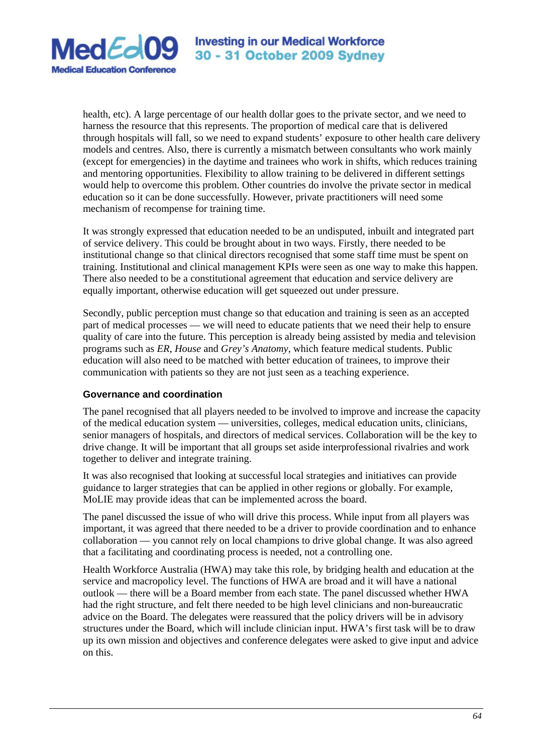health, etc). A large percentage of our health dollar goes to the private sector, and we need to harness the resource that this represents. The proportion of medical care that is delivered through hospitals will fall, so we need to expand students' exposure to other health care delivery models and centres. Also, there is currently a mismatch between consultants who work mainly (except for emergencies) in the daytime and trainees who work in shifts, which reduces training and mentoring opportunities. Flexibility to allow training to be delivered in different settings would help to overcome this problem. Other countries do involve the private sector in medical education so it can be done successfully. However, private practitioners will need some mechanism of recompense for training time.

It was strongly expressed that education needed to be an undisputed, inbuilt and integrated part of service delivery. This could be brought about in two ways. Firstly, there needed to be institutional change so that clinical directors recognised that some staff time must be spent on training. Institutional and clinical management KPIs were seen as one way to make this happen. There also needed to be a constitutional agreement that education and service delivery are equally important, otherwise education will get squeezed out under pressure.

Secondly, public perception must change so that education and training is seen as an accepted part of medical processes — we will need to educate patients that we need their help to ensure quality of care into the future. This perception is already being assisted by media and television programs such as *ER*, *House* and *Grey's Anatomy*, which feature medical students. Public education will also need to be matched with better education of trainees, to improve their communication with patients so they are not just seen as a teaching experience.

### Governance and coordination

The panel recognised that all players needed to be involved to improve and increase the capacity of the medical education system — universities, colleges, medical education units, clinicians, senior managers of hospitals, and directors of medical services. Collaboration will be the key to drive change. It will be important that all groups set aside interprofessional rivalries and work together to deliver and integrate training.

It was also recognised that looking at successful local strategies and initiatives can provide guidance to larger strategies that can be applied in other regions or globally. For example, MoLIE may provide ideas that can be implemented across the board.

The panel discussed the issue of who will drive this process. While input from all players was important, it was agreed that there needed to be a driver to provide coordination and to enhance collaboration — you cannot rely on local champions to drive global change. It was also agreed that a facilitating and coordinating process is needed, not a controlling one.

Health Workforce Australia (HWA) may take this role, by bridging health and education at the service and macropolicy level. The functions of HWA are broad and it will have a national outlook — there will be a Board member from each state. The panel discussed whether HWA had the right structure, and felt there needed to be high level clinicians and non-bureaucratic advice on the Board. The delegates were reassured that the policy drivers will be in advisory structures under the Board, which will include clinician input. HWA's first task will be to draw up its own mission and objectives and conference delegates were asked to give input and advice on this.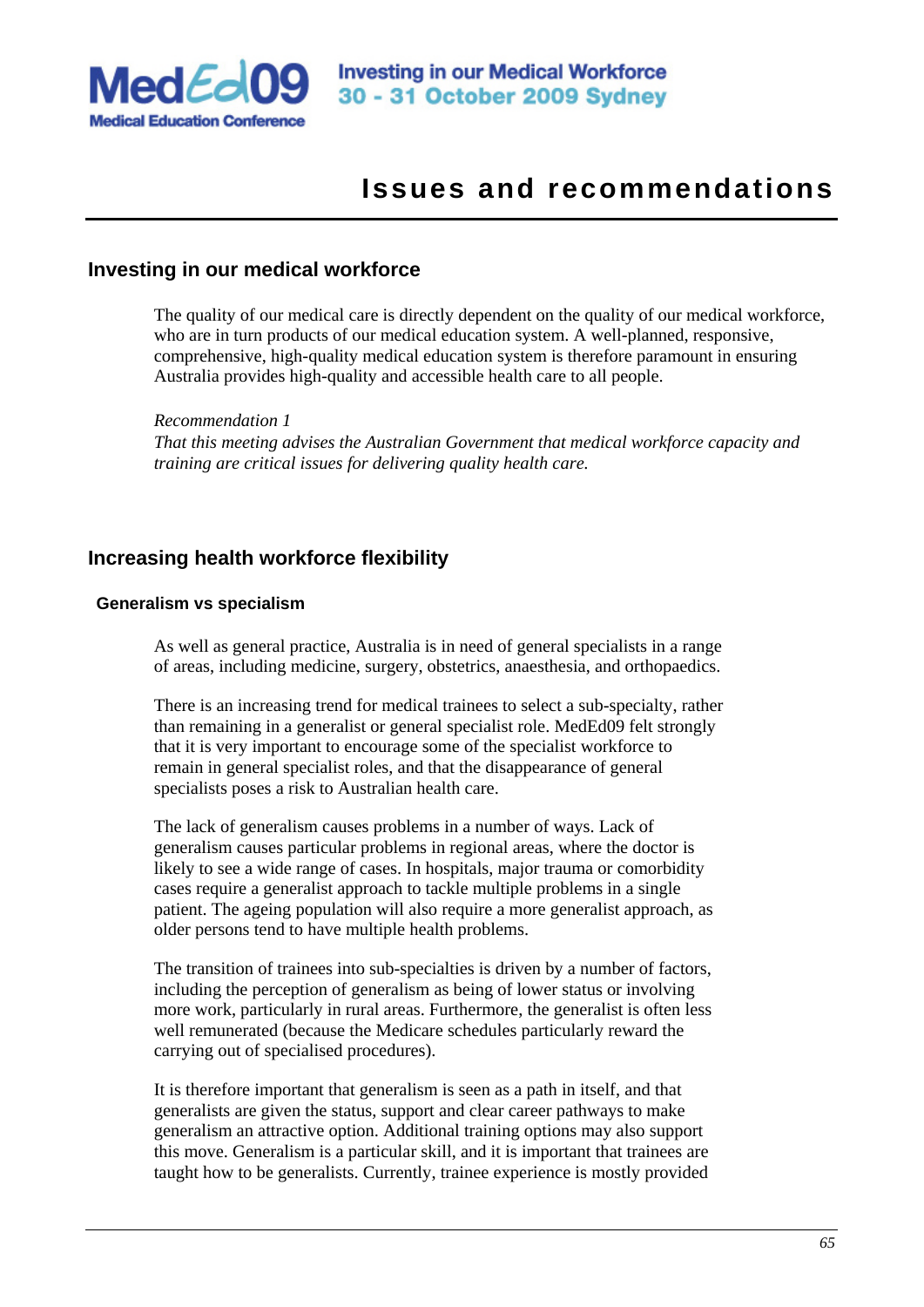# Issues and recommendations

## Investing in our medical workforce

The quality of our medical care is directly dependent on the quality of our medical workforce, who are in turn products of our medical education system. A well-planned, responsive, comprehensive, high-quality medical education system is therefore paramount in ensuring Australia provides high-quality and accessible health care to all people.

*Recommendation 1*
*That this meeting advises the Australian Government that medical workforce capacity and training are critical issues for delivering quality health care.*

## Increasing health workforce flexibility

### Generalism vs specialism

As well as general practice, Australia is in need of general specialists in a range of areas, including medicine, surgery, obstetrics, anaesthesia, and orthopaedics.

There is an increasing trend for medical trainees to select a sub-specialty, rather than remaining in a generalist or general specialist role. MedEd09 felt strongly that it is very important to encourage some of the specialist workforce to remain in general specialist roles, and that the disappearance of general specialists poses a risk to Australian health care.

The lack of generalism causes problems in a number of ways. Lack of generalism causes particular problems in regional areas, where the doctor is likely to see a wide range of cases. In hospitals, major trauma or comorbidity cases require a generalist approach to tackle multiple problems in a single patient. The ageing population will also require a more generalist approach, as older persons tend to have multiple health problems.

The transition of trainees into sub-specialties is driven by a number of factors, including the perception of generalism as being of lower status or involving more work, particularly in rural areas. Furthermore, the generalist is often less well remunerated (because the Medicare schedules particularly reward the carrying out of specialised procedures).

It is therefore important that generalism is seen as a path in itself, and that generalists are given the status, support and clear career pathways to make generalism an attractive option. Additional training options may also support this move. Generalism is a particular skill, and it is important that trainees are taught how to be generalists. Currently, trainee experience is mostly provided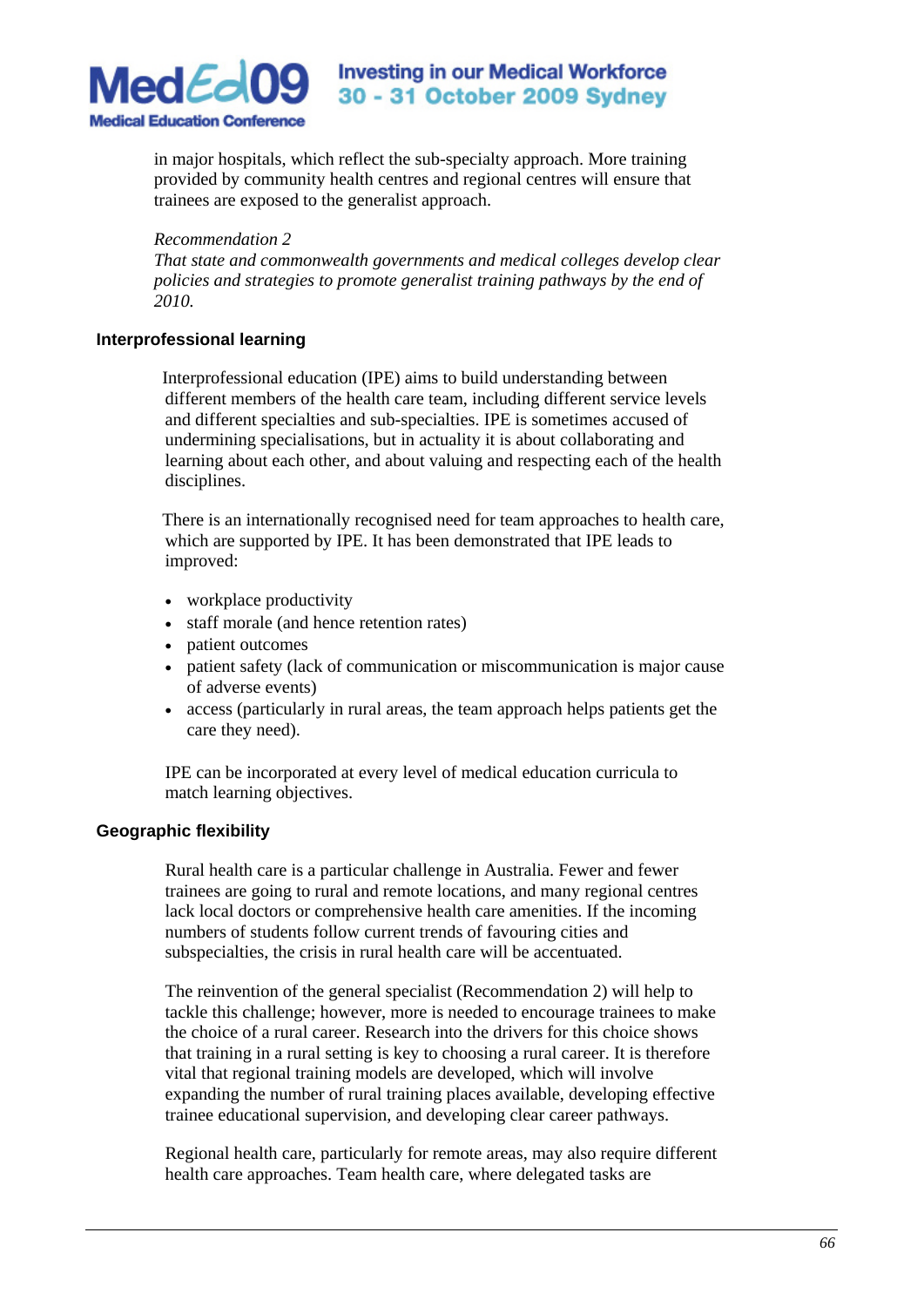in major hospitals, which reflect the sub-specialty approach. More training provided by community health centres and regional centres will ensure that trainees are exposed to the generalist approach.

*Recommendation 2*
*That state and commonwealth governments and medical colleges develop clear policies and strategies to promote generalist training pathways by the end of 2010.*

### Interprofessional learning

Interprofessional education (IPE) aims to build understanding between different members of the health care team, including different service levels and different specialties and sub-specialties. IPE is sometimes accused of undermining specialisations, but in actuality it is about collaborating and learning about each other, and about valuing and respecting each of the health disciplines.

There is an internationally recognised need for team approaches to health care, which are supported by IPE. It has been demonstrated that IPE leads to improved:

- workplace productivity
- staff morale (and hence retention rates)
- patient outcomes
- patient safety (lack of communication or miscommunication is major cause of adverse events)
- access (particularly in rural areas, the team approach helps patients get the care they need).

IPE can be incorporated at every level of medical education curricula to match learning objectives.

### Geographic flexibility

Rural health care is a particular challenge in Australia. Fewer and fewer trainees are going to rural and remote locations, and many regional centres lack local doctors or comprehensive health care amenities. If the incoming numbers of students follow current trends of favouring cities and subspecialties, the crisis in rural health care will be accentuated.

The reinvention of the general specialist (Recommendation 2) will help to tackle this challenge; however, more is needed to encourage trainees to make the choice of a rural career. Research into the drivers for this choice shows that training in a rural setting is key to choosing a rural career. It is therefore vital that regional training models are developed, which will involve expanding the number of rural training places available, developing effective trainee educational supervision, and developing clear career pathways.

Regional health care, particularly for remote areas, may also require different health care approaches. Team health care, where delegated tasks are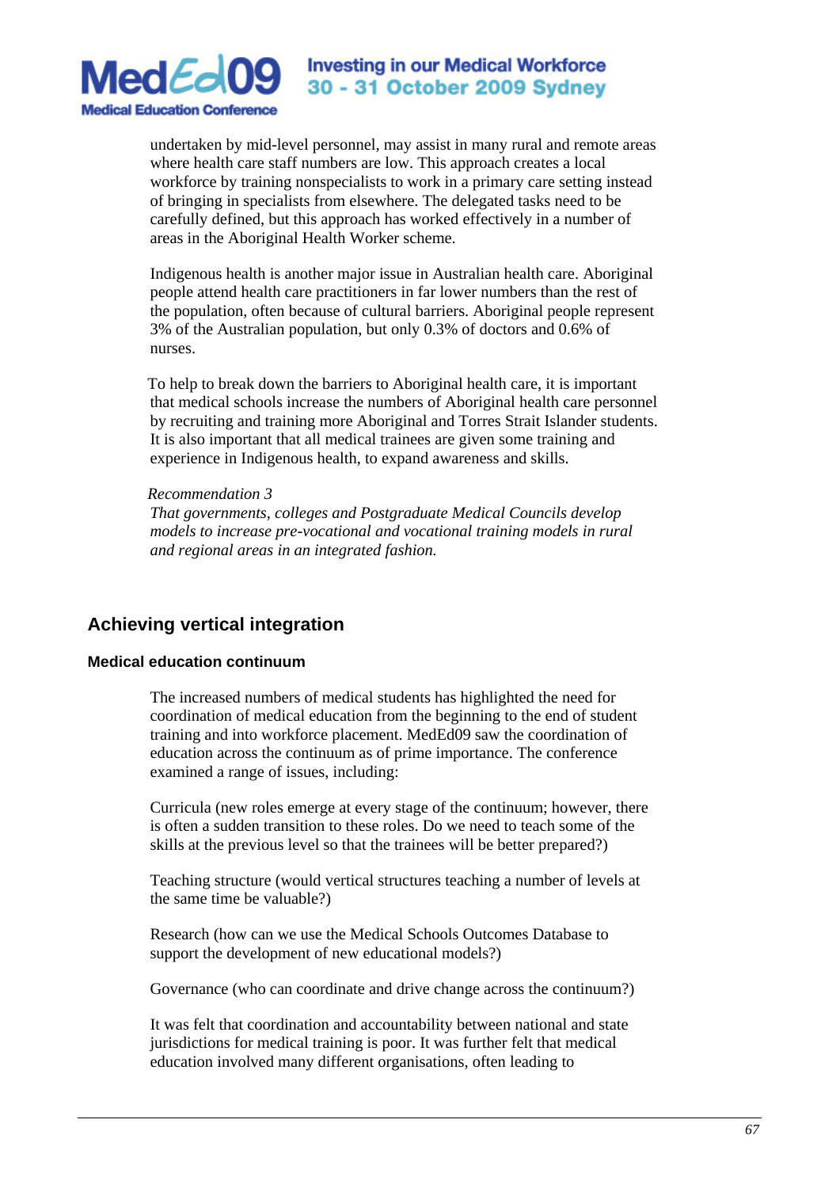undertaken by mid-level personnel, may assist in many rural and remote areas where health care staff numbers are low. This approach creates a local workforce by training nonspecialists to work in a primary care setting instead of bringing in specialists from elsewhere. The delegated tasks need to be carefully defined, but this approach has worked effectively in a number of areas in the Aboriginal Health Worker scheme.

Indigenous health is another major issue in Australian health care. Aboriginal people attend health care practitioners in far lower numbers than the rest of the population, often because of cultural barriers. Aboriginal people represent 3% of the Australian population, but only 0.3% of doctors and 0.6% of nurses.

To help to break down the barriers to Aboriginal health care, it is important that medical schools increase the numbers of Aboriginal health care personnel by recruiting and training more Aboriginal and Torres Strait Islander students. It is also important that all medical trainees are given some training and experience in Indigenous health, to expand awareness and skills.

*Recommendation 3*
*That governments, colleges and Postgraduate Medical Councils develop models to increase pre-vocational and vocational training models in rural and regional areas in an integrated fashion.*

## Achieving vertical integration

### Medical education continuum

The increased numbers of medical students has highlighted the need for coordination of medical education from the beginning to the end of student training and into workforce placement. MedEd09 saw the coordination of education across the continuum as of prime importance. The conference examined a range of issues, including:

Curricula (new roles emerge at every stage of the continuum; however, there is often a sudden transition to these roles. Do we need to teach some of the skills at the previous level so that the trainees will be better prepared?)

Teaching structure (would vertical structures teaching a number of levels at the same time be valuable?)

Research (how can we use the Medical Schools Outcomes Database to support the development of new educational models?)

Governance (who can coordinate and drive change across the continuum?)

It was felt that coordination and accountability between national and state jurisdictions for medical training is poor. It was further felt that medical education involved many different organisations, often leading to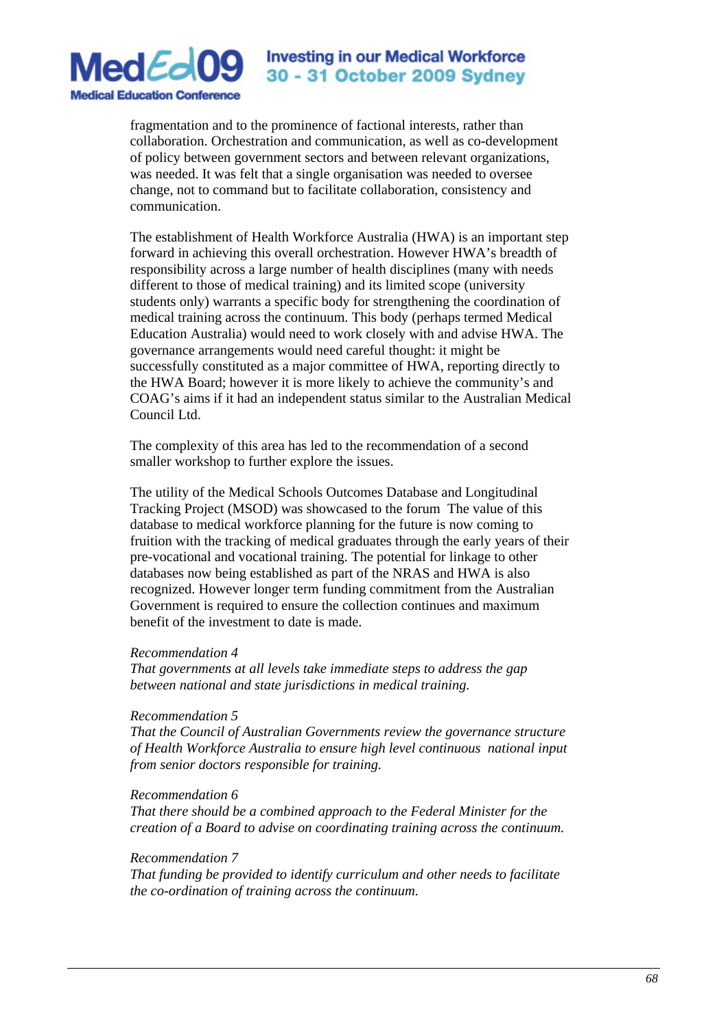fragmentation and to the prominence of factional interests, rather than collaboration. Orchestration and communication, as well as co-development of policy between government sectors and between relevant organizations, was needed. It was felt that a single organisation was needed to oversee change, not to command but to facilitate collaboration, consistency and communication.

The establishment of Health Workforce Australia (HWA) is an important step forward in achieving this overall orchestration. However HWA's breadth of responsibility across a large number of health disciplines (many with needs different to those of medical training) and its limited scope (university students only) warrants a specific body for strengthening the coordination of medical training across the continuum. This body (perhaps termed Medical Education Australia) would need to work closely with and advise HWA. The governance arrangements would need careful thought: it might be successfully constituted as a major committee of HWA, reporting directly to the HWA Board; however it is more likely to achieve the community's and COAG's aims if it had an independent status similar to the Australian Medical Council Ltd.

The complexity of this area has led to the recommendation of a second smaller workshop to further explore the issues.

The utility of the Medical Schools Outcomes Database and Longitudinal Tracking Project (MSOD) was showcased to the forum The value of this database to medical workforce planning for the future is now coming to fruition with the tracking of medical graduates through the early years of their pre-vocational and vocational training. The potential for linkage to other databases now being established as part of the NRAS and HWA is also recognized. However longer term funding commitment from the Australian Government is required to ensure the collection continues and maximum benefit of the investment to date is made.

*Recommendation 4*
*That governments at all levels take immediate steps to address the gap between national and state jurisdictions in medical training.*

*Recommendation 5*
*That the Council of Australian Governments review the governance structure of Health Workforce Australia to ensure high level continuous national input from senior doctors responsible for training.*

*Recommendation 6*
*That there should be a combined approach to the Federal Minister for the creation of a Board to advise on coordinating training across the continuum.*

*Recommendation 7*
*That funding be provided to identify curriculum and other needs to facilitate the co-ordination of training across the continuum.*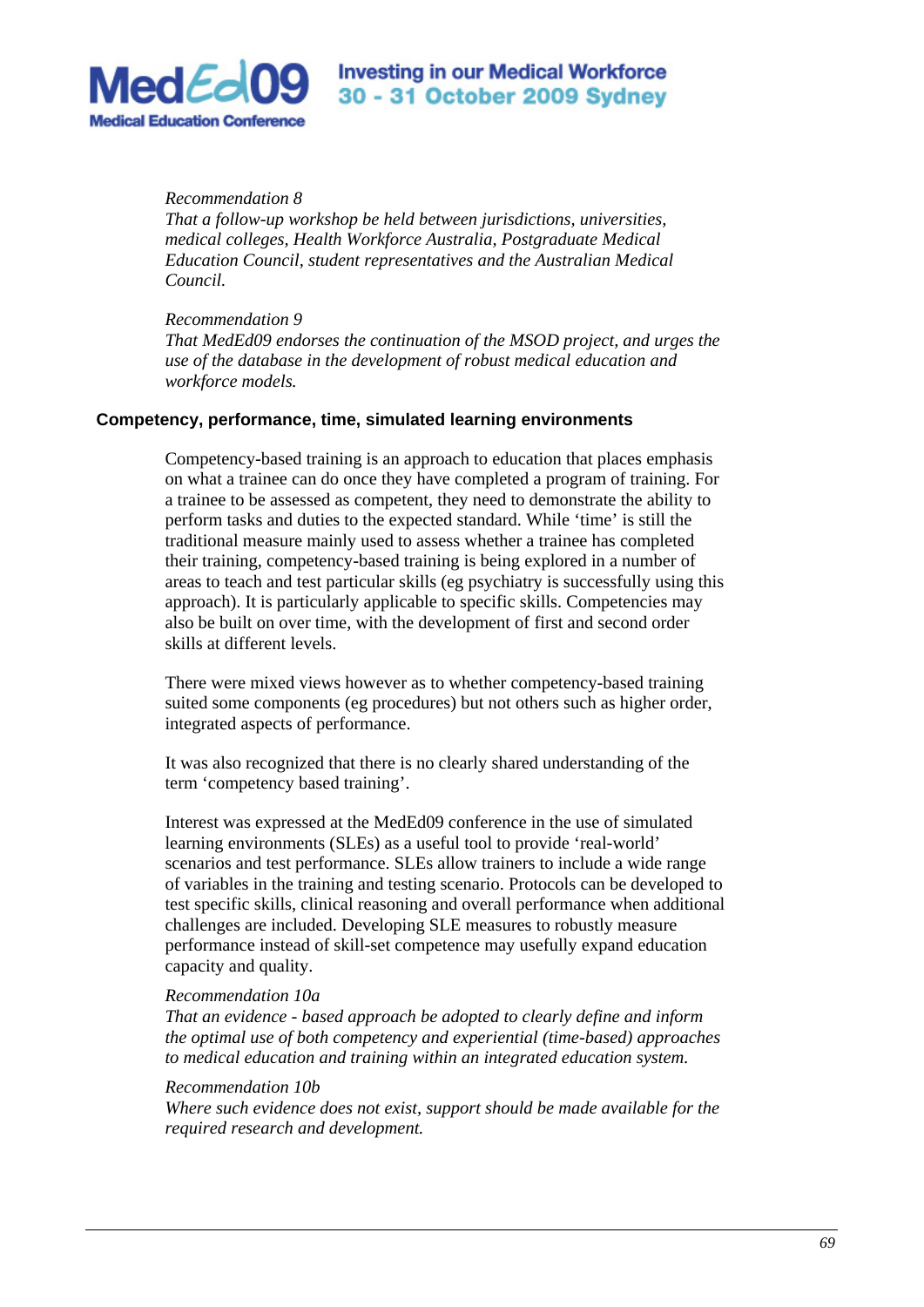*Recommendation 8*
*That a follow-up workshop be held between jurisdictions, universities, medical colleges, Health Workforce Australia, Postgraduate Medical Education Council, student representatives and the Australian Medical Council.*

*Recommendation 9*
*That MedEd09 endorses the continuation of the MSOD project, and urges the use of the database in the development of robust medical education and workforce models.*

## Competency, performance, time, simulated learning environments

Competency-based training is an approach to education that places emphasis on what a trainee can do once they have completed a program of training. For a trainee to be assessed as competent, they need to demonstrate the ability to perform tasks and duties to the expected standard. While 'time' is still the traditional measure mainly used to assess whether a trainee has completed their training, competency-based training is being explored in a number of areas to teach and test particular skills (eg psychiatry is successfully using this approach). It is particularly applicable to specific skills. Competencies may also be built on over time, with the development of first and second order skills at different levels.

There were mixed views however as to whether competency-based training suited some components (eg procedures) but not others such as higher order, integrated aspects of performance.

It was also recognized that there is no clearly shared understanding of the term 'competency based training'.

Interest was expressed at the MedEd09 conference in the use of simulated learning environments (SLEs) as a useful tool to provide 'real-world' scenarios and test performance. SLEs allow trainers to include a wide range of variables in the training and testing scenario. Protocols can be developed to test specific skills, clinical reasoning and overall performance when additional challenges are included. Developing SLE measures to robustly measure performance instead of skill-set competence may usefully expand education capacity and quality.

*Recommendation 10a*
*That an evidence - based approach be adopted to clearly define and inform the optimal use of both competency and experiential (time-based) approaches to medical education and training within an integrated education system.*

*Recommendation 10b*
*Where such evidence does not exist, support should be made available for the required research and development.*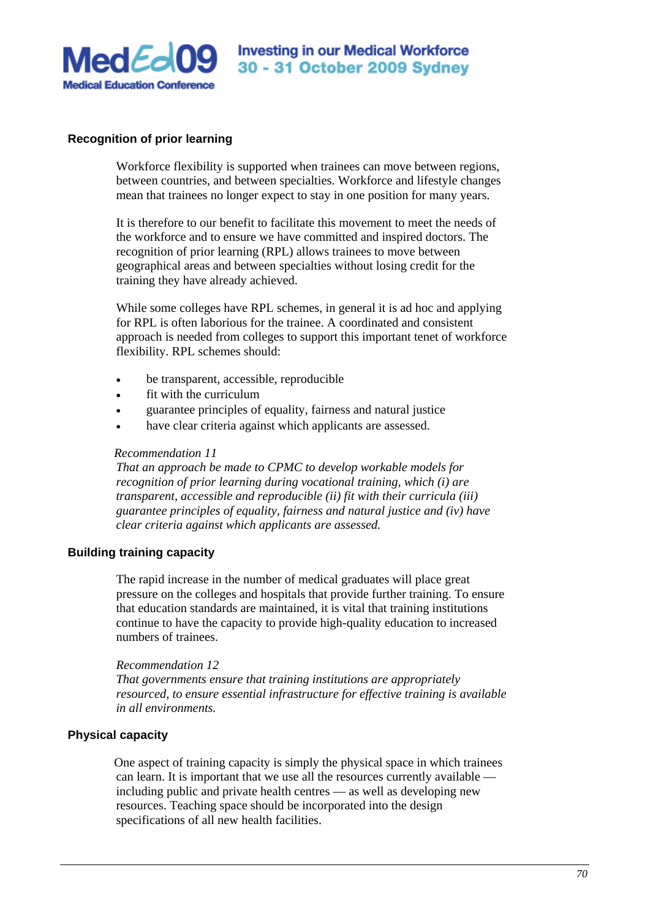### Recognition of prior learning

Workforce flexibility is supported when trainees can move between regions, between countries, and between specialties. Workforce and lifestyle changes mean that trainees no longer expect to stay in one position for many years.

It is therefore to our benefit to facilitate this movement to meet the needs of the workforce and to ensure we have committed and inspired doctors. The recognition of prior learning (RPL) allows trainees to move between geographical areas and between specialties without losing credit for the training they have already achieved.

While some colleges have RPL schemes, in general it is ad hoc and applying for RPL is often laborious for the trainee. A coordinated and consistent approach is needed from colleges to support this important tenet of workforce flexibility. RPL schemes should:

- be transparent, accessible, reproducible
- fit with the curriculum
- guarantee principles of equality, fairness and natural justice
- have clear criteria against which applicants are assessed.

*Recommendation 11*
*That an approach be made to CPMC to develop workable models for recognition of prior learning during vocational training, which (i) are transparent, accessible and reproducible (ii) fit with their curricula (iii) guarantee principles of equality, fairness and natural justice and (iv) have clear criteria against which applicants are assessed.*

### Building training capacity

The rapid increase in the number of medical graduates will place great pressure on the colleges and hospitals that provide further training. To ensure that education standards are maintained, it is vital that training institutions continue to have the capacity to provide high-quality education to increased numbers of trainees.

*Recommendation 12*
*That governments ensure that training institutions are appropriately resourced, to ensure essential infrastructure for effective training is available in all environments.*

### Physical capacity

One aspect of training capacity is simply the physical space in which trainees can learn. It is important that we use all the resources currently available — including public and private health centres — as well as developing new resources. Teaching space should be incorporated into the design specifications of all new health facilities.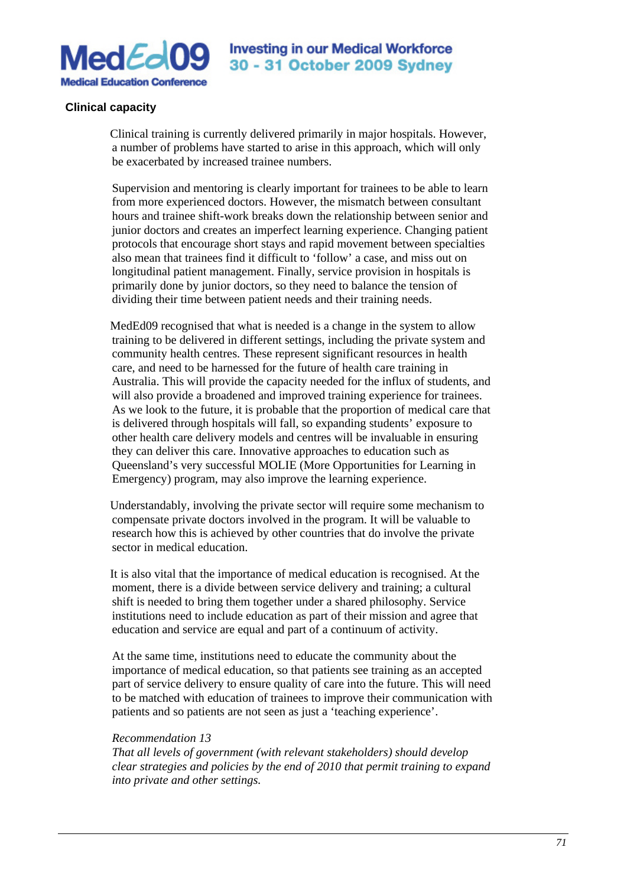## Clinical capacity

Clinical training is currently delivered primarily in major hospitals. However, a number of problems have started to arise in this approach, which will only be exacerbated by increased trainee numbers.

Supervision and mentoring is clearly important for trainees to be able to learn from more experienced doctors. However, the mismatch between consultant hours and trainee shift-work breaks down the relationship between senior and junior doctors and creates an imperfect learning experience. Changing patient protocols that encourage short stays and rapid movement between specialties also mean that trainees find it difficult to 'follow' a case, and miss out on longitudinal patient management. Finally, service provision in hospitals is primarily done by junior doctors, so they need to balance the tension of dividing their time between patient needs and their training needs.

MedEd09 recognised that what is needed is a change in the system to allow training to be delivered in different settings, including the private system and community health centres. These represent significant resources in health care, and need to be harnessed for the future of health care training in Australia. This will provide the capacity needed for the influx of students, and will also provide a broadened and improved training experience for trainees. As we look to the future, it is probable that the proportion of medical care that is delivered through hospitals will fall, so expanding students' exposure to other health care delivery models and centres will be invaluable in ensuring they can deliver this care. Innovative approaches to education such as Queensland's very successful MOLIE (More Opportunities for Learning in Emergency) program, may also improve the learning experience.

Understandably, involving the private sector will require some mechanism to compensate private doctors involved in the program. It will be valuable to research how this is achieved by other countries that do involve the private sector in medical education.

It is also vital that the importance of medical education is recognised. At the moment, there is a divide between service delivery and training; a cultural shift is needed to bring them together under a shared philosophy. Service institutions need to include education as part of their mission and agree that education and service are equal and part of a continuum of activity.

At the same time, institutions need to educate the community about the importance of medical education, so that patients see training as an accepted part of service delivery to ensure quality of care into the future. This will need to be matched with education of trainees to improve their communication with patients and so patients are not seen as just a 'teaching experience'.

*Recommendation 13*
*That all levels of government (with relevant stakeholders) should develop clear strategies and policies by the end of 2010 that permit training to expand into private and other settings.*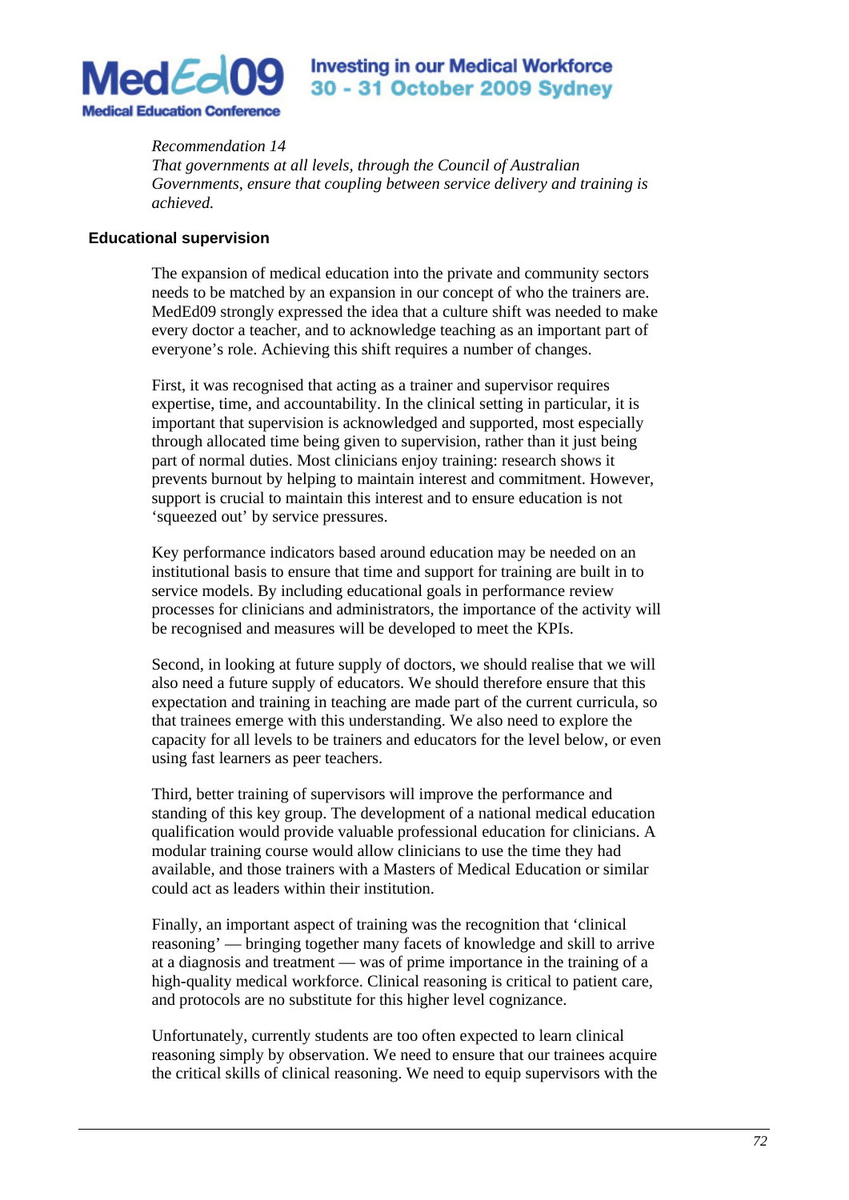*Recommendation 14*
*That governments at all levels, through the Council of Australian Governments, ensure that coupling between service delivery and training is achieved.*

**Educational supervision**

The expansion of medical education into the private and community sectors needs to be matched by an expansion in our concept of who the trainers are. MedEd09 strongly expressed the idea that a culture shift was needed to make every doctor a teacher, and to acknowledge teaching as an important part of everyone's role. Achieving this shift requires a number of changes.

First, it was recognised that acting as a trainer and supervisor requires expertise, time, and accountability. In the clinical setting in particular, it is important that supervision is acknowledged and supported, most especially through allocated time being given to supervision, rather than it just being part of normal duties. Most clinicians enjoy training: research shows it prevents burnout by helping to maintain interest and commitment. However, support is crucial to maintain this interest and to ensure education is not 'squeezed out' by service pressures.

Key performance indicators based around education may be needed on an institutional basis to ensure that time and support for training are built in to service models. By including educational goals in performance review processes for clinicians and administrators, the importance of the activity will be recognised and measures will be developed to meet the KPIs.

Second, in looking at future supply of doctors, we should realise that we will also need a future supply of educators. We should therefore ensure that this expectation and training in teaching are made part of the current curricula, so that trainees emerge with this understanding. We also need to explore the capacity for all levels to be trainers and educators for the level below, or even using fast learners as peer teachers.

Third, better training of supervisors will improve the performance and standing of this key group. The development of a national medical education qualification would provide valuable professional education for clinicians. A modular training course would allow clinicians to use the time they had available, and those trainers with a Masters of Medical Education or similar could act as leaders within their institution.

Finally, an important aspect of training was the recognition that 'clinical reasoning' — bringing together many facets of knowledge and skill to arrive at a diagnosis and treatment — was of prime importance in the training of a high-quality medical workforce. Clinical reasoning is critical to patient care, and protocols are no substitute for this higher level cognizance.

Unfortunately, currently students are too often expected to learn clinical reasoning simply by observation. We need to ensure that our trainees acquire the critical skills of clinical reasoning. We need to equip supervisors with the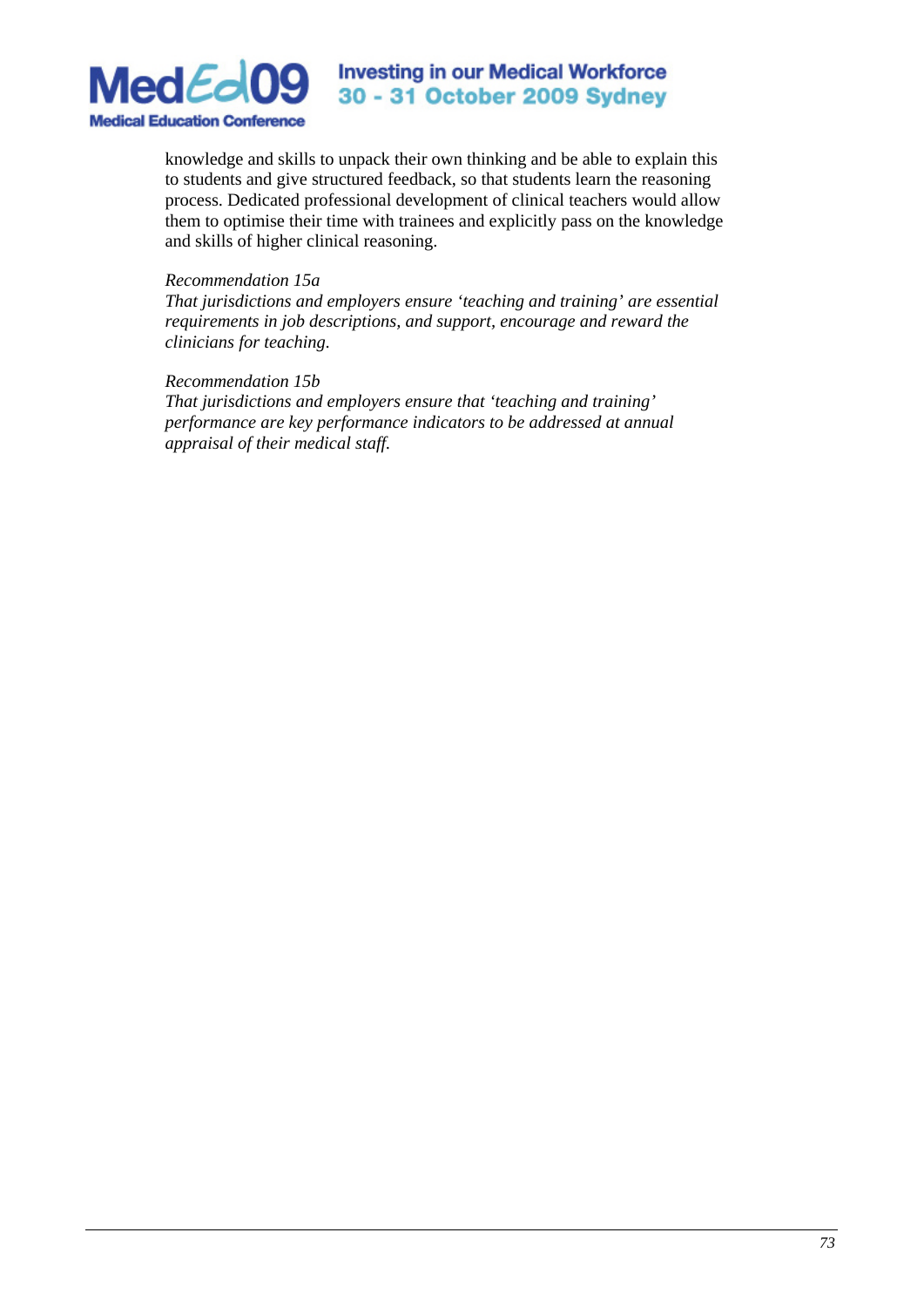knowledge and skills to unpack their own thinking and be able to explain this to students and give structured feedback, so that students learn the reasoning process. Dedicated professional development of clinical teachers would allow them to optimise their time with trainees and explicitly pass on the knowledge and skills of higher clinical reasoning.

*Recommendation 15a*
*That jurisdictions and employers ensure 'teaching and training' are essential requirements in job descriptions, and support, encourage and reward the clinicians for teaching.*

*Recommendation 15b*
*That jurisdictions and employers ensure that 'teaching and training' performance are key performance indicators to be addressed at annual appraisal of their medical staff.*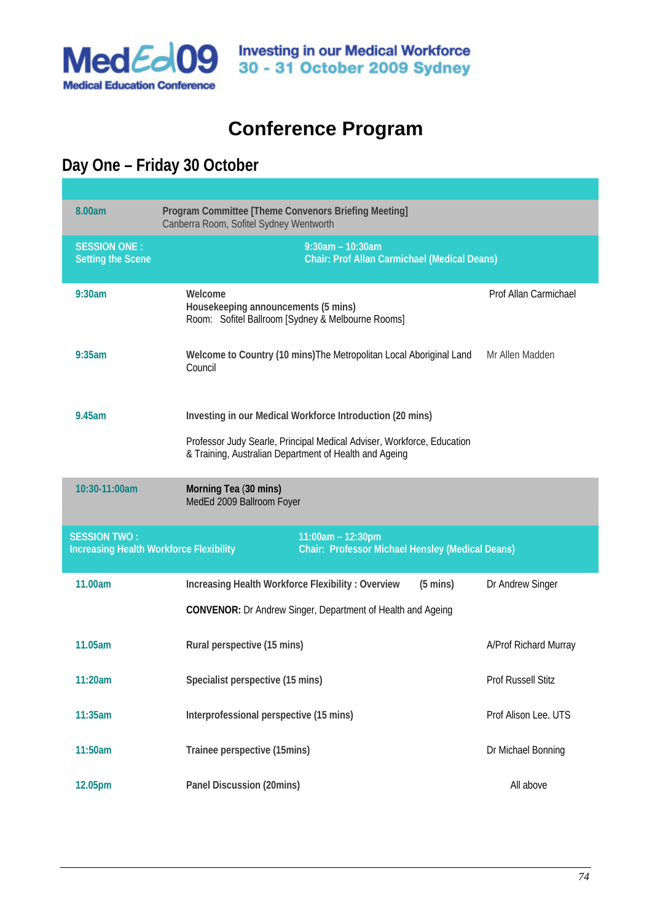**MedEd09**
**Medical Education Conference**

**Investing in our Medical Workforce**
**30 - 31 October 2009 Sydney**

# Conference Program

## Day One – Friday 30 October

| Time | Item | Speaker |
|---|---|---|
| **8.00am** | **Program Committee [Theme Convenors Briefing Meeting]**<br>Canberra Room, Sofitel Sydney Wentworth | |
| **SESSION ONE : Setting the Scene** | **9:30am – 10:30am**<br>**Chair: Prof Allan Carmichael (Medical Deans)** | |
| **9:30am** | **Welcome**<br>**Housekeeping announcements (5 mins)**<br>Room: Sofitel Ballroom [Sydney & Melbourne Rooms] | Prof Allan Carmichael |
| **9:35am** | **Welcome to Country (10 mins)** The Metropolitan Local Aboriginal Land Council | Mr Allen Madden |
| **9.45am** | **Investing in our Medical Workforce Introduction (20 mins)**<br>Professor Judy Searle, Principal Medical Adviser, Workforce, Education & Training, Australian Department of Health and Ageing | |
| **10:30-11:00am** | **Morning Tea (30 mins)**<br>MedEd 2009 Ballroom Foyer | |
| **SESSION TWO : Increasing Health Workforce Flexibility** | **11:00am – 12:30pm**<br>**Chair: Professor Michael Hensley (Medical Deans)** | |
| **11.00am** | **Increasing Health Workforce Flexibility : Overview (5 mins)**<br>**CONVENOR:** Dr Andrew Singer, Department of Health and Ageing | Dr Andrew Singer |
| **11.05am** | **Rural perspective (15 mins)** | A/Prof Richard Murray |
| **11:20am** | **Specialist perspective (15 mins)** | Prof Russell Stitz |
| **11:35am** | **Interprofessional perspective (15 mins)** | Prof Alison Lee. UTS |
| **11:50am** | **Trainee perspective (15mins)** | Dr Michael Bonning |
| **12.05pm** | **Panel Discussion (20mins)** | All above |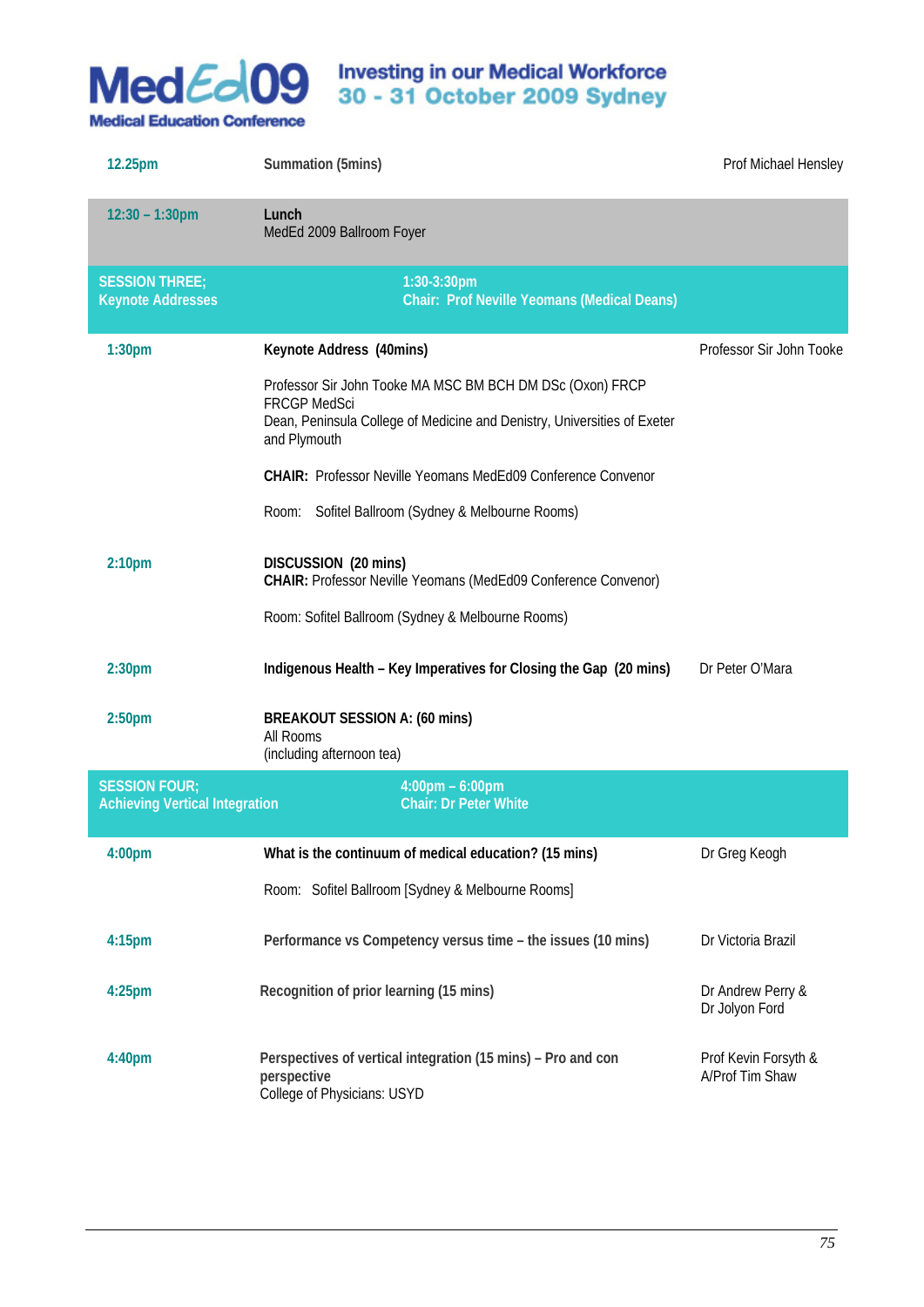| | | |
|---|---|---|
| 12.25pm | **Summation (5mins)** | Prof Michael Hensley |
| 12:30 – 1:30pm | **Lunch**<br>MedEd 2009 Ballroom Foyer | |
| **SESSION THREE; Keynote Addresses** | **1:30-3:30pm**<br>**Chair: Prof Neville Yeomans (Medical Deans)** | |
| 1:30pm | **Keynote Address (40mins)**<br><br>Professor Sir John Tooke MA MSC BM BCH DM DSc (Oxon) FRCP FRCGP MedSci<br>Dean, Peninsula College of Medicine and Denistry, Universities of Exeter and Plymouth<br><br>**CHAIR:** Professor Neville Yeomans MedEd09 Conference Convenor<br><br>Room: Sofitel Ballroom (Sydney & Melbourne Rooms) | Professor Sir John Tooke |
| 2:10pm | **DISCUSSION (20 mins)**<br>**CHAIR:** Professor Neville Yeomans (MedEd09 Conference Convenor)<br><br>Room: Sofitel Ballroom (Sydney & Melbourne Rooms) | |
| 2:30pm | **Indigenous Health – Key Imperatives for Closing the Gap (20 mins)** | Dr Peter O'Mara |
| 2:50pm | **BREAKOUT SESSION A: (60 mins)**<br>All Rooms<br>(including afternoon tea) | |
| **SESSION FOUR; Achieving Vertical Integration** | **4:00pm – 6:00pm**<br>**Chair: Dr Peter White** | |
| 4:00pm | **What is the continuum of medical education? (15 mins)**<br><br>Room: Sofitel Ballroom [Sydney & Melbourne Rooms] | Dr Greg Keogh |
| 4:15pm | **Performance vs Competency versus time – the issues (10 mins)** | Dr Victoria Brazil |
| 4:25pm | **Recognition of prior learning (15 mins)** | Dr Andrew Perry & Dr Jolyon Ford |
| 4:40pm | **Perspectives of vertical integration (15 mins) – Pro and con perspective**<br>College of Physicians: USYD | Prof Kevin Forsyth & A/Prof Tim Shaw |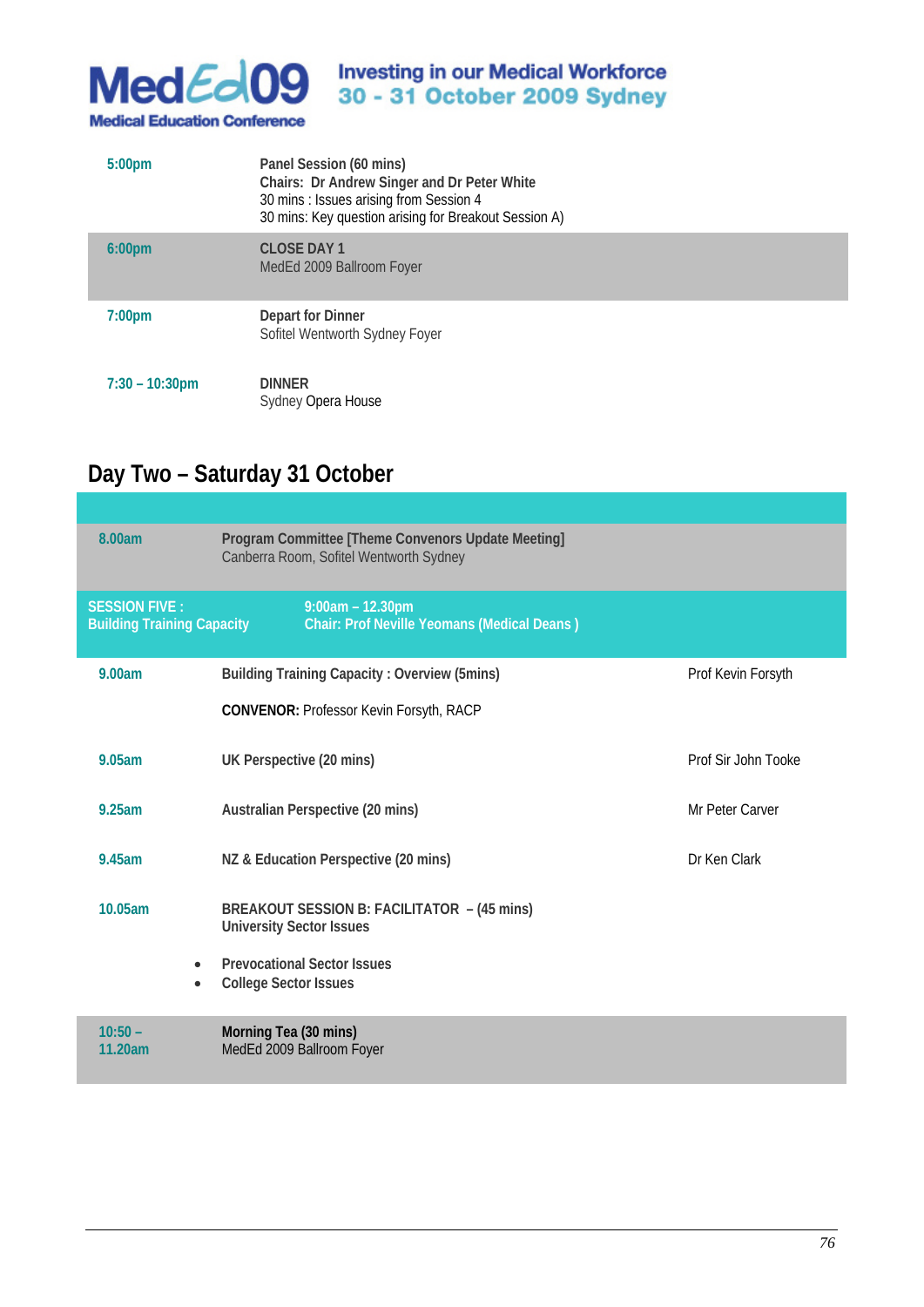| | |
|---|---|
| **5:00pm** | **Panel Session (60 mins)**<br>**Chairs: Dr Andrew Singer and Dr Peter White**<br>30 mins : Issues arising from Session 4<br>30 mins: Key question arising for Breakout Session A) |
| **6:00pm** | **CLOSE DAY 1**<br>MedEd 2009 Ballroom Foyer |
| **7:00pm** | **Depart for Dinner**<br>Sofitel Wentworth Sydney Foyer |
| **7:30 – 10:30pm** | **DINNER**<br>Sydney Opera House |

## Day Two – Saturday 31 October

| | | |
|---|---|---|
| **8.00am** | **Program Committee [Theme Convenors Update Meeting]**<br>Canberra Room, Sofitel Wentworth Sydney | |
| **SESSION FIVE : Building Training Capacity** | **9:00am – 12.30pm**<br>**Chair: Prof Neville Yeomans (Medical Deans )** | |
| **9.00am** | **Building Training Capacity : Overview (5mins)**<br><br>**CONVENOR:** Professor Kevin Forsyth, RACP | Prof Kevin Forsyth |
| **9.05am** | **UK Perspective (20 mins)** | Prof Sir John Tooke |
| **9.25am** | **Australian Perspective (20 mins)** | Mr Peter Carver |
| **9.45am** | **NZ & Education Perspective (20 mins)** | Dr Ken Clark |
| **10.05am** | **BREAKOUT SESSION B: FACILITATOR – (45 mins)**<br>**University Sector Issues**<br>• **Prevocational Sector Issues**<br>• **College Sector Issues** | |
| **10:50 – 11.20am** | **Morning Tea (30 mins)**<br>MedEd 2009 Ballroom Foyer | |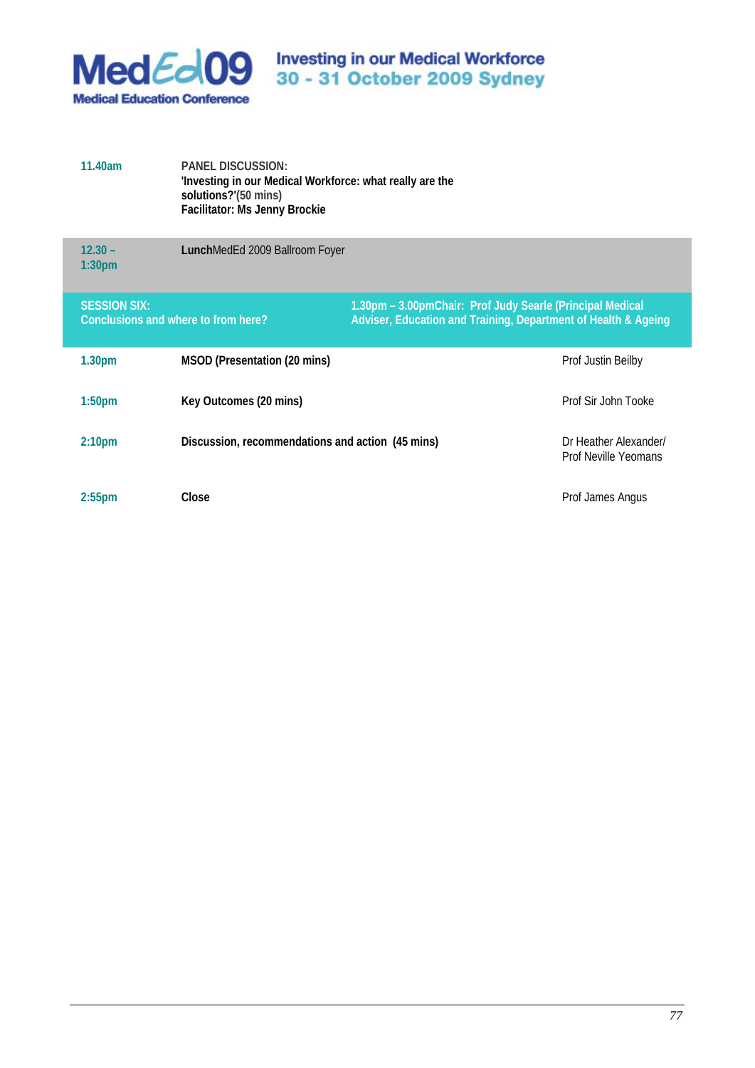| | | |
|---|---|---|
| 11.40am | **PANEL DISCUSSION:** **'Investing in our Medical Workforce: what really are the solutions?'**(50 mins) **Facilitator: Ms Jenny Brockie** | |
| 12.30 – 1:30pm | **Lunch**MedEd 2009 Ballroom Foyer | |
| **SESSION SIX: Conclusions and where to from here?** | **1.30pm – 3.00pmChair: Prof Judy Searle (Principal Medical Adviser, Education and Training, Department of Health & Ageing** | |
| 1.30pm | **MSOD (Presentation (20 mins)** | Prof Justin Beilby |
| 1:50pm | **Key Outcomes (20 mins)** | Prof Sir John Tooke |
| 2:10pm | **Discussion, recommendations and action (45 mins)** | Dr Heather Alexander/ Prof Neville Yeomans |
| 2:55pm | **Close** | Prof James Angus |